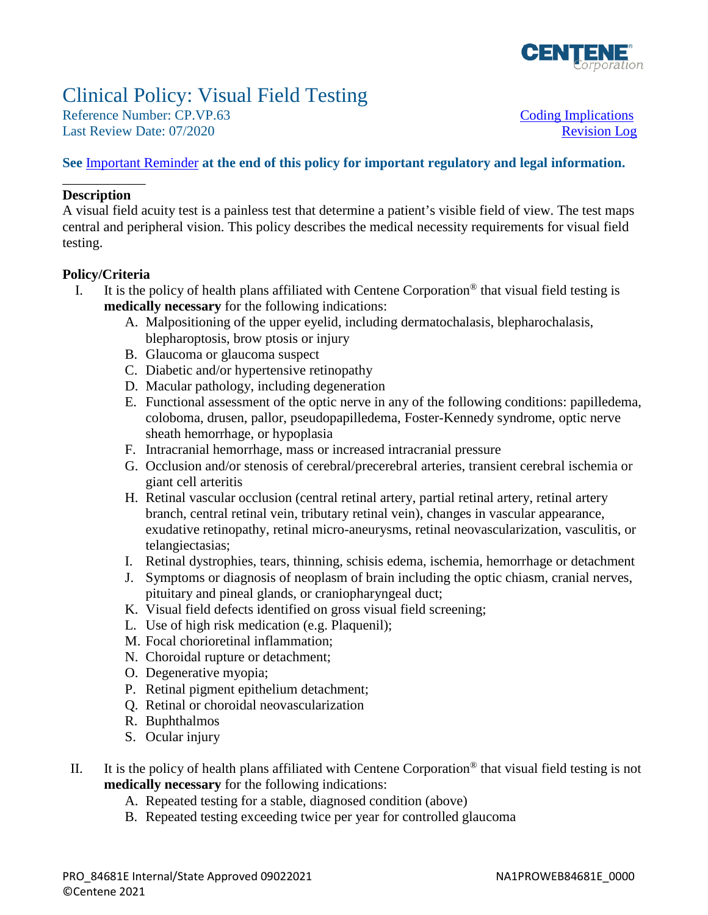# Clinical Policy: Visual Field Testing

Reference Number: CP.VP.63  
Last Review Date: 07/2020

Coding Implications  
Revision Log

**See Important Reminder at the end of this policy for important regulatory and legal information.**

## Description

A visual field acuity test is a painless test that determine a patient's visible field of view. The test maps central and peripheral vision. This policy describes the medical necessity requirements for visual field testing.

## Policy/Criteria

I. It is the policy of health plans affiliated with Centene Corporation® that visual field testing is **medically necessary** for the following indications:
   A. Malpositioning of the upper eyelid, including dermatochalasis, blepharochalasis, blepharoptosis, brow ptosis or injury
   B. Glaucoma or glaucoma suspect
   C. Diabetic and/or hypertensive retinopathy
   D. Macular pathology, including degeneration
   E. Functional assessment of the optic nerve in any of the following conditions: papilledema, coloboma, drusen, pallor, pseudopapilledema, Foster-Kennedy syndrome, optic nerve sheath hemorrhage, or hypoplasia
   F. Intracranial hemorrhage, mass or increased intracranial pressure
   G. Occlusion and/or stenosis of cerebral/precerebral arteries, transient cerebral ischemia or giant cell arteritis
   H. Retinal vascular occlusion (central retinal artery, partial retinal artery, retinal artery branch, central retinal vein, tributary retinal vein), changes in vascular appearance, exudative retinopathy, retinal micro-aneurysms, retinal neovascularization, vasculitis, or telangiectasias;
   I. Retinal dystrophies, tears, thinning, schisis edema, ischemia, hemorrhage or detachment
   J. Symptoms or diagnosis of neoplasm of brain including the optic chiasm, cranial nerves, pituitary and pineal glands, or craniopharyngeal duct;
   K. Visual field defects identified on gross visual field screening;
   L. Use of high risk medication (e.g. Plaquenil);
   M. Focal chorioretinal inflammation;
   N. Choroidal rupture or detachment;
   O. Degenerative myopia;
   P. Retinal pigment epithelium detachment;
   Q. Retinal or choroidal neovascularization
   R. Buphthalmos
   S. Ocular injury

II. It is the policy of health plans affiliated with Centene Corporation® that visual field testing is not **medically necessary** for the following indications:
   A. Repeated testing for a stable, diagnosed condition (above)
   B. Repeated testing exceeding twice per year for controlled glaucoma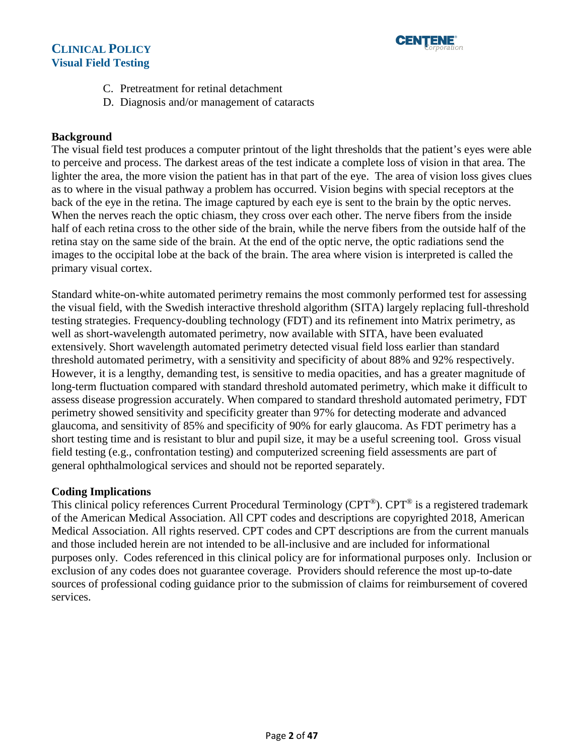C. Pretreatment for retinal detachment
D. Diagnosis and/or management of cataracts

## Background

The visual field test produces a computer printout of the light thresholds that the patient's eyes were able to perceive and process. The darkest areas of the test indicate a complete loss of vision in that area. The lighter the area, the more vision the patient has in that part of the eye. The area of vision loss gives clues as to where in the visual pathway a problem has occurred. Vision begins with special receptors at the back of the eye in the retina. The image captured by each eye is sent to the brain by the optic nerves. When the nerves reach the optic chiasm, they cross over each other. The nerve fibers from the inside half of each retina cross to the other side of the brain, while the nerve fibers from the outside half of the retina stay on the same side of the brain. At the end of the optic nerve, the optic radiations send the images to the occipital lobe at the back of the brain. The area where vision is interpreted is called the primary visual cortex.

Standard white-on-white automated perimetry remains the most commonly performed test for assessing the visual field, with the Swedish interactive threshold algorithm (SITA) largely replacing full-threshold testing strategies. Frequency-doubling technology (FDT) and its refinement into Matrix perimetry, as well as short-wavelength automated perimetry, now available with SITA, have been evaluated extensively. Short wavelength automated perimetry detected visual field loss earlier than standard threshold automated perimetry, with a sensitivity and specificity of about 88% and 92% respectively. However, it is a lengthy, demanding test, is sensitive to media opacities, and has a greater magnitude of long-term fluctuation compared with standard threshold automated perimetry, which make it difficult to assess disease progression accurately. When compared to standard threshold automated perimetry, FDT perimetry showed sensitivity and specificity greater than 97% for detecting moderate and advanced glaucoma, and sensitivity of 85% and specificity of 90% for early glaucoma. As FDT perimetry has a short testing time and is resistant to blur and pupil size, it may be a useful screening tool. Gross visual field testing (e.g., confrontation testing) and computerized screening field assessments are part of general ophthalmological services and should not be reported separately.

## Coding Implications

This clinical policy references Current Procedural Terminology (CPT®). CPT® is a registered trademark of the American Medical Association. All CPT codes and descriptions are copyrighted 2018, American Medical Association. All rights reserved. CPT codes and CPT descriptions are from the current manuals and those included herein are not intended to be all-inclusive and are included for informational purposes only. Codes referenced in this clinical policy are for informational purposes only. Inclusion or exclusion of any codes does not guarantee coverage. Providers should reference the most up-to-date sources of professional coding guidance prior to the submission of claims for reimbursement of covered services.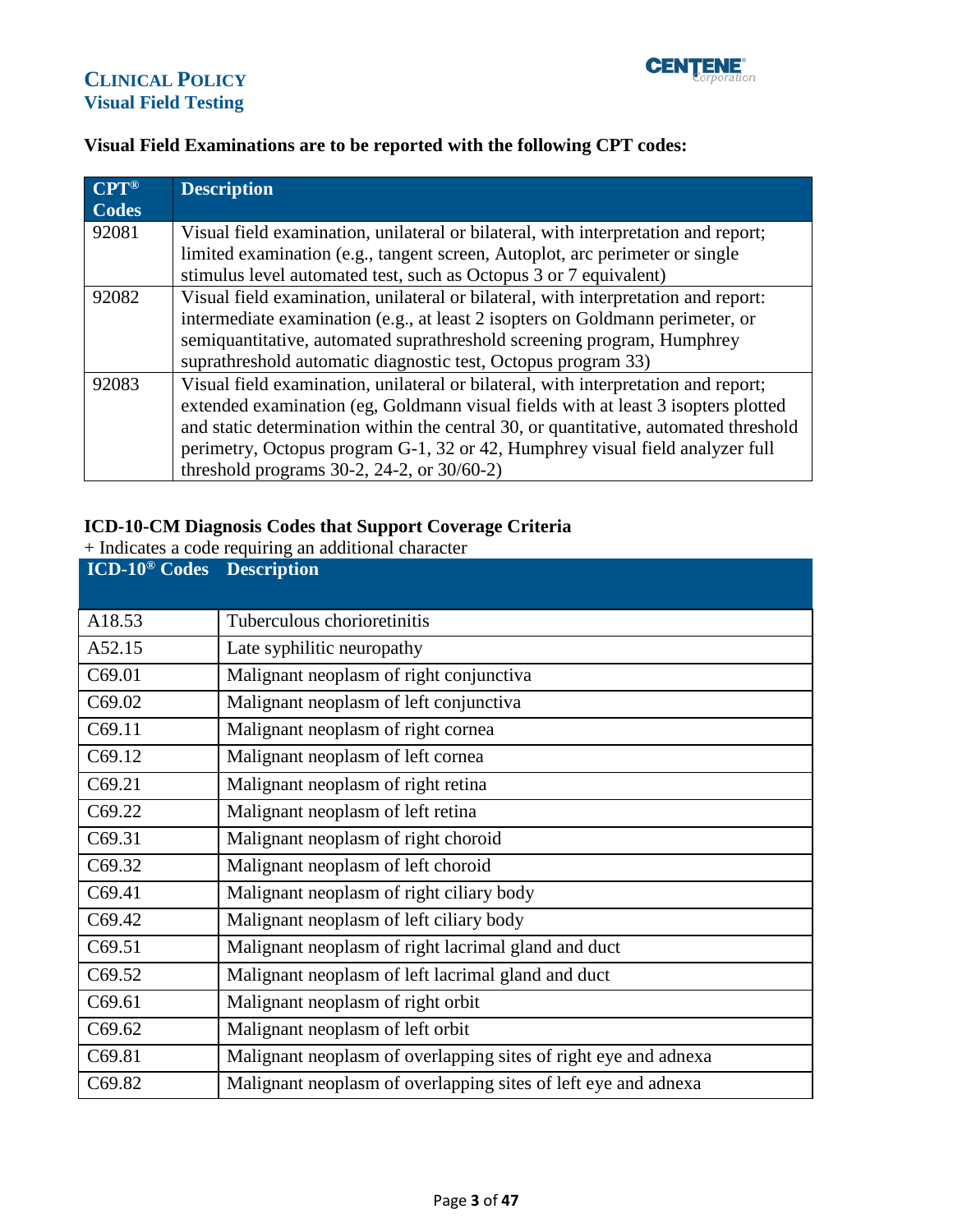**Visual Field Examinations are to be reported with the following CPT codes:**

| CPT® Codes | Description |
|---|---|
| 92081 | Visual field examination, unilateral or bilateral, with interpretation and report; limited examination (e.g., tangent screen, Autoplot, arc perimeter or single stimulus level automated test, such as Octopus 3 or 7 equivalent) |
| 92082 | Visual field examination, unilateral or bilateral, with interpretation and report: intermediate examination (e.g., at least 2 isopters on Goldmann perimeter, or semiquantitative, automated suprathreshold screening program, Humphrey suprathreshold automatic diagnostic test, Octopus program 33) |
| 92083 | Visual field examination, unilateral or bilateral, with interpretation and report; extended examination (eg, Goldmann visual fields with at least 3 isopters plotted and static determination within the central 30, or quantitative, automated threshold perimetry, Octopus program G-1, 32 or 42, Humphrey visual field analyzer full threshold programs 30-2, 24-2, or 30/60-2) |

**ICD-10-CM Diagnosis Codes that Support Coverage Criteria**

+ Indicates a code requiring an additional character

| ICD-10® Codes | Description |
|---|---|
| A18.53 | Tuberculous chorioretinitis |
| A52.15 | Late syphilitic neuropathy |
| C69.01 | Malignant neoplasm of right conjunctiva |
| C69.02 | Malignant neoplasm of left conjunctiva |
| C69.11 | Malignant neoplasm of right cornea |
| C69.12 | Malignant neoplasm of left cornea |
| C69.21 | Malignant neoplasm of right retina |
| C69.22 | Malignant neoplasm of left retina |
| C69.31 | Malignant neoplasm of right choroid |
| C69.32 | Malignant neoplasm of left choroid |
| C69.41 | Malignant neoplasm of right ciliary body |
| C69.42 | Malignant neoplasm of left ciliary body |
| C69.51 | Malignant neoplasm of right lacrimal gland and duct |
| C69.52 | Malignant neoplasm of left lacrimal gland and duct |
| C69.61 | Malignant neoplasm of right orbit |
| C69.62 | Malignant neoplasm of left orbit |
| C69.81 | Malignant neoplasm of overlapping sites of right eye and adnexa |
| C69.82 | Malignant neoplasm of overlapping sites of left eye and adnexa |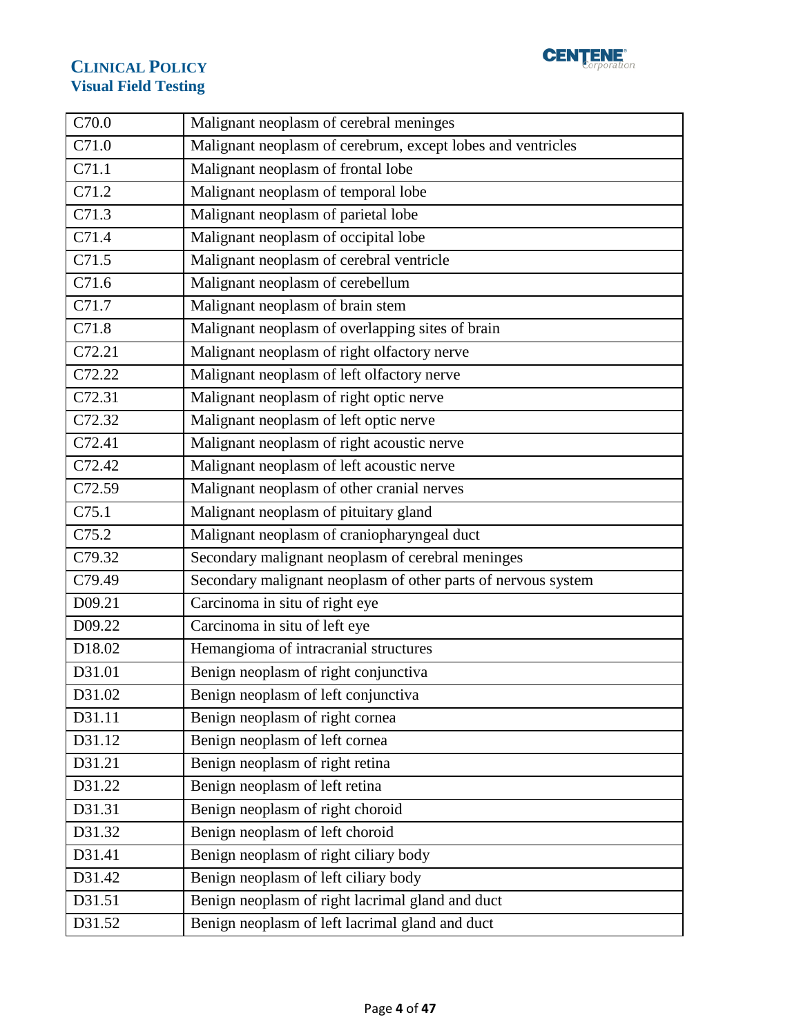| | |
|---|---|
| C70.0 | Malignant neoplasm of cerebral meninges |
| C71.0 | Malignant neoplasm of cerebrum, except lobes and ventricles |
| C71.1 | Malignant neoplasm of frontal lobe |
| C71.2 | Malignant neoplasm of temporal lobe |
| C71.3 | Malignant neoplasm of parietal lobe |
| C71.4 | Malignant neoplasm of occipital lobe |
| C71.5 | Malignant neoplasm of cerebral ventricle |
| C71.6 | Malignant neoplasm of cerebellum |
| C71.7 | Malignant neoplasm of brain stem |
| C71.8 | Malignant neoplasm of overlapping sites of brain |
| C72.21 | Malignant neoplasm of right olfactory nerve |
| C72.22 | Malignant neoplasm of left olfactory nerve |
| C72.31 | Malignant neoplasm of right optic nerve |
| C72.32 | Malignant neoplasm of left optic nerve |
| C72.41 | Malignant neoplasm of right acoustic nerve |
| C72.42 | Malignant neoplasm of left acoustic nerve |
| C72.59 | Malignant neoplasm of other cranial nerves |
| C75.1 | Malignant neoplasm of pituitary gland |
| C75.2 | Malignant neoplasm of craniopharyngeal duct |
| C79.32 | Secondary malignant neoplasm of cerebral meninges |
| C79.49 | Secondary malignant neoplasm of other parts of nervous system |
| D09.21 | Carcinoma in situ of right eye |
| D09.22 | Carcinoma in situ of left eye |
| D18.02 | Hemangioma of intracranial structures |
| D31.01 | Benign neoplasm of right conjunctiva |
| D31.02 | Benign neoplasm of left conjunctiva |
| D31.11 | Benign neoplasm of right cornea |
| D31.12 | Benign neoplasm of left cornea |
| D31.21 | Benign neoplasm of right retina |
| D31.22 | Benign neoplasm of left retina |
| D31.31 | Benign neoplasm of right choroid |
| D31.32 | Benign neoplasm of left choroid |
| D31.41 | Benign neoplasm of right ciliary body |
| D31.42 | Benign neoplasm of left ciliary body |
| D31.51 | Benign neoplasm of right lacrimal gland and duct |
| D31.52 | Benign neoplasm of left lacrimal gland and duct |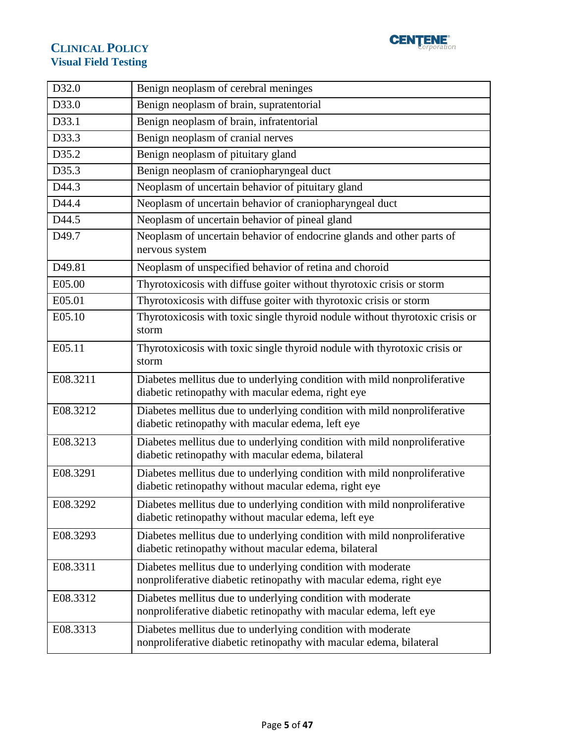| D32.0 | Benign neoplasm of cerebral meninges |
|---|---|
| D33.0 | Benign neoplasm of brain, supratentorial |
| D33.1 | Benign neoplasm of brain, infratentorial |
| D33.3 | Benign neoplasm of cranial nerves |
| D35.2 | Benign neoplasm of pituitary gland |
| D35.3 | Benign neoplasm of craniopharyngeal duct |
| D44.3 | Neoplasm of uncertain behavior of pituitary gland |
| D44.4 | Neoplasm of uncertain behavior of craniopharyngeal duct |
| D44.5 | Neoplasm of uncertain behavior of pineal gland |
| D49.7 | Neoplasm of uncertain behavior of endocrine glands and other parts of nervous system |
| D49.81 | Neoplasm of unspecified behavior of retina and choroid |
| E05.00 | Thyrotoxicosis with diffuse goiter without thyrotoxic crisis or storm |
| E05.01 | Thyrotoxicosis with diffuse goiter with thyrotoxic crisis or storm |
| E05.10 | Thyrotoxicosis with toxic single thyroid nodule without thyrotoxic crisis or storm |
| E05.11 | Thyrotoxicosis with toxic single thyroid nodule with thyrotoxic crisis or storm |
| E08.3211 | Diabetes mellitus due to underlying condition with mild nonproliferative diabetic retinopathy with macular edema, right eye |
| E08.3212 | Diabetes mellitus due to underlying condition with mild nonproliferative diabetic retinopathy with macular edema, left eye |
| E08.3213 | Diabetes mellitus due to underlying condition with mild nonproliferative diabetic retinopathy with macular edema, bilateral |
| E08.3291 | Diabetes mellitus due to underlying condition with mild nonproliferative diabetic retinopathy without macular edema, right eye |
| E08.3292 | Diabetes mellitus due to underlying condition with mild nonproliferative diabetic retinopathy without macular edema, left eye |
| E08.3293 | Diabetes mellitus due to underlying condition with mild nonproliferative diabetic retinopathy without macular edema, bilateral |
| E08.3311 | Diabetes mellitus due to underlying condition with moderate nonproliferative diabetic retinopathy with macular edema, right eye |
| E08.3312 | Diabetes mellitus due to underlying condition with moderate nonproliferative diabetic retinopathy with macular edema, left eye |
| E08.3313 | Diabetes mellitus due to underlying condition with moderate nonproliferative diabetic retinopathy with macular edema, bilateral |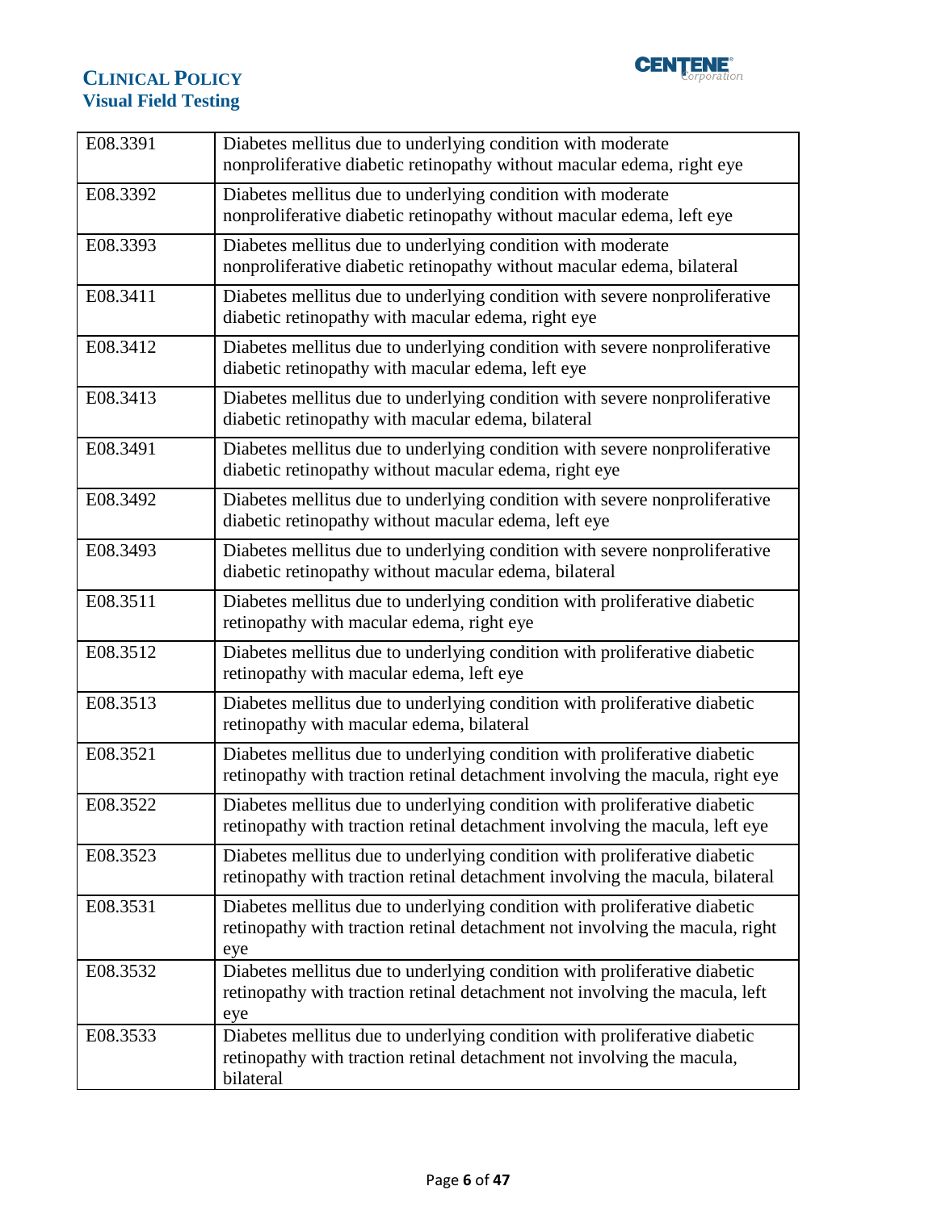| | |
|---|---|
| E08.3391 | Diabetes mellitus due to underlying condition with moderate nonproliferative diabetic retinopathy without macular edema, right eye |
| E08.3392 | Diabetes mellitus due to underlying condition with moderate nonproliferative diabetic retinopathy without macular edema, left eye |
| E08.3393 | Diabetes mellitus due to underlying condition with moderate nonproliferative diabetic retinopathy without macular edema, bilateral |
| E08.3411 | Diabetes mellitus due to underlying condition with severe nonproliferative diabetic retinopathy with macular edema, right eye |
| E08.3412 | Diabetes mellitus due to underlying condition with severe nonproliferative diabetic retinopathy with macular edema, left eye |
| E08.3413 | Diabetes mellitus due to underlying condition with severe nonproliferative diabetic retinopathy with macular edema, bilateral |
| E08.3491 | Diabetes mellitus due to underlying condition with severe nonproliferative diabetic retinopathy without macular edema, right eye |
| E08.3492 | Diabetes mellitus due to underlying condition with severe nonproliferative diabetic retinopathy without macular edema, left eye |
| E08.3493 | Diabetes mellitus due to underlying condition with severe nonproliferative diabetic retinopathy without macular edema, bilateral |
| E08.3511 | Diabetes mellitus due to underlying condition with proliferative diabetic retinopathy with macular edema, right eye |
| E08.3512 | Diabetes mellitus due to underlying condition with proliferative diabetic retinopathy with macular edema, left eye |
| E08.3513 | Diabetes mellitus due to underlying condition with proliferative diabetic retinopathy with macular edema, bilateral |
| E08.3521 | Diabetes mellitus due to underlying condition with proliferative diabetic retinopathy with traction retinal detachment involving the macula, right eye |
| E08.3522 | Diabetes mellitus due to underlying condition with proliferative diabetic retinopathy with traction retinal detachment involving the macula, left eye |
| E08.3523 | Diabetes mellitus due to underlying condition with proliferative diabetic retinopathy with traction retinal detachment involving the macula, bilateral |
| E08.3531 | Diabetes mellitus due to underlying condition with proliferative diabetic retinopathy with traction retinal detachment not involving the macula, right eye |
| E08.3532 | Diabetes mellitus due to underlying condition with proliferative diabetic retinopathy with traction retinal detachment not involving the macula, left eye |
| E08.3533 | Diabetes mellitus due to underlying condition with proliferative diabetic retinopathy with traction retinal detachment not involving the macula, bilateral |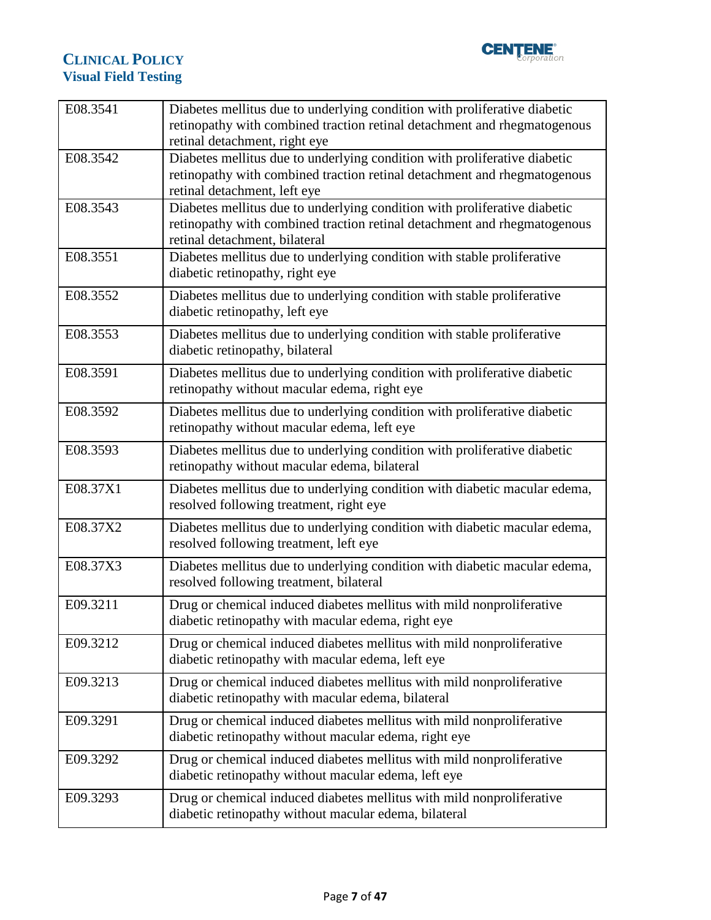| | |
|---|---|
| E08.3541 | Diabetes mellitus due to underlying condition with proliferative diabetic retinopathy with combined traction retinal detachment and rhegmatogenous retinal detachment, right eye |
| E08.3542 | Diabetes mellitus due to underlying condition with proliferative diabetic retinopathy with combined traction retinal detachment and rhegmatogenous retinal detachment, left eye |
| E08.3543 | Diabetes mellitus due to underlying condition with proliferative diabetic retinopathy with combined traction retinal detachment and rhegmatogenous retinal detachment, bilateral |
| E08.3551 | Diabetes mellitus due to underlying condition with stable proliferative diabetic retinopathy, right eye |
| E08.3552 | Diabetes mellitus due to underlying condition with stable proliferative diabetic retinopathy, left eye |
| E08.3553 | Diabetes mellitus due to underlying condition with stable proliferative diabetic retinopathy, bilateral |
| E08.3591 | Diabetes mellitus due to underlying condition with proliferative diabetic retinopathy without macular edema, right eye |
| E08.3592 | Diabetes mellitus due to underlying condition with proliferative diabetic retinopathy without macular edema, left eye |
| E08.3593 | Diabetes mellitus due to underlying condition with proliferative diabetic retinopathy without macular edema, bilateral |
| E08.37X1 | Diabetes mellitus due to underlying condition with diabetic macular edema, resolved following treatment, right eye |
| E08.37X2 | Diabetes mellitus due to underlying condition with diabetic macular edema, resolved following treatment, left eye |
| E08.37X3 | Diabetes mellitus due to underlying condition with diabetic macular edema, resolved following treatment, bilateral |
| E09.3211 | Drug or chemical induced diabetes mellitus with mild nonproliferative diabetic retinopathy with macular edema, right eye |
| E09.3212 | Drug or chemical induced diabetes mellitus with mild nonproliferative diabetic retinopathy with macular edema, left eye |
| E09.3213 | Drug or chemical induced diabetes mellitus with mild nonproliferative diabetic retinopathy with macular edema, bilateral |
| E09.3291 | Drug or chemical induced diabetes mellitus with mild nonproliferative diabetic retinopathy without macular edema, right eye |
| E09.3292 | Drug or chemical induced diabetes mellitus with mild nonproliferative diabetic retinopathy without macular edema, left eye |
| E09.3293 | Drug or chemical induced diabetes mellitus with mild nonproliferative diabetic retinopathy without macular edema, bilateral |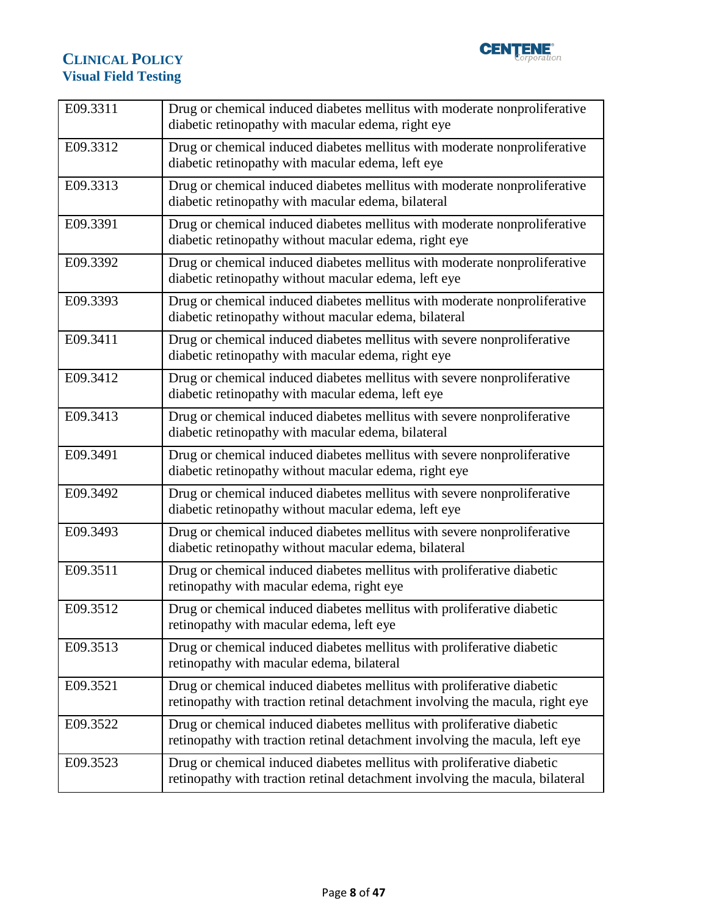| | |
|---|---|
| E09.3311 | Drug or chemical induced diabetes mellitus with moderate nonproliferative diabetic retinopathy with macular edema, right eye |
| E09.3312 | Drug or chemical induced diabetes mellitus with moderate nonproliferative diabetic retinopathy with macular edema, left eye |
| E09.3313 | Drug or chemical induced diabetes mellitus with moderate nonproliferative diabetic retinopathy with macular edema, bilateral |
| E09.3391 | Drug or chemical induced diabetes mellitus with moderate nonproliferative diabetic retinopathy without macular edema, right eye |
| E09.3392 | Drug or chemical induced diabetes mellitus with moderate nonproliferative diabetic retinopathy without macular edema, left eye |
| E09.3393 | Drug or chemical induced diabetes mellitus with moderate nonproliferative diabetic retinopathy without macular edema, bilateral |
| E09.3411 | Drug or chemical induced diabetes mellitus with severe nonproliferative diabetic retinopathy with macular edema, right eye |
| E09.3412 | Drug or chemical induced diabetes mellitus with severe nonproliferative diabetic retinopathy with macular edema, left eye |
| E09.3413 | Drug or chemical induced diabetes mellitus with severe nonproliferative diabetic retinopathy with macular edema, bilateral |
| E09.3491 | Drug or chemical induced diabetes mellitus with severe nonproliferative diabetic retinopathy without macular edema, right eye |
| E09.3492 | Drug or chemical induced diabetes mellitus with severe nonproliferative diabetic retinopathy without macular edema, left eye |
| E09.3493 | Drug or chemical induced diabetes mellitus with severe nonproliferative diabetic retinopathy without macular edema, bilateral |
| E09.3511 | Drug or chemical induced diabetes mellitus with proliferative diabetic retinopathy with macular edema, right eye |
| E09.3512 | Drug or chemical induced diabetes mellitus with proliferative diabetic retinopathy with macular edema, left eye |
| E09.3513 | Drug or chemical induced diabetes mellitus with proliferative diabetic retinopathy with macular edema, bilateral |
| E09.3521 | Drug or chemical induced diabetes mellitus with proliferative diabetic retinopathy with traction retinal detachment involving the macula, right eye |
| E09.3522 | Drug or chemical induced diabetes mellitus with proliferative diabetic retinopathy with traction retinal detachment involving the macula, left eye |
| E09.3523 | Drug or chemical induced diabetes mellitus with proliferative diabetic retinopathy with traction retinal detachment involving the macula, bilateral |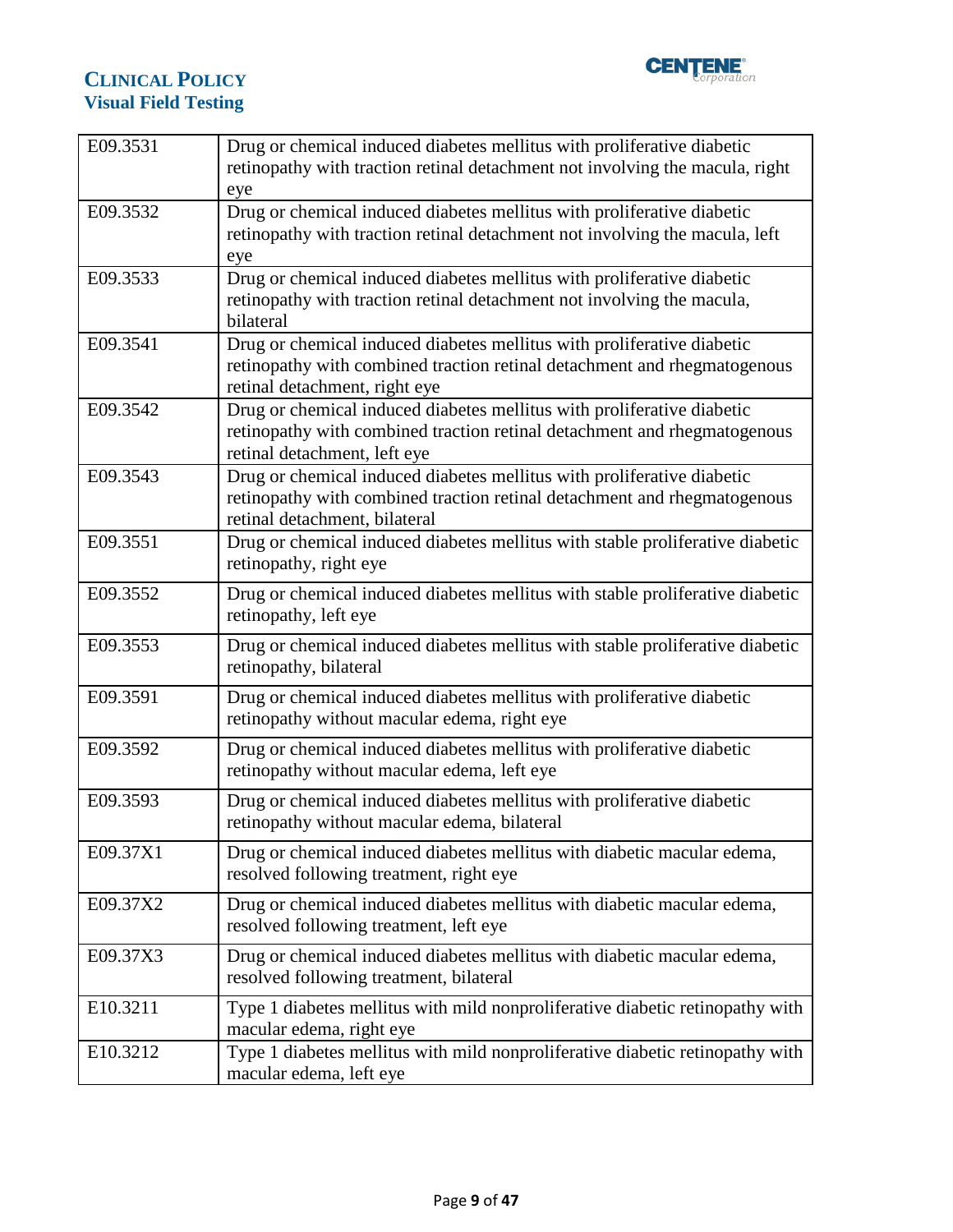| | |
|---|---|
| E09.3531 | Drug or chemical induced diabetes mellitus with proliferative diabetic retinopathy with traction retinal detachment not involving the macula, right eye |
| E09.3532 | Drug or chemical induced diabetes mellitus with proliferative diabetic retinopathy with traction retinal detachment not involving the macula, left eye |
| E09.3533 | Drug or chemical induced diabetes mellitus with proliferative diabetic retinopathy with traction retinal detachment not involving the macula, bilateral |
| E09.3541 | Drug or chemical induced diabetes mellitus with proliferative diabetic retinopathy with combined traction retinal detachment and rhegmatogenous retinal detachment, right eye |
| E09.3542 | Drug or chemical induced diabetes mellitus with proliferative diabetic retinopathy with combined traction retinal detachment and rhegmatogenous retinal detachment, left eye |
| E09.3543 | Drug or chemical induced diabetes mellitus with proliferative diabetic retinopathy with combined traction retinal detachment and rhegmatogenous retinal detachment, bilateral |
| E09.3551 | Drug or chemical induced diabetes mellitus with stable proliferative diabetic retinopathy, right eye |
| E09.3552 | Drug or chemical induced diabetes mellitus with stable proliferative diabetic retinopathy, left eye |
| E09.3553 | Drug or chemical induced diabetes mellitus with stable proliferative diabetic retinopathy, bilateral |
| E09.3591 | Drug or chemical induced diabetes mellitus with proliferative diabetic retinopathy without macular edema, right eye |
| E09.3592 | Drug or chemical induced diabetes mellitus with proliferative diabetic retinopathy without macular edema, left eye |
| E09.3593 | Drug or chemical induced diabetes mellitus with proliferative diabetic retinopathy without macular edema, bilateral |
| E09.37X1 | Drug or chemical induced diabetes mellitus with diabetic macular edema, resolved following treatment, right eye |
| E09.37X2 | Drug or chemical induced diabetes mellitus with diabetic macular edema, resolved following treatment, left eye |
| E09.37X3 | Drug or chemical induced diabetes mellitus with diabetic macular edema, resolved following treatment, bilateral |
| E10.3211 | Type 1 diabetes mellitus with mild nonproliferative diabetic retinopathy with macular edema, right eye |
| E10.3212 | Type 1 diabetes mellitus with mild nonproliferative diabetic retinopathy with macular edema, left eye |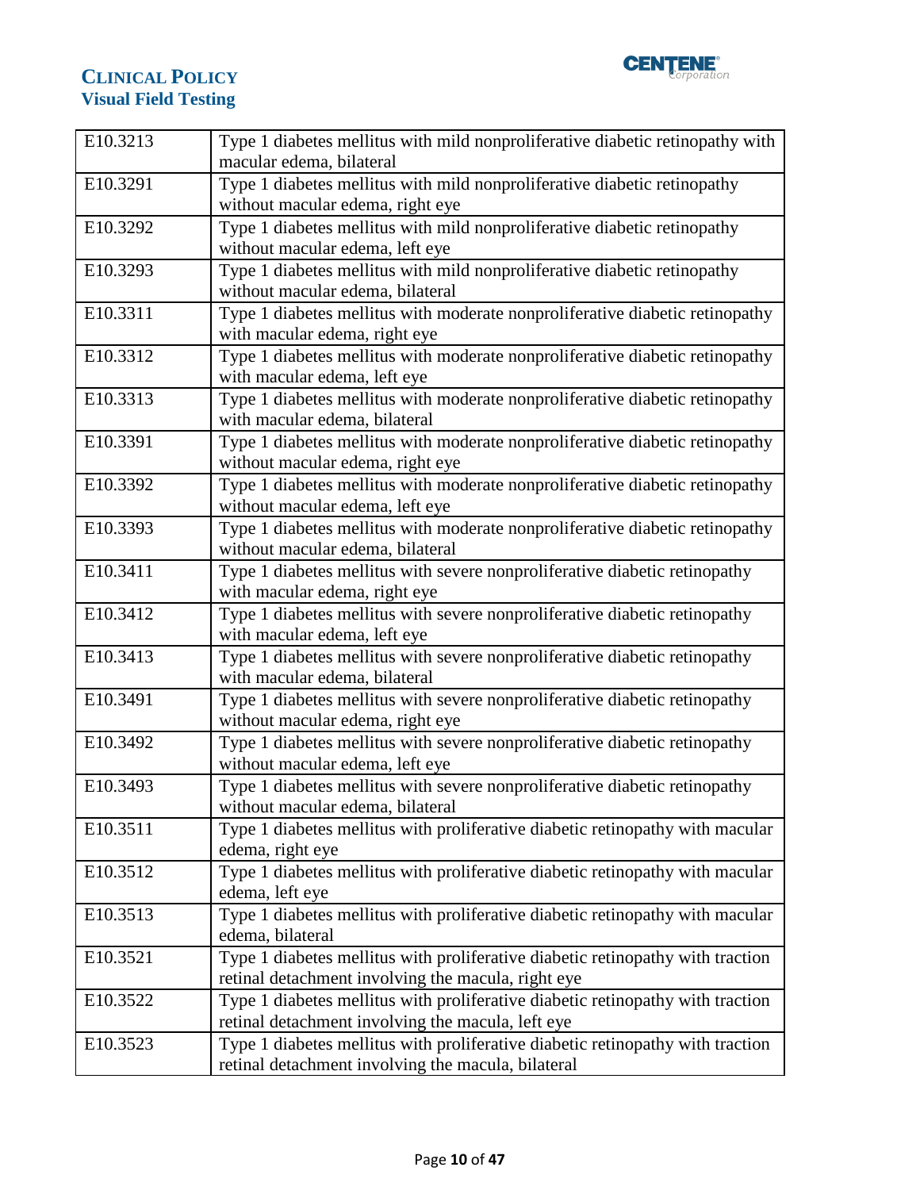| E10.3213 | Type 1 diabetes mellitus with mild nonproliferative diabetic retinopathy with macular edema, bilateral |
|---|---|
| E10.3291 | Type 1 diabetes mellitus with mild nonproliferative diabetic retinopathy without macular edema, right eye |
| E10.3292 | Type 1 diabetes mellitus with mild nonproliferative diabetic retinopathy without macular edema, left eye |
| E10.3293 | Type 1 diabetes mellitus with mild nonproliferative diabetic retinopathy without macular edema, bilateral |
| E10.3311 | Type 1 diabetes mellitus with moderate nonproliferative diabetic retinopathy with macular edema, right eye |
| E10.3312 | Type 1 diabetes mellitus with moderate nonproliferative diabetic retinopathy with macular edema, left eye |
| E10.3313 | Type 1 diabetes mellitus with moderate nonproliferative diabetic retinopathy with macular edema, bilateral |
| E10.3391 | Type 1 diabetes mellitus with moderate nonproliferative diabetic retinopathy without macular edema, right eye |
| E10.3392 | Type 1 diabetes mellitus with moderate nonproliferative diabetic retinopathy without macular edema, left eye |
| E10.3393 | Type 1 diabetes mellitus with moderate nonproliferative diabetic retinopathy without macular edema, bilateral |
| E10.3411 | Type 1 diabetes mellitus with severe nonproliferative diabetic retinopathy with macular edema, right eye |
| E10.3412 | Type 1 diabetes mellitus with severe nonproliferative diabetic retinopathy with macular edema, left eye |
| E10.3413 | Type 1 diabetes mellitus with severe nonproliferative diabetic retinopathy with macular edema, bilateral |
| E10.3491 | Type 1 diabetes mellitus with severe nonproliferative diabetic retinopathy without macular edema, right eye |
| E10.3492 | Type 1 diabetes mellitus with severe nonproliferative diabetic retinopathy without macular edema, left eye |
| E10.3493 | Type 1 diabetes mellitus with severe nonproliferative diabetic retinopathy without macular edema, bilateral |
| E10.3511 | Type 1 diabetes mellitus with proliferative diabetic retinopathy with macular edema, right eye |
| E10.3512 | Type 1 diabetes mellitus with proliferative diabetic retinopathy with macular edema, left eye |
| E10.3513 | Type 1 diabetes mellitus with proliferative diabetic retinopathy with macular edema, bilateral |
| E10.3521 | Type 1 diabetes mellitus with proliferative diabetic retinopathy with traction retinal detachment involving the macula, right eye |
| E10.3522 | Type 1 diabetes mellitus with proliferative diabetic retinopathy with traction retinal detachment involving the macula, left eye |
| E10.3523 | Type 1 diabetes mellitus with proliferative diabetic retinopathy with traction retinal detachment involving the macula, bilateral |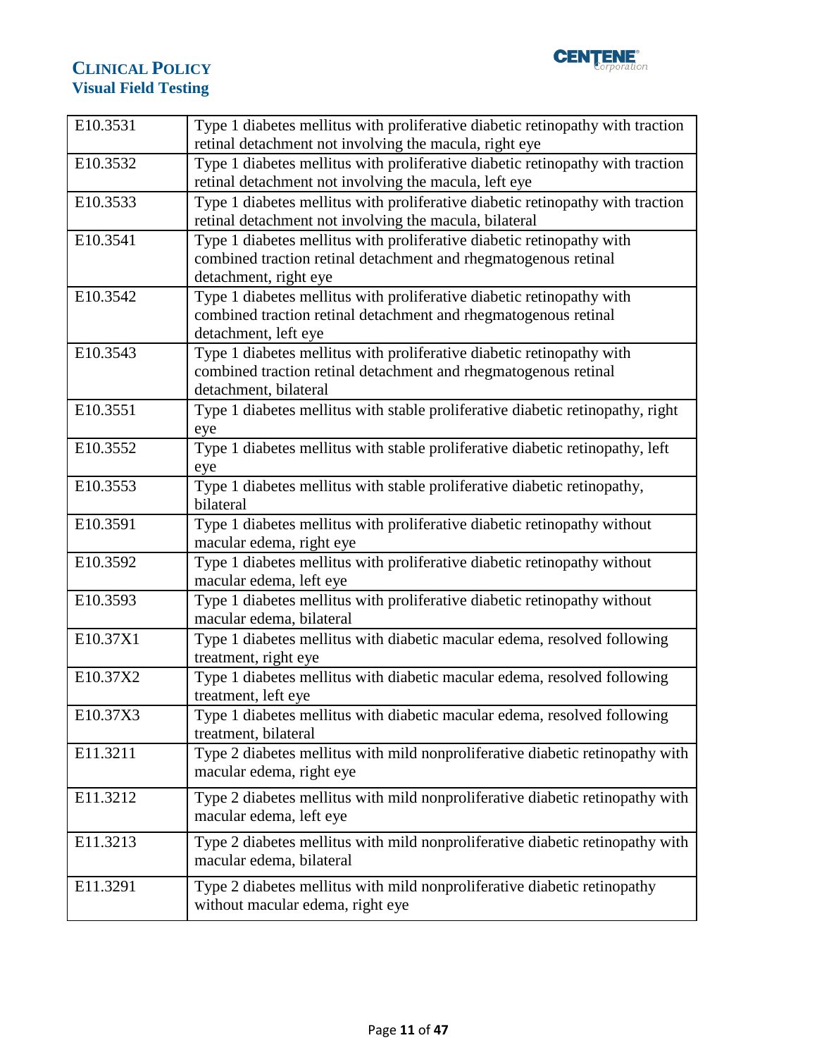| E10.3531 | Type 1 diabetes mellitus with proliferative diabetic retinopathy with traction retinal detachment not involving the macula, right eye |
|---|---|
| E10.3532 | Type 1 diabetes mellitus with proliferative diabetic retinopathy with traction retinal detachment not involving the macula, left eye |
| E10.3533 | Type 1 diabetes mellitus with proliferative diabetic retinopathy with traction retinal detachment not involving the macula, bilateral |
| E10.3541 | Type 1 diabetes mellitus with proliferative diabetic retinopathy with combined traction retinal detachment and rhegmatogenous retinal detachment, right eye |
| E10.3542 | Type 1 diabetes mellitus with proliferative diabetic retinopathy with combined traction retinal detachment and rhegmatogenous retinal detachment, left eye |
| E10.3543 | Type 1 diabetes mellitus with proliferative diabetic retinopathy with combined traction retinal detachment and rhegmatogenous retinal detachment, bilateral |
| E10.3551 | Type 1 diabetes mellitus with stable proliferative diabetic retinopathy, right eye |
| E10.3552 | Type 1 diabetes mellitus with stable proliferative diabetic retinopathy, left eye |
| E10.3553 | Type 1 diabetes mellitus with stable proliferative diabetic retinopathy, bilateral |
| E10.3591 | Type 1 diabetes mellitus with proliferative diabetic retinopathy without macular edema, right eye |
| E10.3592 | Type 1 diabetes mellitus with proliferative diabetic retinopathy without macular edema, left eye |
| E10.3593 | Type 1 diabetes mellitus with proliferative diabetic retinopathy without macular edema, bilateral |
| E10.37X1 | Type 1 diabetes mellitus with diabetic macular edema, resolved following treatment, right eye |
| E10.37X2 | Type 1 diabetes mellitus with diabetic macular edema, resolved following treatment, left eye |
| E10.37X3 | Type 1 diabetes mellitus with diabetic macular edema, resolved following treatment, bilateral |
| E11.3211 | Type 2 diabetes mellitus with mild nonproliferative diabetic retinopathy with macular edema, right eye |
| E11.3212 | Type 2 diabetes mellitus with mild nonproliferative diabetic retinopathy with macular edema, left eye |
| E11.3213 | Type 2 diabetes mellitus with mild nonproliferative diabetic retinopathy with macular edema, bilateral |
| E11.3291 | Type 2 diabetes mellitus with mild nonproliferative diabetic retinopathy without macular edema, right eye |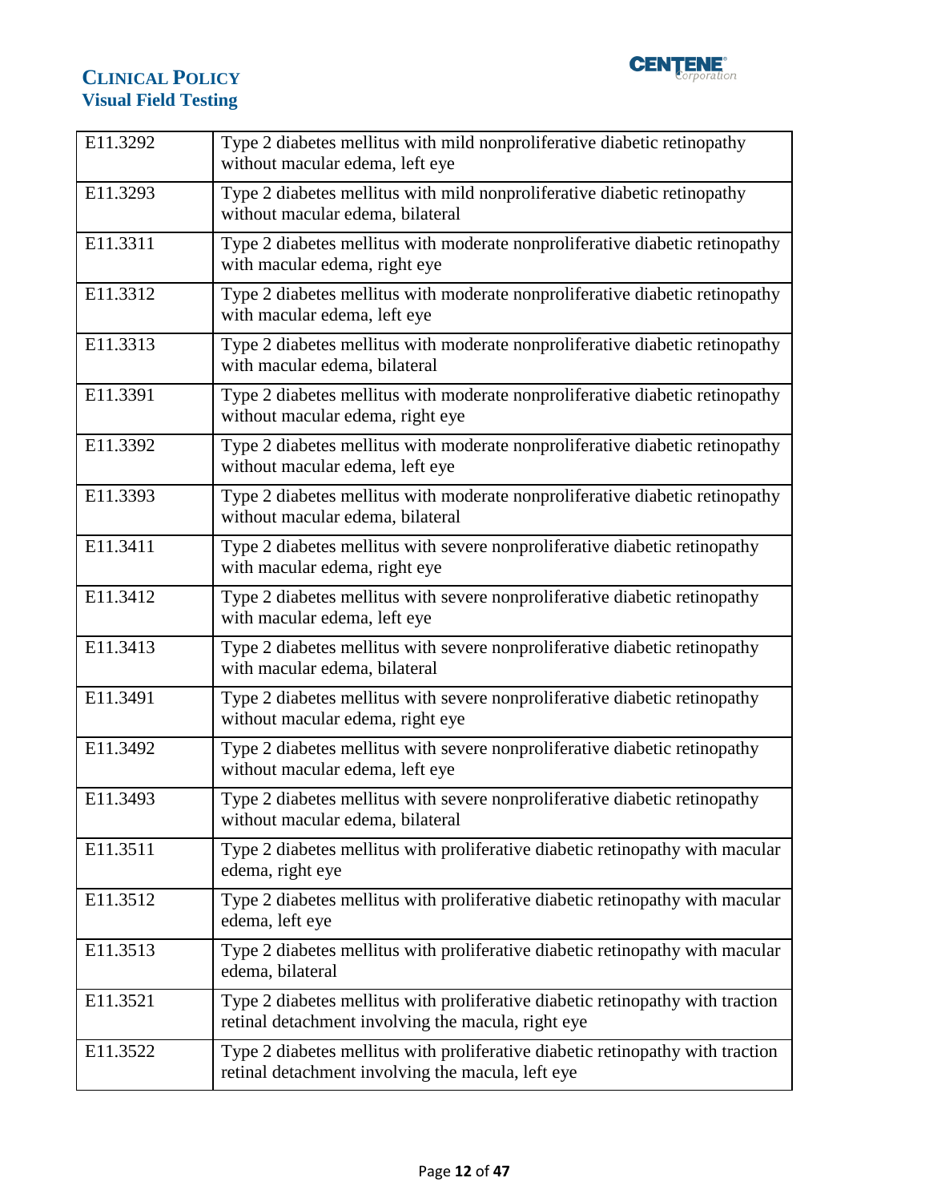| | |
|---|---|
| E11.3292 | Type 2 diabetes mellitus with mild nonproliferative diabetic retinopathy without macular edema, left eye |
| E11.3293 | Type 2 diabetes mellitus with mild nonproliferative diabetic retinopathy without macular edema, bilateral |
| E11.3311 | Type 2 diabetes mellitus with moderate nonproliferative diabetic retinopathy with macular edema, right eye |
| E11.3312 | Type 2 diabetes mellitus with moderate nonproliferative diabetic retinopathy with macular edema, left eye |
| E11.3313 | Type 2 diabetes mellitus with moderate nonproliferative diabetic retinopathy with macular edema, bilateral |
| E11.3391 | Type 2 diabetes mellitus with moderate nonproliferative diabetic retinopathy without macular edema, right eye |
| E11.3392 | Type 2 diabetes mellitus with moderate nonproliferative diabetic retinopathy without macular edema, left eye |
| E11.3393 | Type 2 diabetes mellitus with moderate nonproliferative diabetic retinopathy without macular edema, bilateral |
| E11.3411 | Type 2 diabetes mellitus with severe nonproliferative diabetic retinopathy with macular edema, right eye |
| E11.3412 | Type 2 diabetes mellitus with severe nonproliferative diabetic retinopathy with macular edema, left eye |
| E11.3413 | Type 2 diabetes mellitus with severe nonproliferative diabetic retinopathy with macular edema, bilateral |
| E11.3491 | Type 2 diabetes mellitus with severe nonproliferative diabetic retinopathy without macular edema, right eye |
| E11.3492 | Type 2 diabetes mellitus with severe nonproliferative diabetic retinopathy without macular edema, left eye |
| E11.3493 | Type 2 diabetes mellitus with severe nonproliferative diabetic retinopathy without macular edema, bilateral |
| E11.3511 | Type 2 diabetes mellitus with proliferative diabetic retinopathy with macular edema, right eye |
| E11.3512 | Type 2 diabetes mellitus with proliferative diabetic retinopathy with macular edema, left eye |
| E11.3513 | Type 2 diabetes mellitus with proliferative diabetic retinopathy with macular edema, bilateral |
| E11.3521 | Type 2 diabetes mellitus with proliferative diabetic retinopathy with traction retinal detachment involving the macula, right eye |
| E11.3522 | Type 2 diabetes mellitus with proliferative diabetic retinopathy with traction retinal detachment involving the macula, left eye |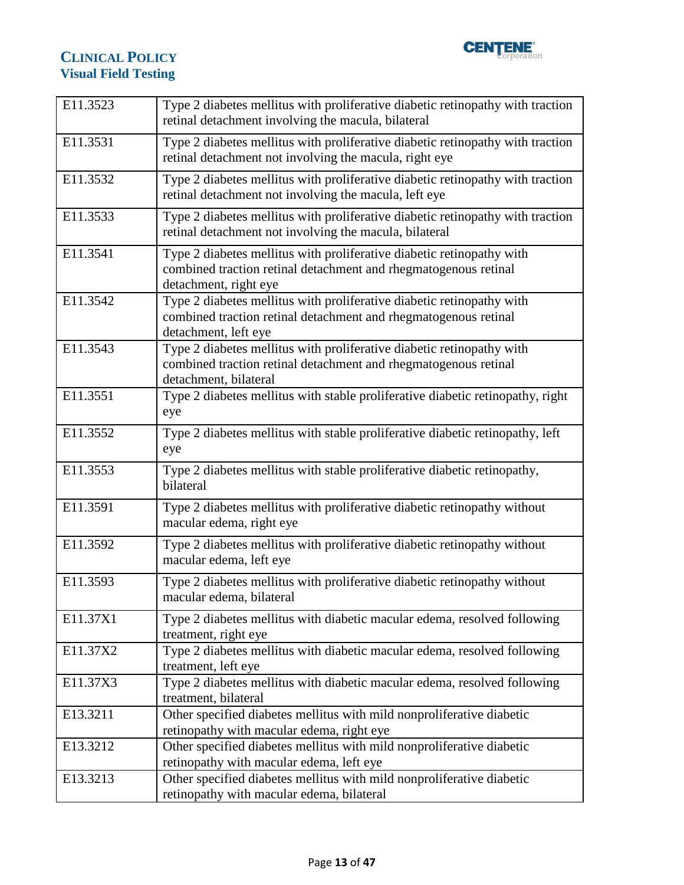| | |
|---|---|
| E11.3523 | Type 2 diabetes mellitus with proliferative diabetic retinopathy with traction retinal detachment involving the macula, bilateral |
| E11.3531 | Type 2 diabetes mellitus with proliferative diabetic retinopathy with traction retinal detachment not involving the macula, right eye |
| E11.3532 | Type 2 diabetes mellitus with proliferative diabetic retinopathy with traction retinal detachment not involving the macula, left eye |
| E11.3533 | Type 2 diabetes mellitus with proliferative diabetic retinopathy with traction retinal detachment not involving the macula, bilateral |
| E11.3541 | Type 2 diabetes mellitus with proliferative diabetic retinopathy with combined traction retinal detachment and rhegmatogenous retinal detachment, right eye |
| E11.3542 | Type 2 diabetes mellitus with proliferative diabetic retinopathy with combined traction retinal detachment and rhegmatogenous retinal detachment, left eye |
| E11.3543 | Type 2 diabetes mellitus with proliferative diabetic retinopathy with combined traction retinal detachment and rhegmatogenous retinal detachment, bilateral |
| E11.3551 | Type 2 diabetes mellitus with stable proliferative diabetic retinopathy, right eye |
| E11.3552 | Type 2 diabetes mellitus with stable proliferative diabetic retinopathy, left eye |
| E11.3553 | Type 2 diabetes mellitus with stable proliferative diabetic retinopathy, bilateral |
| E11.3591 | Type 2 diabetes mellitus with proliferative diabetic retinopathy without macular edema, right eye |
| E11.3592 | Type 2 diabetes mellitus with proliferative diabetic retinopathy without macular edema, left eye |
| E11.3593 | Type 2 diabetes mellitus with proliferative diabetic retinopathy without macular edema, bilateral |
| E11.37X1 | Type 2 diabetes mellitus with diabetic macular edema, resolved following treatment, right eye |
| E11.37X2 | Type 2 diabetes mellitus with diabetic macular edema, resolved following treatment, left eye |
| E11.37X3 | Type 2 diabetes mellitus with diabetic macular edema, resolved following treatment, bilateral |
| E13.3211 | Other specified diabetes mellitus with mild nonproliferative diabetic retinopathy with macular edema, right eye |
| E13.3212 | Other specified diabetes mellitus with mild nonproliferative diabetic retinopathy with macular edema, left eye |
| E13.3213 | Other specified diabetes mellitus with mild nonproliferative diabetic retinopathy with macular edema, bilateral |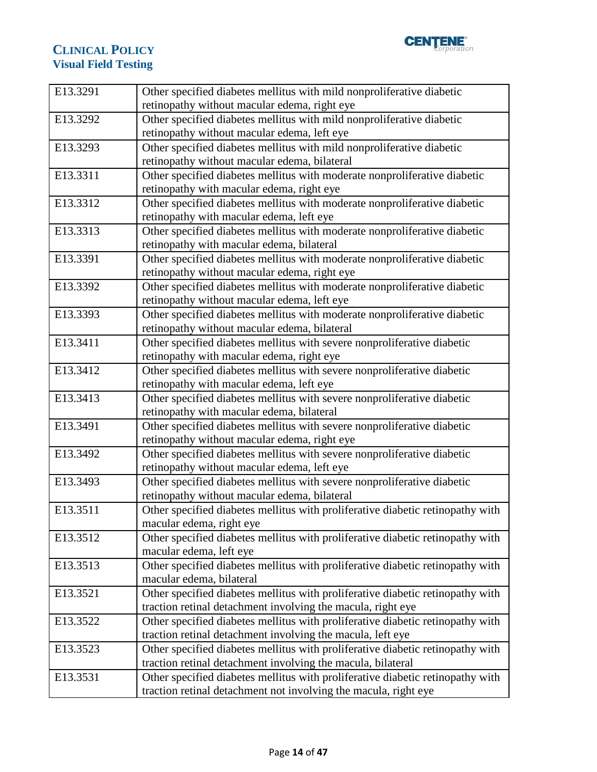| | |
|---|---|
| E13.3291 | Other specified diabetes mellitus with mild nonproliferative diabetic retinopathy without macular edema, right eye |
| E13.3292 | Other specified diabetes mellitus with mild nonproliferative diabetic retinopathy without macular edema, left eye |
| E13.3293 | Other specified diabetes mellitus with mild nonproliferative diabetic retinopathy without macular edema, bilateral |
| E13.3311 | Other specified diabetes mellitus with moderate nonproliferative diabetic retinopathy with macular edema, right eye |
| E13.3312 | Other specified diabetes mellitus with moderate nonproliferative diabetic retinopathy with macular edema, left eye |
| E13.3313 | Other specified diabetes mellitus with moderate nonproliferative diabetic retinopathy with macular edema, bilateral |
| E13.3391 | Other specified diabetes mellitus with moderate nonproliferative diabetic retinopathy without macular edema, right eye |
| E13.3392 | Other specified diabetes mellitus with moderate nonproliferative diabetic retinopathy without macular edema, left eye |
| E13.3393 | Other specified diabetes mellitus with moderate nonproliferative diabetic retinopathy without macular edema, bilateral |
| E13.3411 | Other specified diabetes mellitus with severe nonproliferative diabetic retinopathy with macular edema, right eye |
| E13.3412 | Other specified diabetes mellitus with severe nonproliferative diabetic retinopathy with macular edema, left eye |
| E13.3413 | Other specified diabetes mellitus with severe nonproliferative diabetic retinopathy with macular edema, bilateral |
| E13.3491 | Other specified diabetes mellitus with severe nonproliferative diabetic retinopathy without macular edema, right eye |
| E13.3492 | Other specified diabetes mellitus with severe nonproliferative diabetic retinopathy without macular edema, left eye |
| E13.3493 | Other specified diabetes mellitus with severe nonproliferative diabetic retinopathy without macular edema, bilateral |
| E13.3511 | Other specified diabetes mellitus with proliferative diabetic retinopathy with macular edema, right eye |
| E13.3512 | Other specified diabetes mellitus with proliferative diabetic retinopathy with macular edema, left eye |
| E13.3513 | Other specified diabetes mellitus with proliferative diabetic retinopathy with macular edema, bilateral |
| E13.3521 | Other specified diabetes mellitus with proliferative diabetic retinopathy with traction retinal detachment involving the macula, right eye |
| E13.3522 | Other specified diabetes mellitus with proliferative diabetic retinopathy with traction retinal detachment involving the macula, left eye |
| E13.3523 | Other specified diabetes mellitus with proliferative diabetic retinopathy with traction retinal detachment involving the macula, bilateral |
| E13.3531 | Other specified diabetes mellitus with proliferative diabetic retinopathy with traction retinal detachment not involving the macula, right eye |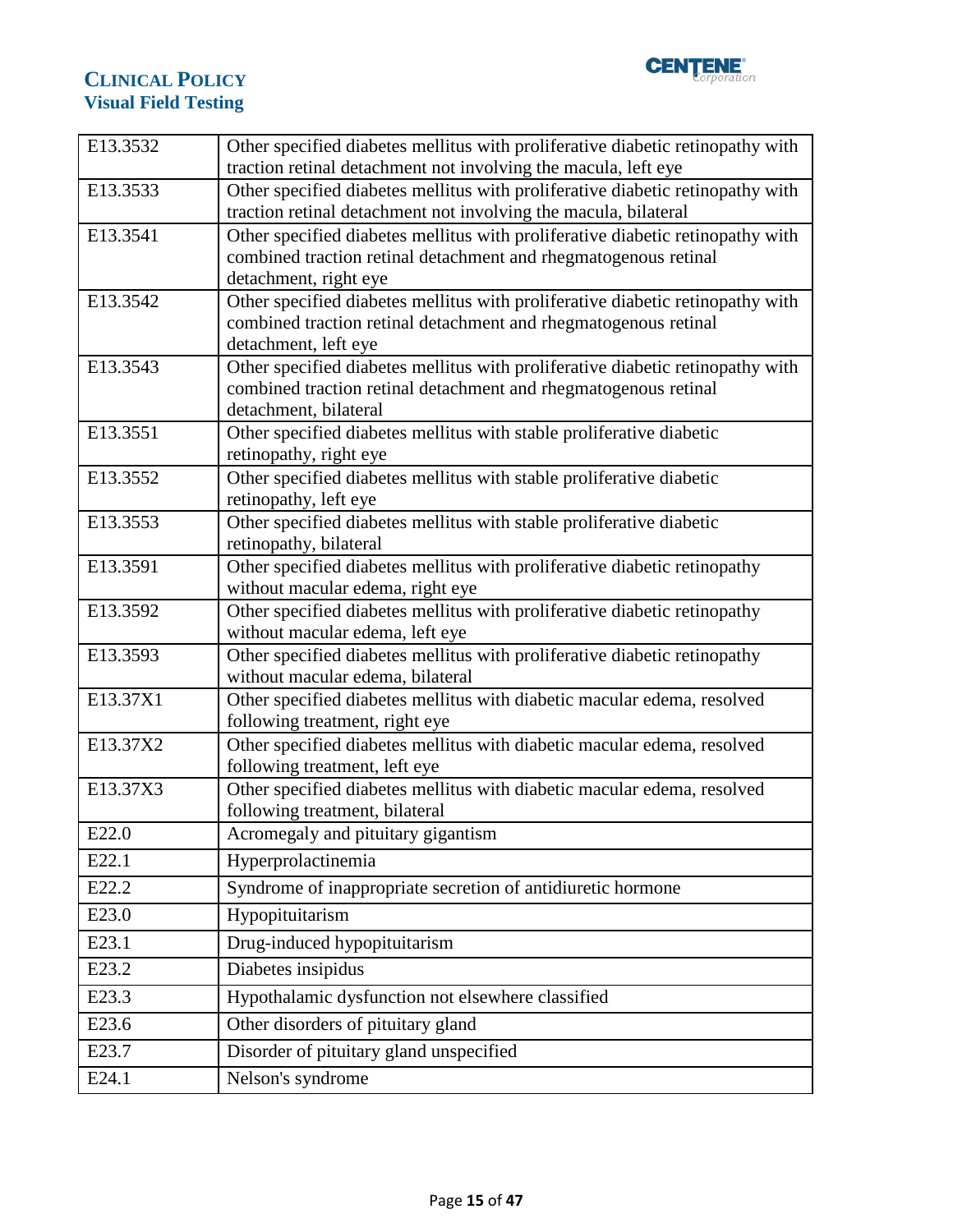| E13.3532 | Other specified diabetes mellitus with proliferative diabetic retinopathy with traction retinal detachment not involving the macula, left eye |
|---|---|
| E13.3533 | Other specified diabetes mellitus with proliferative diabetic retinopathy with traction retinal detachment not involving the macula, bilateral |
| E13.3541 | Other specified diabetes mellitus with proliferative diabetic retinopathy with combined traction retinal detachment and rhegmatogenous retinal detachment, right eye |
| E13.3542 | Other specified diabetes mellitus with proliferative diabetic retinopathy with combined traction retinal detachment and rhegmatogenous retinal detachment, left eye |
| E13.3543 | Other specified diabetes mellitus with proliferative diabetic retinopathy with combined traction retinal detachment and rhegmatogenous retinal detachment, bilateral |
| E13.3551 | Other specified diabetes mellitus with stable proliferative diabetic retinopathy, right eye |
| E13.3552 | Other specified diabetes mellitus with stable proliferative diabetic retinopathy, left eye |
| E13.3553 | Other specified diabetes mellitus with stable proliferative diabetic retinopathy, bilateral |
| E13.3591 | Other specified diabetes mellitus with proliferative diabetic retinopathy without macular edema, right eye |
| E13.3592 | Other specified diabetes mellitus with proliferative diabetic retinopathy without macular edema, left eye |
| E13.3593 | Other specified diabetes mellitus with proliferative diabetic retinopathy without macular edema, bilateral |
| E13.37X1 | Other specified diabetes mellitus with diabetic macular edema, resolved following treatment, right eye |
| E13.37X2 | Other specified diabetes mellitus with diabetic macular edema, resolved following treatment, left eye |
| E13.37X3 | Other specified diabetes mellitus with diabetic macular edema, resolved following treatment, bilateral |
| E22.0 | Acromegaly and pituitary gigantism |
| E22.1 | Hyperprolactinemia |
| E22.2 | Syndrome of inappropriate secretion of antidiuretic hormone |
| E23.0 | Hypopituitarism |
| E23.1 | Drug-induced hypopituitarism |
| E23.2 | Diabetes insipidus |
| E23.3 | Hypothalamic dysfunction not elsewhere classified |
| E23.6 | Other disorders of pituitary gland |
| E23.7 | Disorder of pituitary gland unspecified |
| E24.1 | Nelson's syndrome |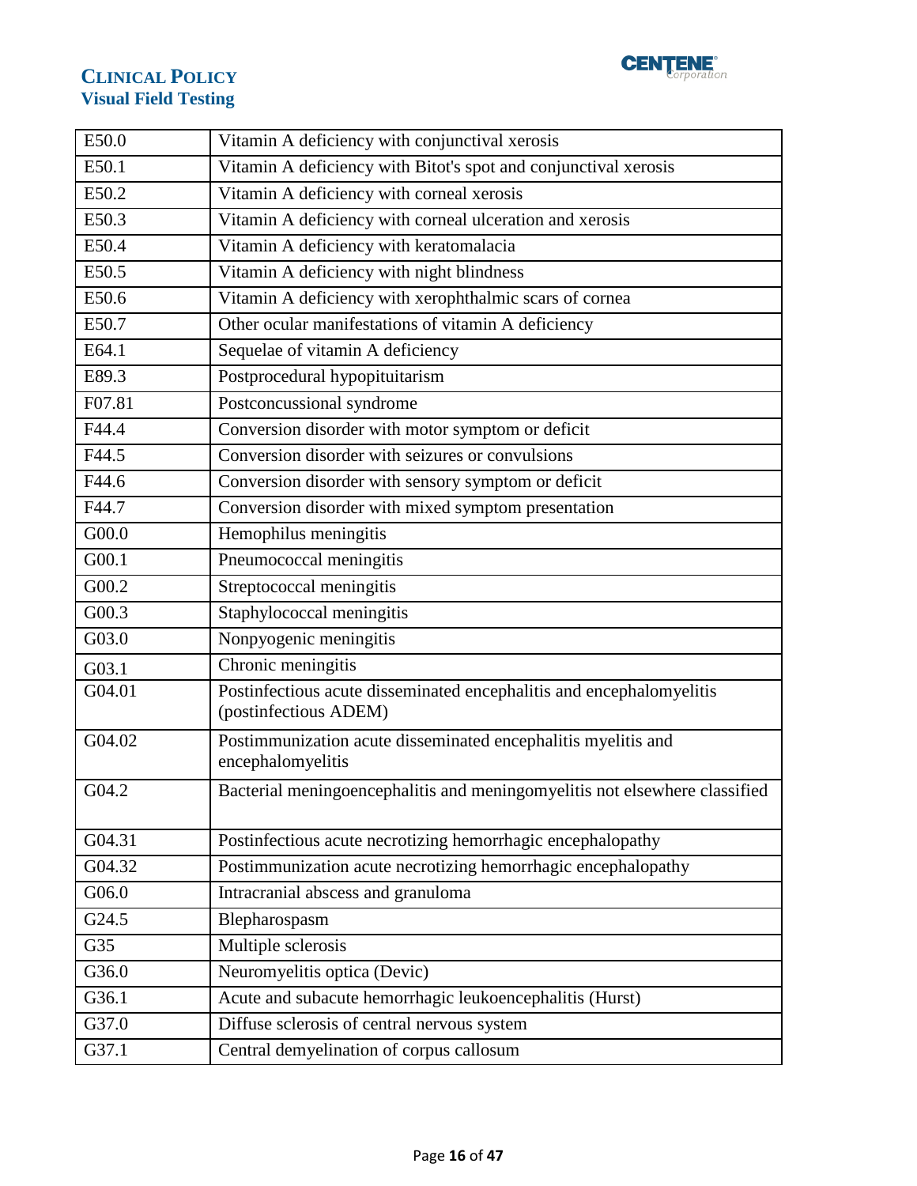| | |
|---|---|
| E50.0 | Vitamin A deficiency with conjunctival xerosis |
| E50.1 | Vitamin A deficiency with Bitot's spot and conjunctival xerosis |
| E50.2 | Vitamin A deficiency with corneal xerosis |
| E50.3 | Vitamin A deficiency with corneal ulceration and xerosis |
| E50.4 | Vitamin A deficiency with keratomalacia |
| E50.5 | Vitamin A deficiency with night blindness |
| E50.6 | Vitamin A deficiency with xerophthalmic scars of cornea |
| E50.7 | Other ocular manifestations of vitamin A deficiency |
| E64.1 | Sequelae of vitamin A deficiency |
| E89.3 | Postprocedural hypopituitarism |
| F07.81 | Postconcussional syndrome |
| F44.4 | Conversion disorder with motor symptom or deficit |
| F44.5 | Conversion disorder with seizures or convulsions |
| F44.6 | Conversion disorder with sensory symptom or deficit |
| F44.7 | Conversion disorder with mixed symptom presentation |
| G00.0 | Hemophilus meningitis |
| G00.1 | Pneumococcal meningitis |
| G00.2 | Streptococcal meningitis |
| G00.3 | Staphylococcal meningitis |
| G03.0 | Nonpyogenic meningitis |
| G03.1 | Chronic meningitis |
| G04.01 | Postinfectious acute disseminated encephalitis and encephalomyelitis (postinfectious ADEM) |
| G04.02 | Postimmunization acute disseminated encephalitis myelitis and encephalomyelitis |
| G04.2 | Bacterial meningoencephalitis and meningomyelitis not elsewhere classified |
| G04.31 | Postinfectious acute necrotizing hemorrhagic encephalopathy |
| G04.32 | Postimmunization acute necrotizing hemorrhagic encephalopathy |
| G06.0 | Intracranial abscess and granuloma |
| G24.5 | Blepharospasm |
| G35 | Multiple sclerosis |
| G36.0 | Neuromyelitis optica (Devic) |
| G36.1 | Acute and subacute hemorrhagic leukoencephalitis (Hurst) |
| G37.0 | Diffuse sclerosis of central nervous system |
| G37.1 | Central demyelination of corpus callosum |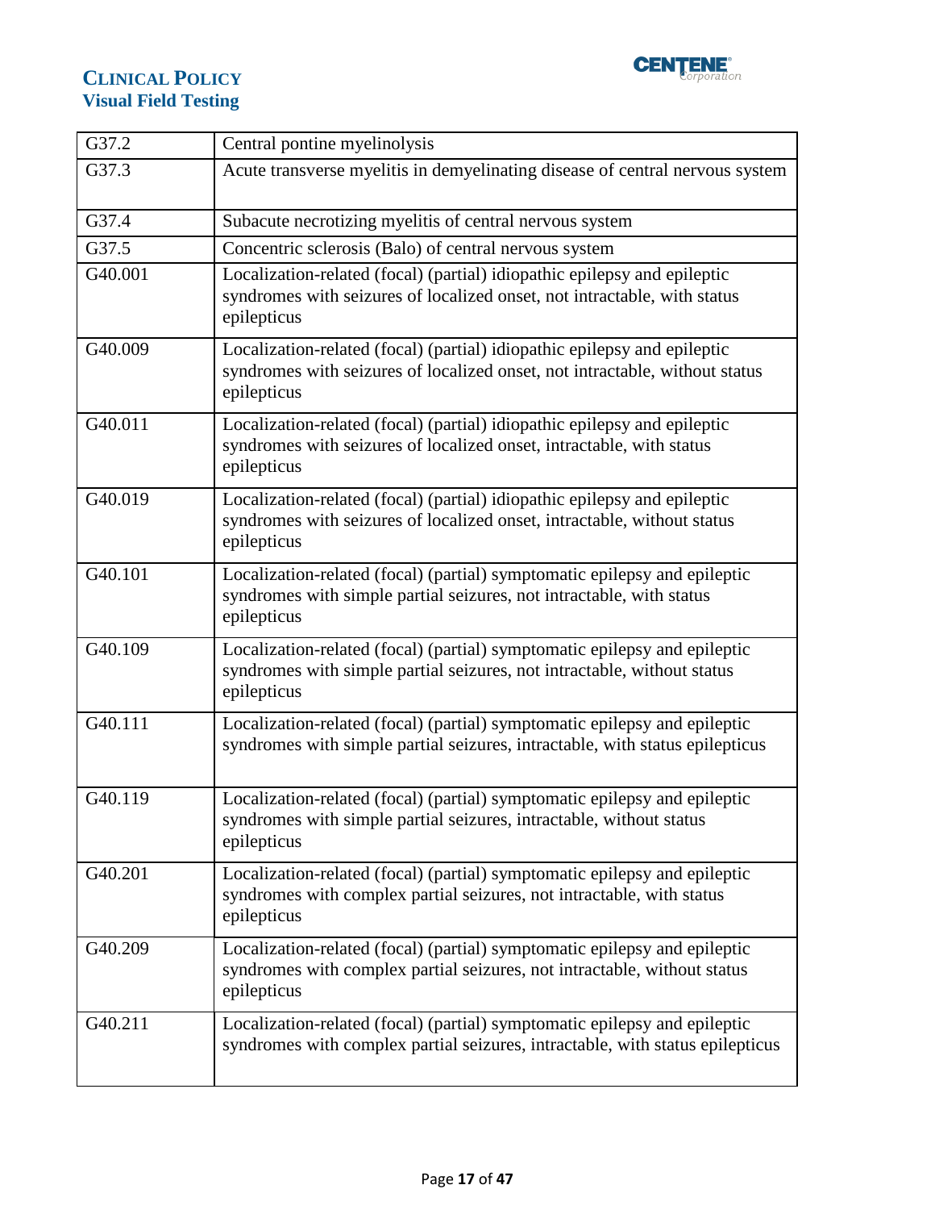| G37.2 | Central pontine myelinolysis |
|---|---|
| G37.3 | Acute transverse myelitis in demyelinating disease of central nervous system |
| G37.4 | Subacute necrotizing myelitis of central nervous system |
| G37.5 | Concentric sclerosis (Balo) of central nervous system |
| G40.001 | Localization-related (focal) (partial) idiopathic epilepsy and epileptic syndromes with seizures of localized onset, not intractable, with status epilepticus |
| G40.009 | Localization-related (focal) (partial) idiopathic epilepsy and epileptic syndromes with seizures of localized onset, not intractable, without status epilepticus |
| G40.011 | Localization-related (focal) (partial) idiopathic epilepsy and epileptic syndromes with seizures of localized onset, intractable, with status epilepticus |
| G40.019 | Localization-related (focal) (partial) idiopathic epilepsy and epileptic syndromes with seizures of localized onset, intractable, without status epilepticus |
| G40.101 | Localization-related (focal) (partial) symptomatic epilepsy and epileptic syndromes with simple partial seizures, not intractable, with status epilepticus |
| G40.109 | Localization-related (focal) (partial) symptomatic epilepsy and epileptic syndromes with simple partial seizures, not intractable, without status epilepticus |
| G40.111 | Localization-related (focal) (partial) symptomatic epilepsy and epileptic syndromes with simple partial seizures, intractable, with status epilepticus |
| G40.119 | Localization-related (focal) (partial) symptomatic epilepsy and epileptic syndromes with simple partial seizures, intractable, without status epilepticus |
| G40.201 | Localization-related (focal) (partial) symptomatic epilepsy and epileptic syndromes with complex partial seizures, not intractable, with status epilepticus |
| G40.209 | Localization-related (focal) (partial) symptomatic epilepsy and epileptic syndromes with complex partial seizures, not intractable, without status epilepticus |
| G40.211 | Localization-related (focal) (partial) symptomatic epilepsy and epileptic syndromes with complex partial seizures, intractable, with status epilepticus |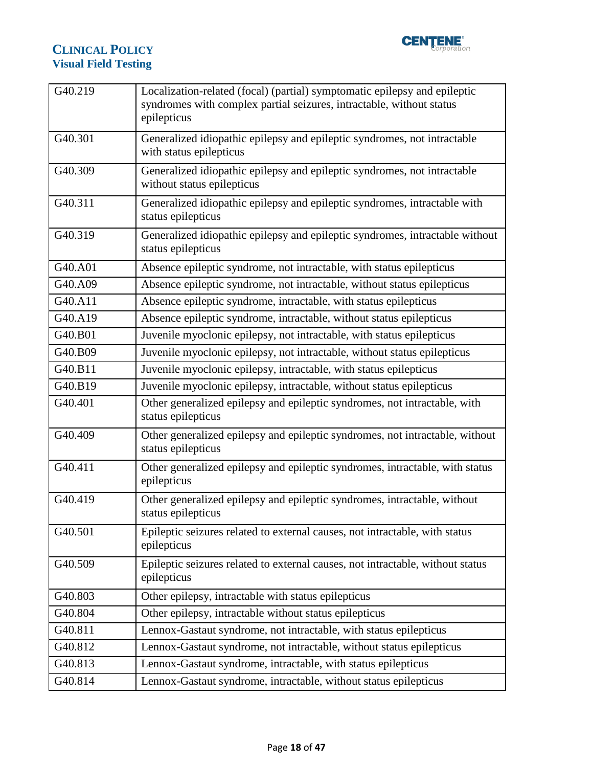| G40.219 | Localization-related (focal) (partial) symptomatic epilepsy and epileptic syndromes with complex partial seizures, intractable, without status epilepticus |
|---|---|
| G40.301 | Generalized idiopathic epilepsy and epileptic syndromes, not intractable with status epilepticus |
| G40.309 | Generalized idiopathic epilepsy and epileptic syndromes, not intractable without status epilepticus |
| G40.311 | Generalized idiopathic epilepsy and epileptic syndromes, intractable with status epilepticus |
| G40.319 | Generalized idiopathic epilepsy and epileptic syndromes, intractable without status epilepticus |
| G40.A01 | Absence epileptic syndrome, not intractable, with status epilepticus |
| G40.A09 | Absence epileptic syndrome, not intractable, without status epilepticus |
| G40.A11 | Absence epileptic syndrome, intractable, with status epilepticus |
| G40.A19 | Absence epileptic syndrome, intractable, without status epilepticus |
| G40.B01 | Juvenile myoclonic epilepsy, not intractable, with status epilepticus |
| G40.B09 | Juvenile myoclonic epilepsy, not intractable, without status epilepticus |
| G40.B11 | Juvenile myoclonic epilepsy, intractable, with status epilepticus |
| G40.B19 | Juvenile myoclonic epilepsy, intractable, without status epilepticus |
| G40.401 | Other generalized epilepsy and epileptic syndromes, not intractable, with status epilepticus |
| G40.409 | Other generalized epilepsy and epileptic syndromes, not intractable, without status epilepticus |
| G40.411 | Other generalized epilepsy and epileptic syndromes, intractable, with status epilepticus |
| G40.419 | Other generalized epilepsy and epileptic syndromes, intractable, without status epilepticus |
| G40.501 | Epileptic seizures related to external causes, not intractable, with status epilepticus |
| G40.509 | Epileptic seizures related to external causes, not intractable, without status epilepticus |
| G40.803 | Other epilepsy, intractable with status epilepticus |
| G40.804 | Other epilepsy, intractable without status epilepticus |
| G40.811 | Lennox-Gastaut syndrome, not intractable, with status epilepticus |
| G40.812 | Lennox-Gastaut syndrome, not intractable, without status epilepticus |
| G40.813 | Lennox-Gastaut syndrome, intractable, with status epilepticus |
| G40.814 | Lennox-Gastaut syndrome, intractable, without status epilepticus |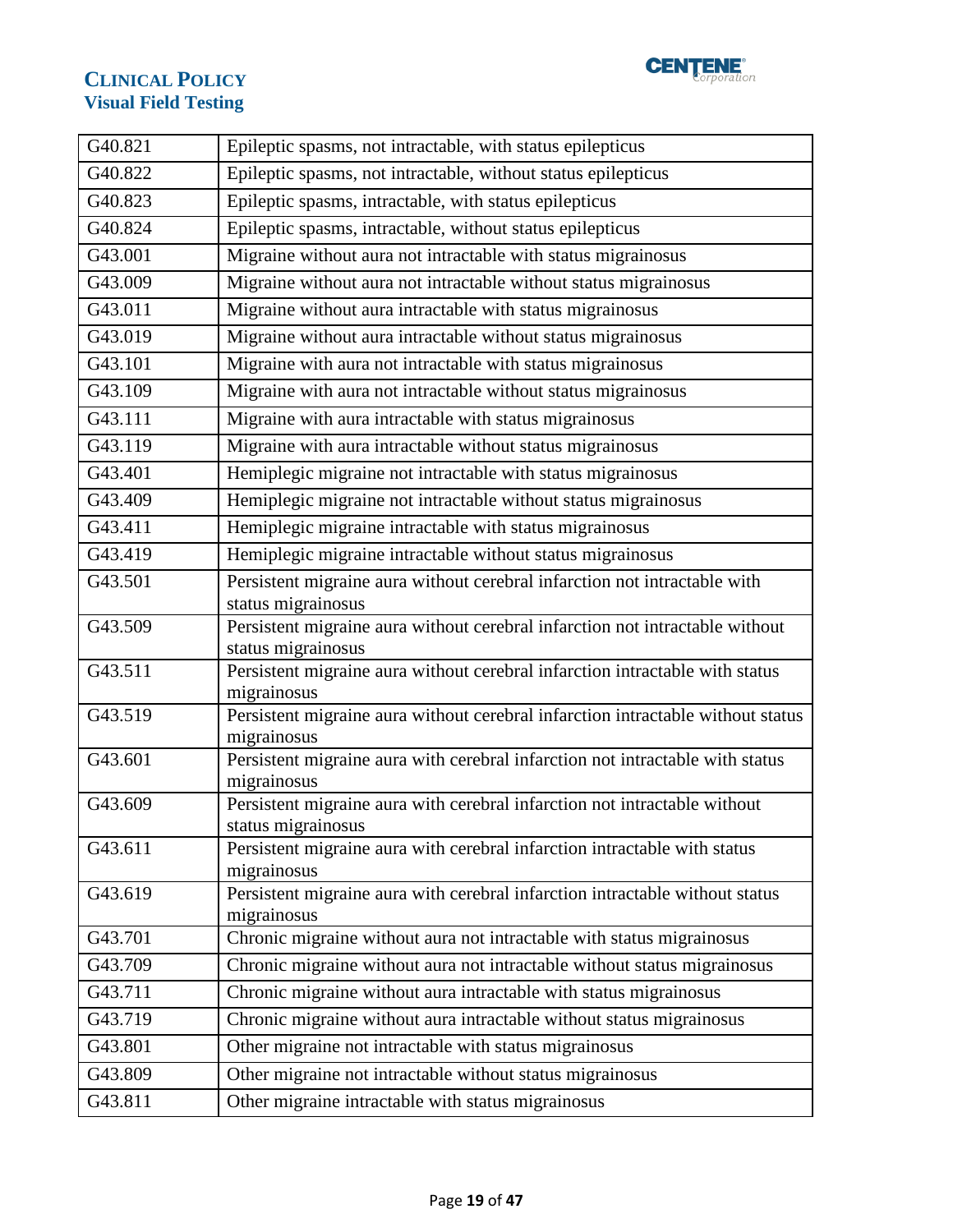| G40.821 | Epileptic spasms, not intractable, with status epilepticus |
|---|---|
| G40.822 | Epileptic spasms, not intractable, without status epilepticus |
| G40.823 | Epileptic spasms, intractable, with status epilepticus |
| G40.824 | Epileptic spasms, intractable, without status epilepticus |
| G43.001 | Migraine without aura not intractable with status migrainosus |
| G43.009 | Migraine without aura not intractable without status migrainosus |
| G43.011 | Migraine without aura intractable with status migrainosus |
| G43.019 | Migraine without aura intractable without status migrainosus |
| G43.101 | Migraine with aura not intractable with status migrainosus |
| G43.109 | Migraine with aura not intractable without status migrainosus |
| G43.111 | Migraine with aura intractable with status migrainosus |
| G43.119 | Migraine with aura intractable without status migrainosus |
| G43.401 | Hemiplegic migraine not intractable with status migrainosus |
| G43.409 | Hemiplegic migraine not intractable without status migrainosus |
| G43.411 | Hemiplegic migraine intractable with status migrainosus |
| G43.419 | Hemiplegic migraine intractable without status migrainosus |
| G43.501 | Persistent migraine aura without cerebral infarction not intractable with status migrainosus |
| G43.509 | Persistent migraine aura without cerebral infarction not intractable without status migrainosus |
| G43.511 | Persistent migraine aura without cerebral infarction intractable with status migrainosus |
| G43.519 | Persistent migraine aura without cerebral infarction intractable without status migrainosus |
| G43.601 | Persistent migraine aura with cerebral infarction not intractable with status migrainosus |
| G43.609 | Persistent migraine aura with cerebral infarction not intractable without status migrainosus |
| G43.611 | Persistent migraine aura with cerebral infarction intractable with status migrainosus |
| G43.619 | Persistent migraine aura with cerebral infarction intractable without status migrainosus |
| G43.701 | Chronic migraine without aura not intractable with status migrainosus |
| G43.709 | Chronic migraine without aura not intractable without status migrainosus |
| G43.711 | Chronic migraine without aura intractable with status migrainosus |
| G43.719 | Chronic migraine without aura intractable without status migrainosus |
| G43.801 | Other migraine not intractable with status migrainosus |
| G43.809 | Other migraine not intractable without status migrainosus |
| G43.811 | Other migraine intractable with status migrainosus |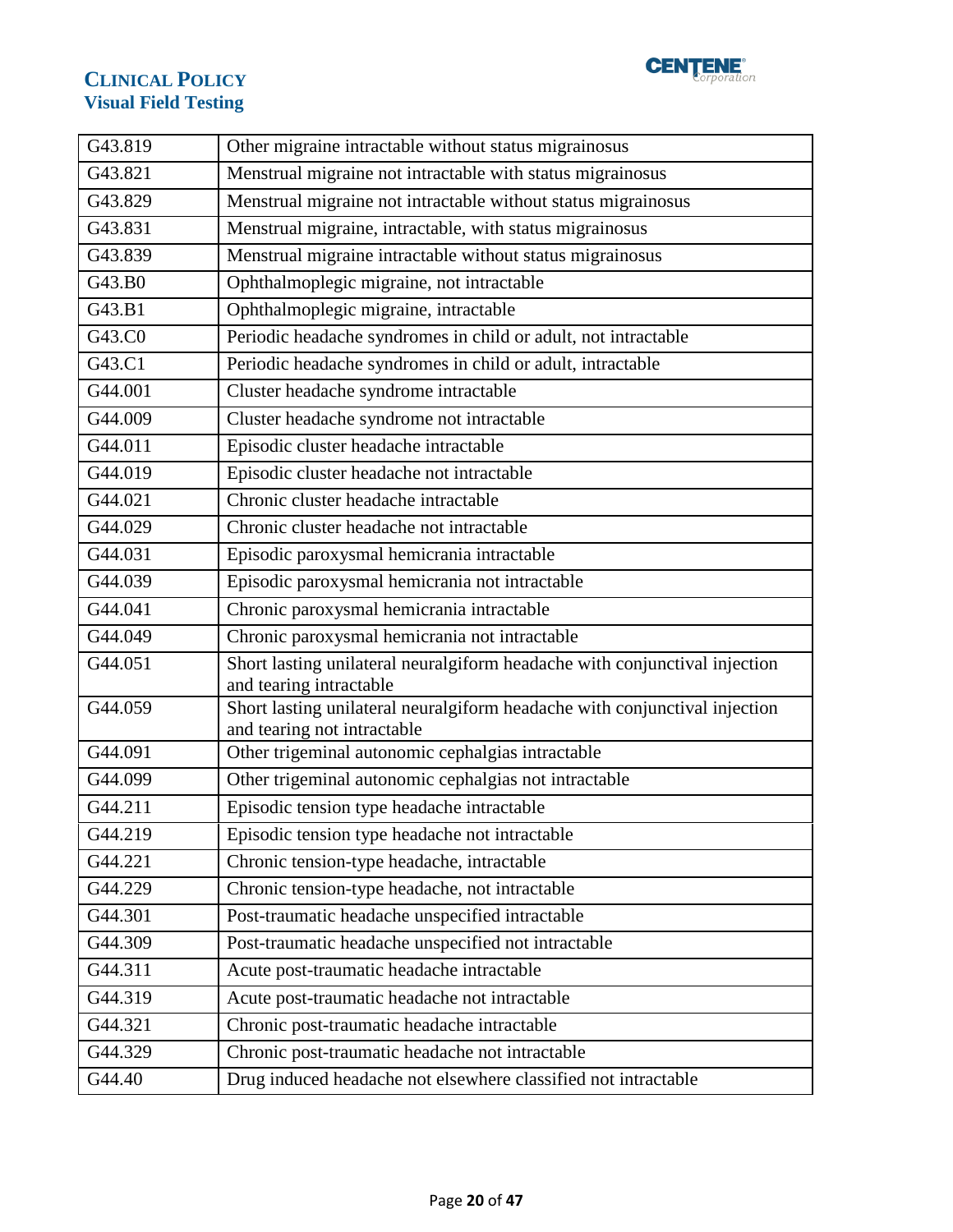| | |
|---|---|
| G43.819 | Other migraine intractable without status migrainosus |
| G43.821 | Menstrual migraine not intractable with status migrainosus |
| G43.829 | Menstrual migraine not intractable without status migrainosus |
| G43.831 | Menstrual migraine, intractable, with status migrainosus |
| G43.839 | Menstrual migraine intractable without status migrainosus |
| G43.B0 | Ophthalmoplegic migraine, not intractable |
| G43.B1 | Ophthalmoplegic migraine, intractable |
| G43.C0 | Periodic headache syndromes in child or adult, not intractable |
| G43.C1 | Periodic headache syndromes in child or adult, intractable |
| G44.001 | Cluster headache syndrome intractable |
| G44.009 | Cluster headache syndrome not intractable |
| G44.011 | Episodic cluster headache intractable |
| G44.019 | Episodic cluster headache not intractable |
| G44.021 | Chronic cluster headache intractable |
| G44.029 | Chronic cluster headache not intractable |
| G44.031 | Episodic paroxysmal hemicrania intractable |
| G44.039 | Episodic paroxysmal hemicrania not intractable |
| G44.041 | Chronic paroxysmal hemicrania intractable |
| G44.049 | Chronic paroxysmal hemicrania not intractable |
| G44.051 | Short lasting unilateral neuralgiform headache with conjunctival injection and tearing intractable |
| G44.059 | Short lasting unilateral neuralgiform headache with conjunctival injection and tearing not intractable |
| G44.091 | Other trigeminal autonomic cephalgias intractable |
| G44.099 | Other trigeminal autonomic cephalgias not intractable |
| G44.211 | Episodic tension type headache intractable |
| G44.219 | Episodic tension type headache not intractable |
| G44.221 | Chronic tension-type headache, intractable |
| G44.229 | Chronic tension-type headache, not intractable |
| G44.301 | Post-traumatic headache unspecified intractable |
| G44.309 | Post-traumatic headache unspecified not intractable |
| G44.311 | Acute post-traumatic headache intractable |
| G44.319 | Acute post-traumatic headache not intractable |
| G44.321 | Chronic post-traumatic headache intractable |
| G44.329 | Chronic post-traumatic headache not intractable |
| G44.40 | Drug induced headache not elsewhere classified not intractable |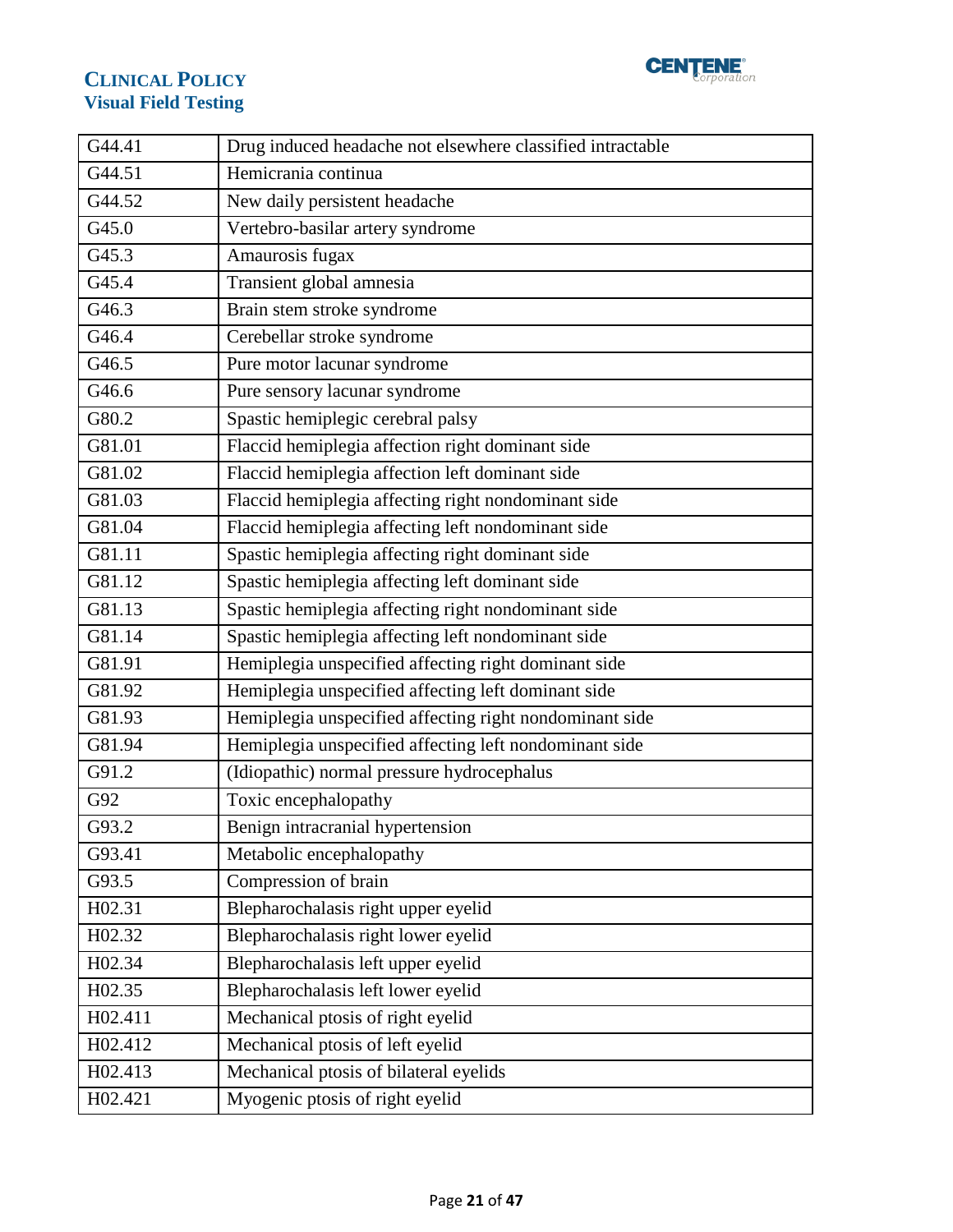| G44.41 | Drug induced headache not elsewhere classified intractable |
|---|---|
| G44.51 | Hemicrania continua |
| G44.52 | New daily persistent headache |
| G45.0 | Vertebro-basilar artery syndrome |
| G45.3 | Amaurosis fugax |
| G45.4 | Transient global amnesia |
| G46.3 | Brain stem stroke syndrome |
| G46.4 | Cerebellar stroke syndrome |
| G46.5 | Pure motor lacunar syndrome |
| G46.6 | Pure sensory lacunar syndrome |
| G80.2 | Spastic hemiplegic cerebral palsy |
| G81.01 | Flaccid hemiplegia affection right dominant side |
| G81.02 | Flaccid hemiplegia affection left dominant side |
| G81.03 | Flaccid hemiplegia affecting right nondominant side |
| G81.04 | Flaccid hemiplegia affecting left nondominant side |
| G81.11 | Spastic hemiplegia affecting right dominant side |
| G81.12 | Spastic hemiplegia affecting left dominant side |
| G81.13 | Spastic hemiplegia affecting right nondominant side |
| G81.14 | Spastic hemiplegia affecting left nondominant side |
| G81.91 | Hemiplegia unspecified affecting right dominant side |
| G81.92 | Hemiplegia unspecified affecting left dominant side |
| G81.93 | Hemiplegia unspecified affecting right nondominant side |
| G81.94 | Hemiplegia unspecified affecting left nondominant side |
| G91.2 | (Idiopathic) normal pressure hydrocephalus |
| G92 | Toxic encephalopathy |
| G93.2 | Benign intracranial hypertension |
| G93.41 | Metabolic encephalopathy |
| G93.5 | Compression of brain |
| H02.31 | Blepharochalasis right upper eyelid |
| H02.32 | Blepharochalasis right lower eyelid |
| H02.34 | Blepharochalasis left upper eyelid |
| H02.35 | Blepharochalasis left lower eyelid |
| H02.411 | Mechanical ptosis of right eyelid |
| H02.412 | Mechanical ptosis of left eyelid |
| H02.413 | Mechanical ptosis of bilateral eyelids |
| H02.421 | Myogenic ptosis of right eyelid |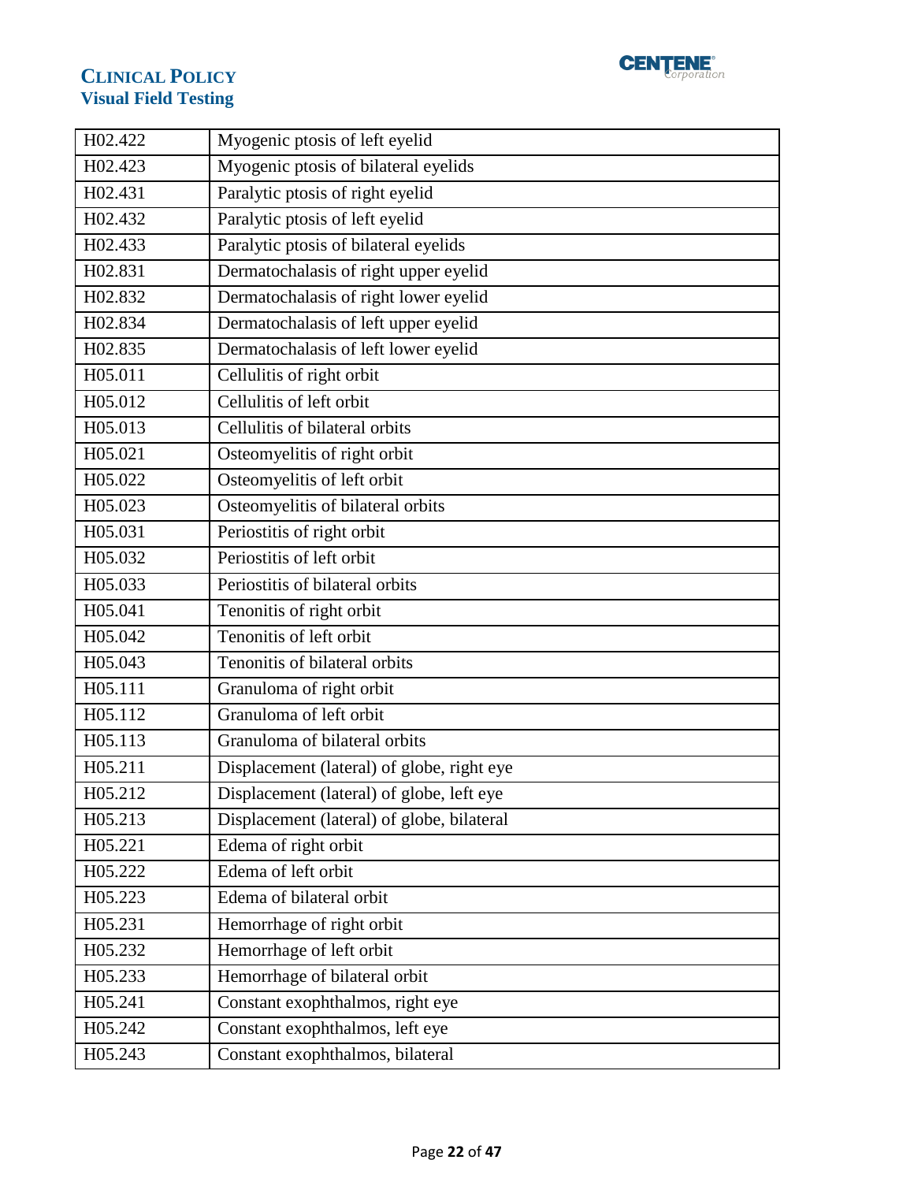| H02.422 | Myogenic ptosis of left eyelid |
|---|---|
| H02.423 | Myogenic ptosis of bilateral eyelids |
| H02.431 | Paralytic ptosis of right eyelid |
| H02.432 | Paralytic ptosis of left eyelid |
| H02.433 | Paralytic ptosis of bilateral eyelids |
| H02.831 | Dermatochalasis of right upper eyelid |
| H02.832 | Dermatochalasis of right lower eyelid |
| H02.834 | Dermatochalasis of left upper eyelid |
| H02.835 | Dermatochalasis of left lower eyelid |
| H05.011 | Cellulitis of right orbit |
| H05.012 | Cellulitis of left orbit |
| H05.013 | Cellulitis of bilateral orbits |
| H05.021 | Osteomyelitis of right orbit |
| H05.022 | Osteomyelitis of left orbit |
| H05.023 | Osteomyelitis of bilateral orbits |
| H05.031 | Periostitis of right orbit |
| H05.032 | Periostitis of left orbit |
| H05.033 | Periostitis of bilateral orbits |
| H05.041 | Tenonitis of right orbit |
| H05.042 | Tenonitis of left orbit |
| H05.043 | Tenonitis of bilateral orbits |
| H05.111 | Granuloma of right orbit |
| H05.112 | Granuloma of left orbit |
| H05.113 | Granuloma of bilateral orbits |
| H05.211 | Displacement (lateral) of globe, right eye |
| H05.212 | Displacement (lateral) of globe, left eye |
| H05.213 | Displacement (lateral) of globe, bilateral |
| H05.221 | Edema of right orbit |
| H05.222 | Edema of left orbit |
| H05.223 | Edema of bilateral orbit |
| H05.231 | Hemorrhage of right orbit |
| H05.232 | Hemorrhage of left orbit |
| H05.233 | Hemorrhage of bilateral orbit |
| H05.241 | Constant exophthalmos, right eye |
| H05.242 | Constant exophthalmos, left eye |
| H05.243 | Constant exophthalmos, bilateral |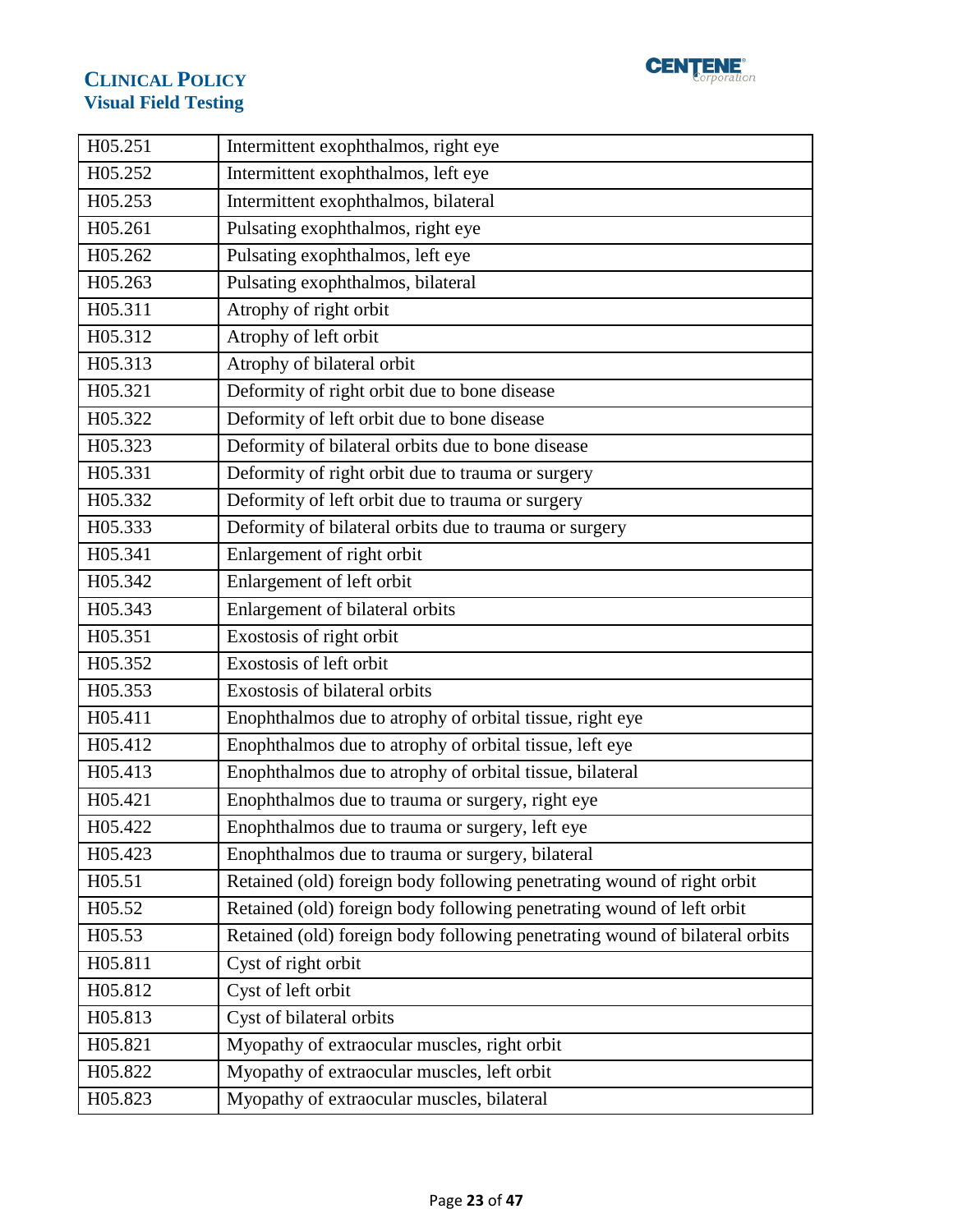| H05.251 | Intermittent exophthalmos, right eye |
|---|---|
| H05.252 | Intermittent exophthalmos, left eye |
| H05.253 | Intermittent exophthalmos, bilateral |
| H05.261 | Pulsating exophthalmos, right eye |
| H05.262 | Pulsating exophthalmos, left eye |
| H05.263 | Pulsating exophthalmos, bilateral |
| H05.311 | Atrophy of right orbit |
| H05.312 | Atrophy of left orbit |
| H05.313 | Atrophy of bilateral orbit |
| H05.321 | Deformity of right orbit due to bone disease |
| H05.322 | Deformity of left orbit due to bone disease |
| H05.323 | Deformity of bilateral orbits due to bone disease |
| H05.331 | Deformity of right orbit due to trauma or surgery |
| H05.332 | Deformity of left orbit due to trauma or surgery |
| H05.333 | Deformity of bilateral orbits due to trauma or surgery |
| H05.341 | Enlargement of right orbit |
| H05.342 | Enlargement of left orbit |
| H05.343 | Enlargement of bilateral orbits |
| H05.351 | Exostosis of right orbit |
| H05.352 | Exostosis of left orbit |
| H05.353 | Exostosis of bilateral orbits |
| H05.411 | Enophthalmos due to atrophy of orbital tissue, right eye |
| H05.412 | Enophthalmos due to atrophy of orbital tissue, left eye |
| H05.413 | Enophthalmos due to atrophy of orbital tissue, bilateral |
| H05.421 | Enophthalmos due to trauma or surgery, right eye |
| H05.422 | Enophthalmos due to trauma or surgery, left eye |
| H05.423 | Enophthalmos due to trauma or surgery, bilateral |
| H05.51 | Retained (old) foreign body following penetrating wound of right orbit |
| H05.52 | Retained (old) foreign body following penetrating wound of left orbit |
| H05.53 | Retained (old) foreign body following penetrating wound of bilateral orbits |
| H05.811 | Cyst of right orbit |
| H05.812 | Cyst of left orbit |
| H05.813 | Cyst of bilateral orbits |
| H05.821 | Myopathy of extraocular muscles, right orbit |
| H05.822 | Myopathy of extraocular muscles, left orbit |
| H05.823 | Myopathy of extraocular muscles, bilateral |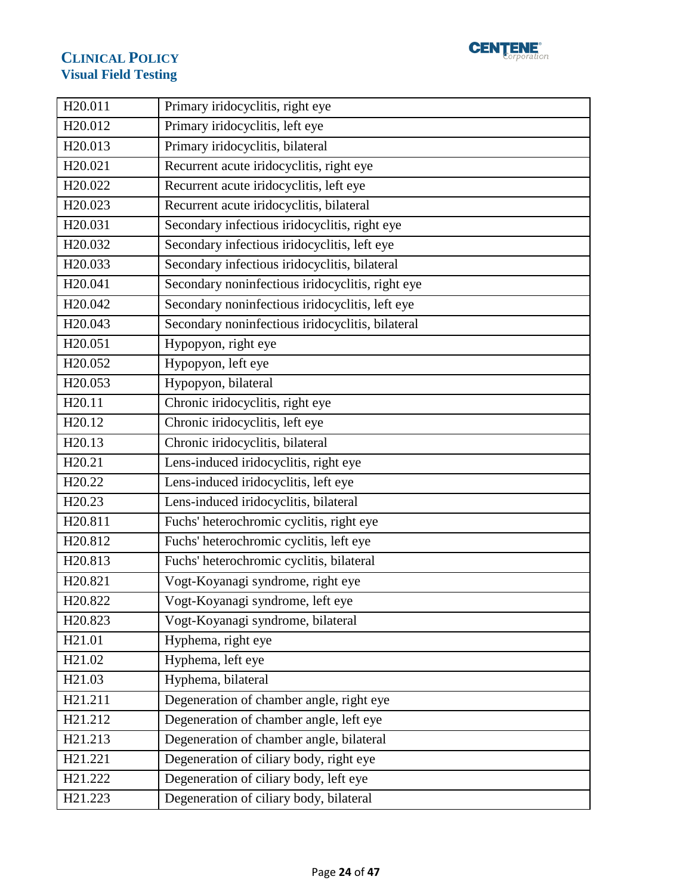| H20.011 | Primary iridocyclitis, right eye |
|---|---|
| H20.012 | Primary iridocyclitis, left eye |
| H20.013 | Primary iridocyclitis, bilateral |
| H20.021 | Recurrent acute iridocyclitis, right eye |
| H20.022 | Recurrent acute iridocyclitis, left eye |
| H20.023 | Recurrent acute iridocyclitis, bilateral |
| H20.031 | Secondary infectious iridocyclitis, right eye |
| H20.032 | Secondary infectious iridocyclitis, left eye |
| H20.033 | Secondary infectious iridocyclitis, bilateral |
| H20.041 | Secondary noninfectious iridocyclitis, right eye |
| H20.042 | Secondary noninfectious iridocyclitis, left eye |
| H20.043 | Secondary noninfectious iridocyclitis, bilateral |
| H20.051 | Hypopyon, right eye |
| H20.052 | Hypopyon, left eye |
| H20.053 | Hypopyon, bilateral |
| H20.11 | Chronic iridocyclitis, right eye |
| H20.12 | Chronic iridocyclitis, left eye |
| H20.13 | Chronic iridocyclitis, bilateral |
| H20.21 | Lens-induced iridocyclitis, right eye |
| H20.22 | Lens-induced iridocyclitis, left eye |
| H20.23 | Lens-induced iridocyclitis, bilateral |
| H20.811 | Fuchs' heterochromic cyclitis, right eye |
| H20.812 | Fuchs' heterochromic cyclitis, left eye |
| H20.813 | Fuchs' heterochromic cyclitis, bilateral |
| H20.821 | Vogt-Koyanagi syndrome, right eye |
| H20.822 | Vogt-Koyanagi syndrome, left eye |
| H20.823 | Vogt-Koyanagi syndrome, bilateral |
| H21.01 | Hyphema, right eye |
| H21.02 | Hyphema, left eye |
| H21.03 | Hyphema, bilateral |
| H21.211 | Degeneration of chamber angle, right eye |
| H21.212 | Degeneration of chamber angle, left eye |
| H21.213 | Degeneration of chamber angle, bilateral |
| H21.221 | Degeneration of ciliary body, right eye |
| H21.222 | Degeneration of ciliary body, left eye |
| H21.223 | Degeneration of ciliary body, bilateral |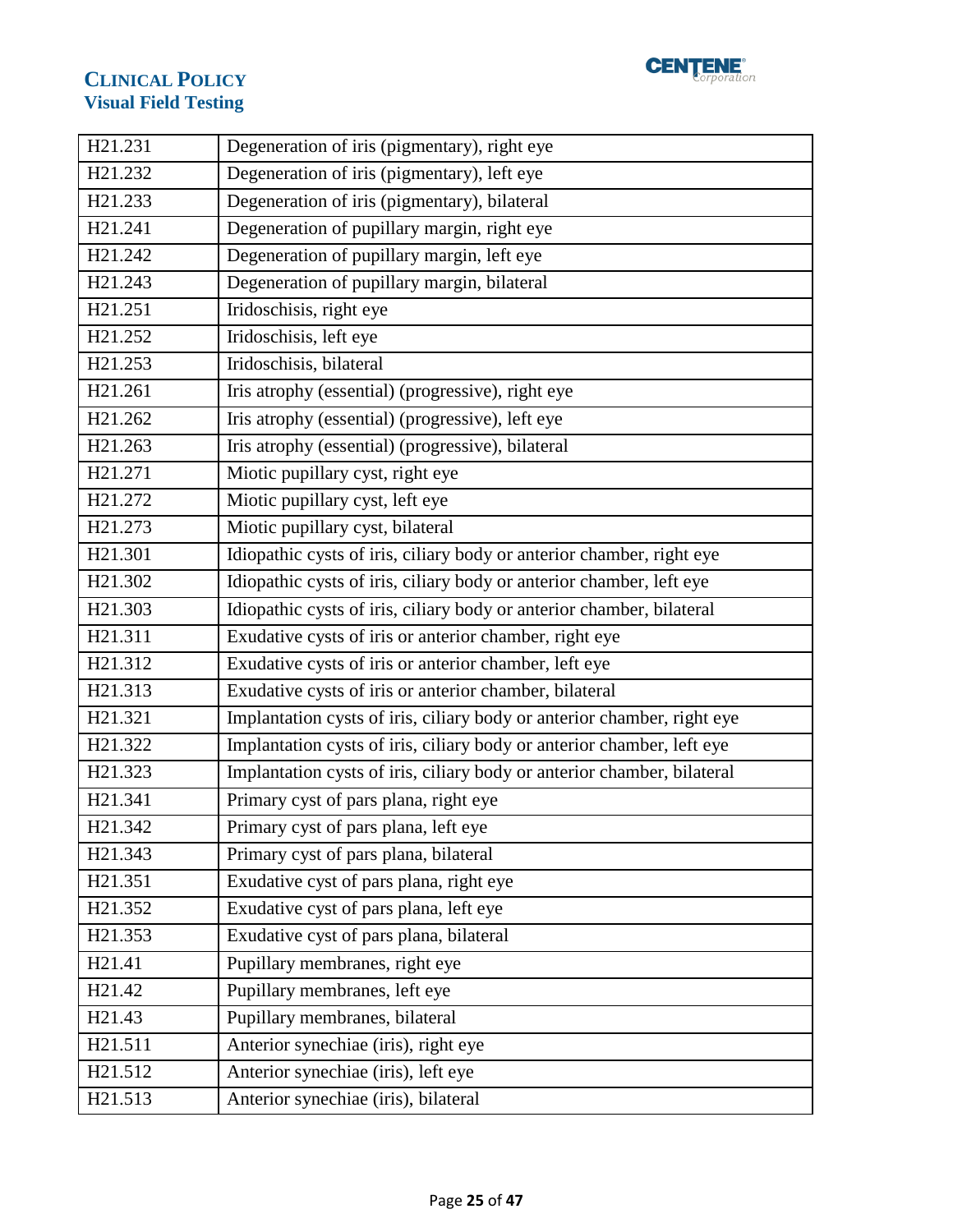| H21.231 | Degeneration of iris (pigmentary), right eye |
|---|---|
| H21.232 | Degeneration of iris (pigmentary), left eye |
| H21.233 | Degeneration of iris (pigmentary), bilateral |
| H21.241 | Degeneration of pupillary margin, right eye |
| H21.242 | Degeneration of pupillary margin, left eye |
| H21.243 | Degeneration of pupillary margin, bilateral |
| H21.251 | Iridoschisis, right eye |
| H21.252 | Iridoschisis, left eye |
| H21.253 | Iridoschisis, bilateral |
| H21.261 | Iris atrophy (essential) (progressive), right eye |
| H21.262 | Iris atrophy (essential) (progressive), left eye |
| H21.263 | Iris atrophy (essential) (progressive), bilateral |
| H21.271 | Miotic pupillary cyst, right eye |
| H21.272 | Miotic pupillary cyst, left eye |
| H21.273 | Miotic pupillary cyst, bilateral |
| H21.301 | Idiopathic cysts of iris, ciliary body or anterior chamber, right eye |
| H21.302 | Idiopathic cysts of iris, ciliary body or anterior chamber, left eye |
| H21.303 | Idiopathic cysts of iris, ciliary body or anterior chamber, bilateral |
| H21.311 | Exudative cysts of iris or anterior chamber, right eye |
| H21.312 | Exudative cysts of iris or anterior chamber, left eye |
| H21.313 | Exudative cysts of iris or anterior chamber, bilateral |
| H21.321 | Implantation cysts of iris, ciliary body or anterior chamber, right eye |
| H21.322 | Implantation cysts of iris, ciliary body or anterior chamber, left eye |
| H21.323 | Implantation cysts of iris, ciliary body or anterior chamber, bilateral |
| H21.341 | Primary cyst of pars plana, right eye |
| H21.342 | Primary cyst of pars plana, left eye |
| H21.343 | Primary cyst of pars plana, bilateral |
| H21.351 | Exudative cyst of pars plana, right eye |
| H21.352 | Exudative cyst of pars plana, left eye |
| H21.353 | Exudative cyst of pars plana, bilateral |
| H21.41 | Pupillary membranes, right eye |
| H21.42 | Pupillary membranes, left eye |
| H21.43 | Pupillary membranes, bilateral |
| H21.511 | Anterior synechiae (iris), right eye |
| H21.512 | Anterior synechiae (iris), left eye |
| H21.513 | Anterior synechiae (iris), bilateral |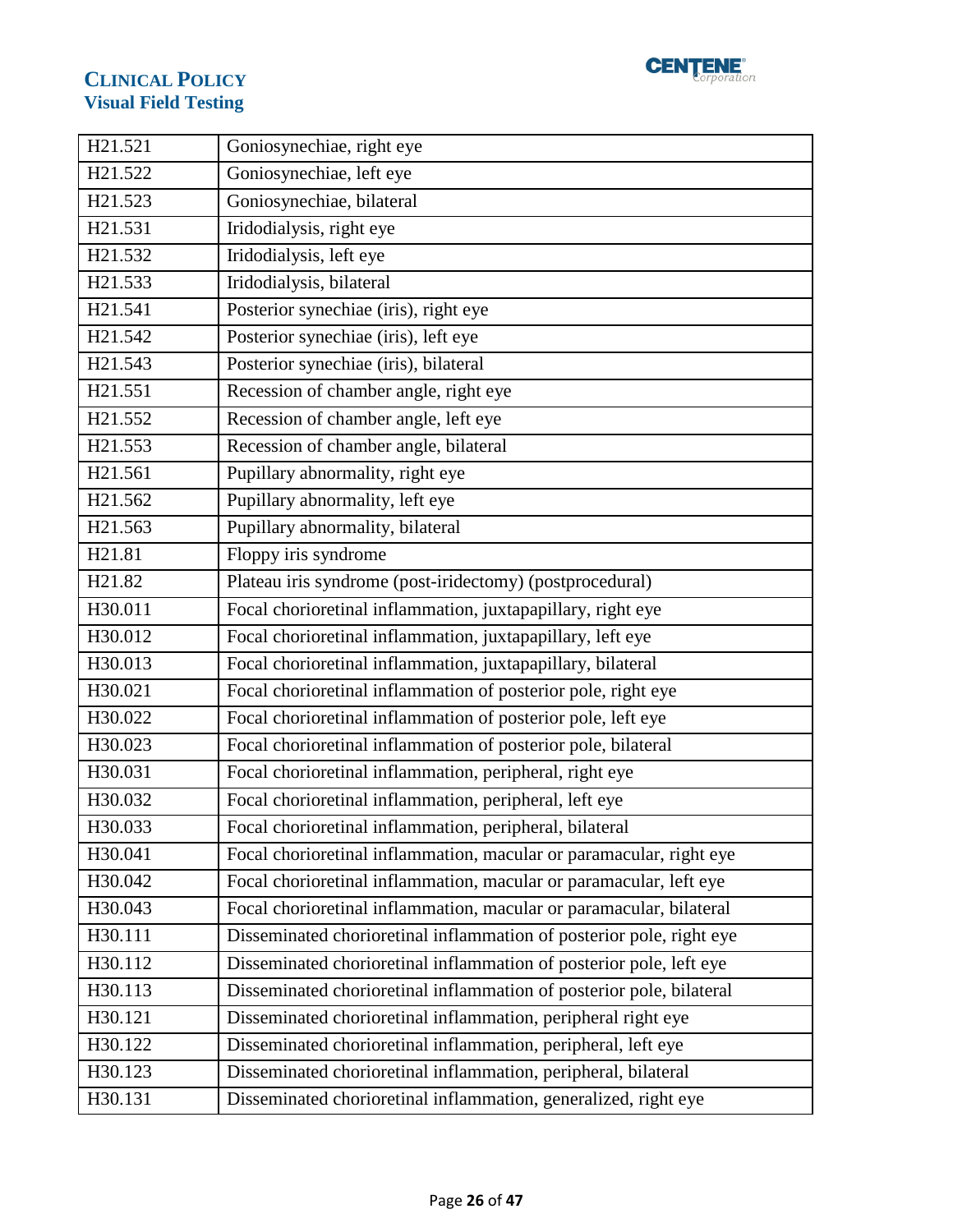| H21.521 | Goniosynechiae, right eye |
|---|---|
| H21.522 | Goniosynechiae, left eye |
| H21.523 | Goniosynechiae, bilateral |
| H21.531 | Iridodialysis, right eye |
| H21.532 | Iridodialysis, left eye |
| H21.533 | Iridodialysis, bilateral |
| H21.541 | Posterior synechiae (iris), right eye |
| H21.542 | Posterior synechiae (iris), left eye |
| H21.543 | Posterior synechiae (iris), bilateral |
| H21.551 | Recession of chamber angle, right eye |
| H21.552 | Recession of chamber angle, left eye |
| H21.553 | Recession of chamber angle, bilateral |
| H21.561 | Pupillary abnormality, right eye |
| H21.562 | Pupillary abnormality, left eye |
| H21.563 | Pupillary abnormality, bilateral |
| H21.81 | Floppy iris syndrome |
| H21.82 | Plateau iris syndrome (post-iridectomy) (postprocedural) |
| H30.011 | Focal chorioretinal inflammation, juxtapapillary, right eye |
| H30.012 | Focal chorioretinal inflammation, juxtapapillary, left eye |
| H30.013 | Focal chorioretinal inflammation, juxtapapillary, bilateral |
| H30.021 | Focal chorioretinal inflammation of posterior pole, right eye |
| H30.022 | Focal chorioretinal inflammation of posterior pole, left eye |
| H30.023 | Focal chorioretinal inflammation of posterior pole, bilateral |
| H30.031 | Focal chorioretinal inflammation, peripheral, right eye |
| H30.032 | Focal chorioretinal inflammation, peripheral, left eye |
| H30.033 | Focal chorioretinal inflammation, peripheral, bilateral |
| H30.041 | Focal chorioretinal inflammation, macular or paramacular, right eye |
| H30.042 | Focal chorioretinal inflammation, macular or paramacular, left eye |
| H30.043 | Focal chorioretinal inflammation, macular or paramacular, bilateral |
| H30.111 | Disseminated chorioretinal inflammation of posterior pole, right eye |
| H30.112 | Disseminated chorioretinal inflammation of posterior pole, left eye |
| H30.113 | Disseminated chorioretinal inflammation of posterior pole, bilateral |
| H30.121 | Disseminated chorioretinal inflammation, peripheral right eye |
| H30.122 | Disseminated chorioretinal inflammation, peripheral, left eye |
| H30.123 | Disseminated chorioretinal inflammation, peripheral, bilateral |
| H30.131 | Disseminated chorioretinal inflammation, generalized, right eye |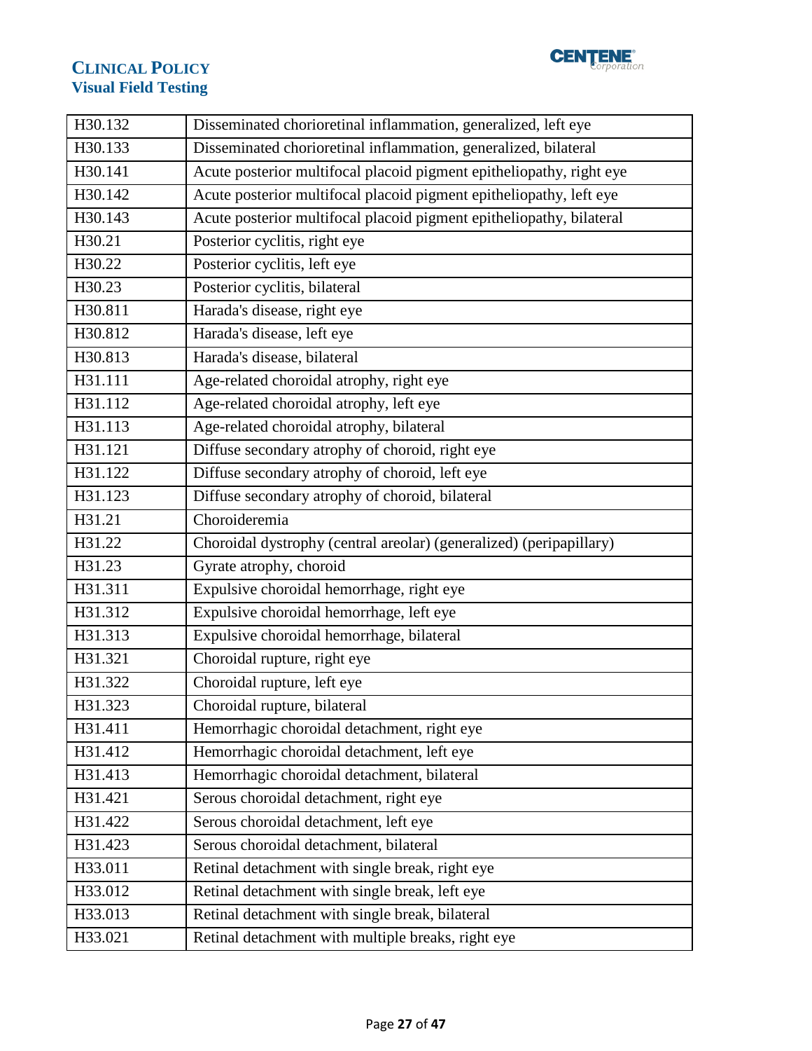| H30.132 | Disseminated chorioretinal inflammation, generalized, left eye |
|---|---|
| H30.133 | Disseminated chorioretinal inflammation, generalized, bilateral |
| H30.141 | Acute posterior multifocal placoid pigment epitheliopathy, right eye |
| H30.142 | Acute posterior multifocal placoid pigment epitheliopathy, left eye |
| H30.143 | Acute posterior multifocal placoid pigment epitheliopathy, bilateral |
| H30.21 | Posterior cyclitis, right eye |
| H30.22 | Posterior cyclitis, left eye |
| H30.23 | Posterior cyclitis, bilateral |
| H30.811 | Harada's disease, right eye |
| H30.812 | Harada's disease, left eye |
| H30.813 | Harada's disease, bilateral |
| H31.111 | Age-related choroidal atrophy, right eye |
| H31.112 | Age-related choroidal atrophy, left eye |
| H31.113 | Age-related choroidal atrophy, bilateral |
| H31.121 | Diffuse secondary atrophy of choroid, right eye |
| H31.122 | Diffuse secondary atrophy of choroid, left eye |
| H31.123 | Diffuse secondary atrophy of choroid, bilateral |
| H31.21 | Choroideremia |
| H31.22 | Choroidal dystrophy (central areolar) (generalized) (peripapillary) |
| H31.23 | Gyrate atrophy, choroid |
| H31.311 | Expulsive choroidal hemorrhage, right eye |
| H31.312 | Expulsive choroidal hemorrhage, left eye |
| H31.313 | Expulsive choroidal hemorrhage, bilateral |
| H31.321 | Choroidal rupture, right eye |
| H31.322 | Choroidal rupture, left eye |
| H31.323 | Choroidal rupture, bilateral |
| H31.411 | Hemorrhagic choroidal detachment, right eye |
| H31.412 | Hemorrhagic choroidal detachment, left eye |
| H31.413 | Hemorrhagic choroidal detachment, bilateral |
| H31.421 | Serous choroidal detachment, right eye |
| H31.422 | Serous choroidal detachment, left eye |
| H31.423 | Serous choroidal detachment, bilateral |
| H33.011 | Retinal detachment with single break, right eye |
| H33.012 | Retinal detachment with single break, left eye |
| H33.013 | Retinal detachment with single break, bilateral |
| H33.021 | Retinal detachment with multiple breaks, right eye |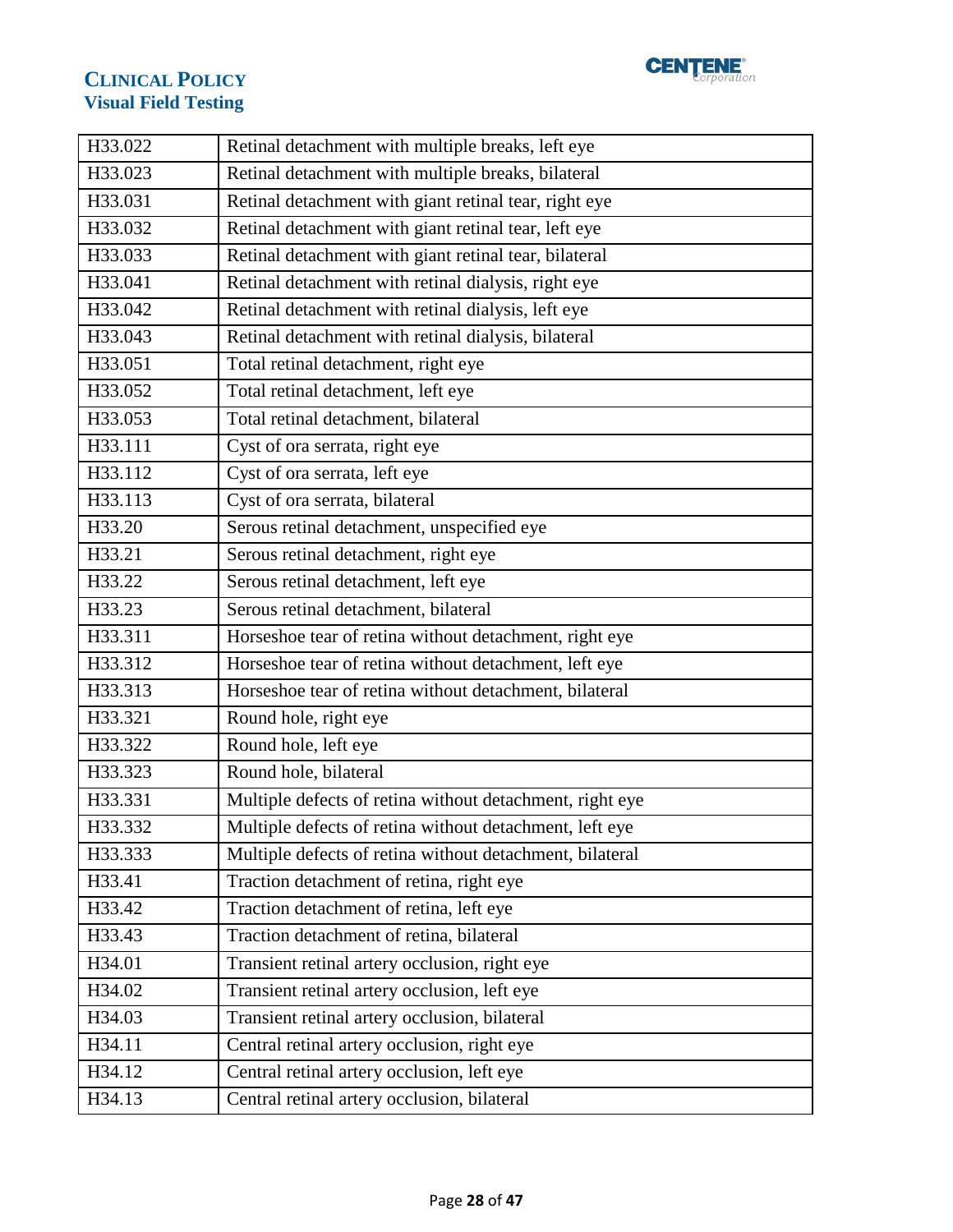| | |
|---|---|
| H33.022 | Retinal detachment with multiple breaks, left eye |
| H33.023 | Retinal detachment with multiple breaks, bilateral |
| H33.031 | Retinal detachment with giant retinal tear, right eye |
| H33.032 | Retinal detachment with giant retinal tear, left eye |
| H33.033 | Retinal detachment with giant retinal tear, bilateral |
| H33.041 | Retinal detachment with retinal dialysis, right eye |
| H33.042 | Retinal detachment with retinal dialysis, left eye |
| H33.043 | Retinal detachment with retinal dialysis, bilateral |
| H33.051 | Total retinal detachment, right eye |
| H33.052 | Total retinal detachment, left eye |
| H33.053 | Total retinal detachment, bilateral |
| H33.111 | Cyst of ora serrata, right eye |
| H33.112 | Cyst of ora serrata, left eye |
| H33.113 | Cyst of ora serrata, bilateral |
| H33.20 | Serous retinal detachment, unspecified eye |
| H33.21 | Serous retinal detachment, right eye |
| H33.22 | Serous retinal detachment, left eye |
| H33.23 | Serous retinal detachment, bilateral |
| H33.311 | Horseshoe tear of retina without detachment, right eye |
| H33.312 | Horseshoe tear of retina without detachment, left eye |
| H33.313 | Horseshoe tear of retina without detachment, bilateral |
| H33.321 | Round hole, right eye |
| H33.322 | Round hole, left eye |
| H33.323 | Round hole, bilateral |
| H33.331 | Multiple defects of retina without detachment, right eye |
| H33.332 | Multiple defects of retina without detachment, left eye |
| H33.333 | Multiple defects of retina without detachment, bilateral |
| H33.41 | Traction detachment of retina, right eye |
| H33.42 | Traction detachment of retina, left eye |
| H33.43 | Traction detachment of retina, bilateral |
| H34.01 | Transient retinal artery occlusion, right eye |
| H34.02 | Transient retinal artery occlusion, left eye |
| H34.03 | Transient retinal artery occlusion, bilateral |
| H34.11 | Central retinal artery occlusion, right eye |
| H34.12 | Central retinal artery occlusion, left eye |
| H34.13 | Central retinal artery occlusion, bilateral |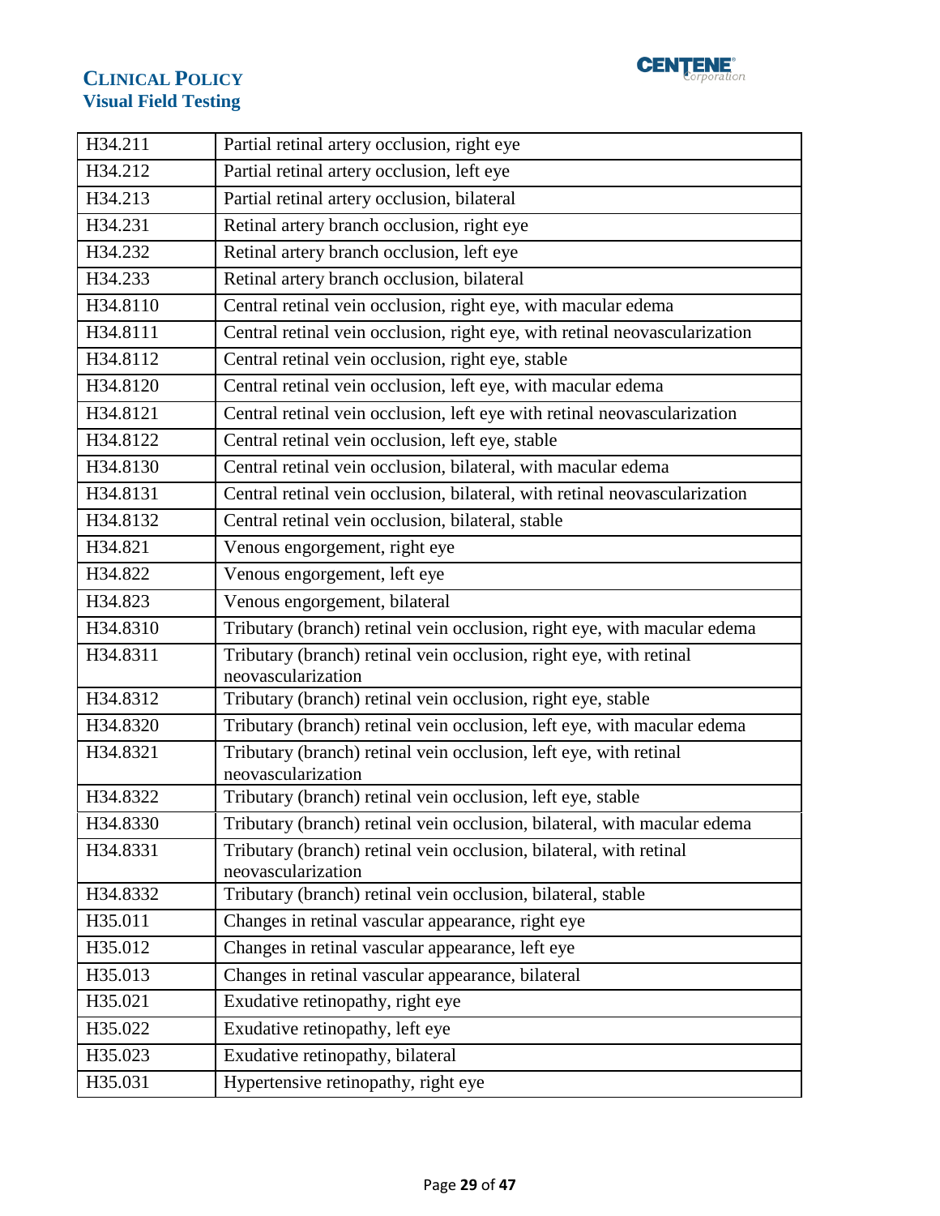| | |
|---|---|
| H34.211 | Partial retinal artery occlusion, right eye |
| H34.212 | Partial retinal artery occlusion, left eye |
| H34.213 | Partial retinal artery occlusion, bilateral |
| H34.231 | Retinal artery branch occlusion, right eye |
| H34.232 | Retinal artery branch occlusion, left eye |
| H34.233 | Retinal artery branch occlusion, bilateral |
| H34.8110 | Central retinal vein occlusion, right eye, with macular edema |
| H34.8111 | Central retinal vein occlusion, right eye, with retinal neovascularization |
| H34.8112 | Central retinal vein occlusion, right eye, stable |
| H34.8120 | Central retinal vein occlusion, left eye, with macular edema |
| H34.8121 | Central retinal vein occlusion, left eye with retinal neovascularization |
| H34.8122 | Central retinal vein occlusion, left eye, stable |
| H34.8130 | Central retinal vein occlusion, bilateral, with macular edema |
| H34.8131 | Central retinal vein occlusion, bilateral, with retinal neovascularization |
| H34.8132 | Central retinal vein occlusion, bilateral, stable |
| H34.821 | Venous engorgement, right eye |
| H34.822 | Venous engorgement, left eye |
| H34.823 | Venous engorgement, bilateral |
| H34.8310 | Tributary (branch) retinal vein occlusion, right eye, with macular edema |
| H34.8311 | Tributary (branch) retinal vein occlusion, right eye, with retinal neovascularization |
| H34.8312 | Tributary (branch) retinal vein occlusion, right eye, stable |
| H34.8320 | Tributary (branch) retinal vein occlusion, left eye, with macular edema |
| H34.8321 | Tributary (branch) retinal vein occlusion, left eye, with retinal neovascularization |
| H34.8322 | Tributary (branch) retinal vein occlusion, left eye, stable |
| H34.8330 | Tributary (branch) retinal vein occlusion, bilateral, with macular edema |
| H34.8331 | Tributary (branch) retinal vein occlusion, bilateral, with retinal neovascularization |
| H34.8332 | Tributary (branch) retinal vein occlusion, bilateral, stable |
| H35.011 | Changes in retinal vascular appearance, right eye |
| H35.012 | Changes in retinal vascular appearance, left eye |
| H35.013 | Changes in retinal vascular appearance, bilateral |
| H35.021 | Exudative retinopathy, right eye |
| H35.022 | Exudative retinopathy, left eye |
| H35.023 | Exudative retinopathy, bilateral |
| H35.031 | Hypertensive retinopathy, right eye |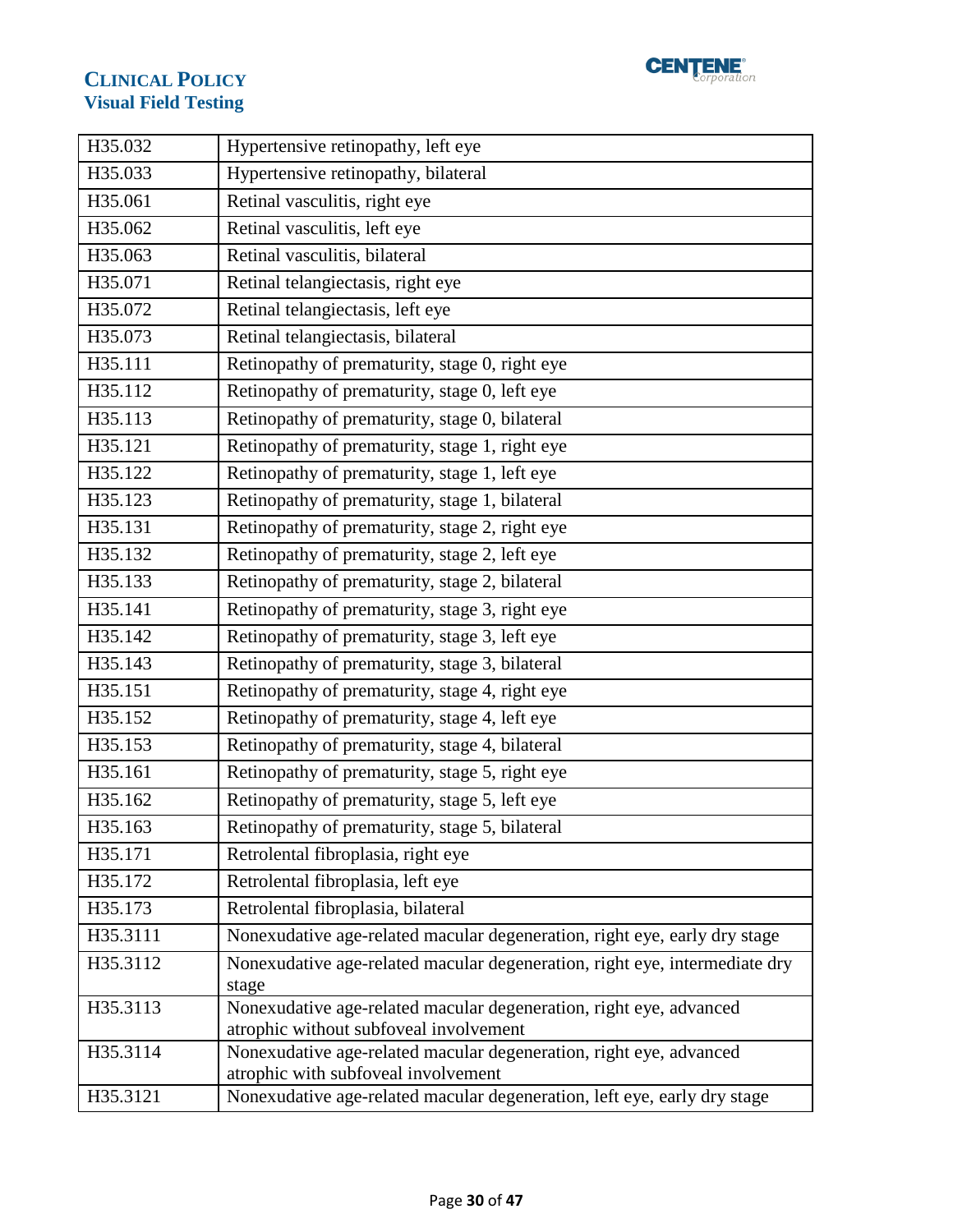| H35.032 | Hypertensive retinopathy, left eye |
|---|---|
| H35.033 | Hypertensive retinopathy, bilateral |
| H35.061 | Retinal vasculitis, right eye |
| H35.062 | Retinal vasculitis, left eye |
| H35.063 | Retinal vasculitis, bilateral |
| H35.071 | Retinal telangiectasis, right eye |
| H35.072 | Retinal telangiectasis, left eye |
| H35.073 | Retinal telangiectasis, bilateral |
| H35.111 | Retinopathy of prematurity, stage 0, right eye |
| H35.112 | Retinopathy of prematurity, stage 0, left eye |
| H35.113 | Retinopathy of prematurity, stage 0, bilateral |
| H35.121 | Retinopathy of prematurity, stage 1, right eye |
| H35.122 | Retinopathy of prematurity, stage 1, left eye |
| H35.123 | Retinopathy of prematurity, stage 1, bilateral |
| H35.131 | Retinopathy of prematurity, stage 2, right eye |
| H35.132 | Retinopathy of prematurity, stage 2, left eye |
| H35.133 | Retinopathy of prematurity, stage 2, bilateral |
| H35.141 | Retinopathy of prematurity, stage 3, right eye |
| H35.142 | Retinopathy of prematurity, stage 3, left eye |
| H35.143 | Retinopathy of prematurity, stage 3, bilateral |
| H35.151 | Retinopathy of prematurity, stage 4, right eye |
| H35.152 | Retinopathy of prematurity, stage 4, left eye |
| H35.153 | Retinopathy of prematurity, stage 4, bilateral |
| H35.161 | Retinopathy of prematurity, stage 5, right eye |
| H35.162 | Retinopathy of prematurity, stage 5, left eye |
| H35.163 | Retinopathy of prematurity, stage 5, bilateral |
| H35.171 | Retrolental fibroplasia, right eye |
| H35.172 | Retrolental fibroplasia, left eye |
| H35.173 | Retrolental fibroplasia, bilateral |
| H35.3111 | Nonexudative age-related macular degeneration, right eye, early dry stage |
| H35.3112 | Nonexudative age-related macular degeneration, right eye, intermediate dry stage |
| H35.3113 | Nonexudative age-related macular degeneration, right eye, advanced atrophic without subfoveal involvement |
| H35.3114 | Nonexudative age-related macular degeneration, right eye, advanced atrophic with subfoveal involvement |
| H35.3121 | Nonexudative age-related macular degeneration, left eye, early dry stage |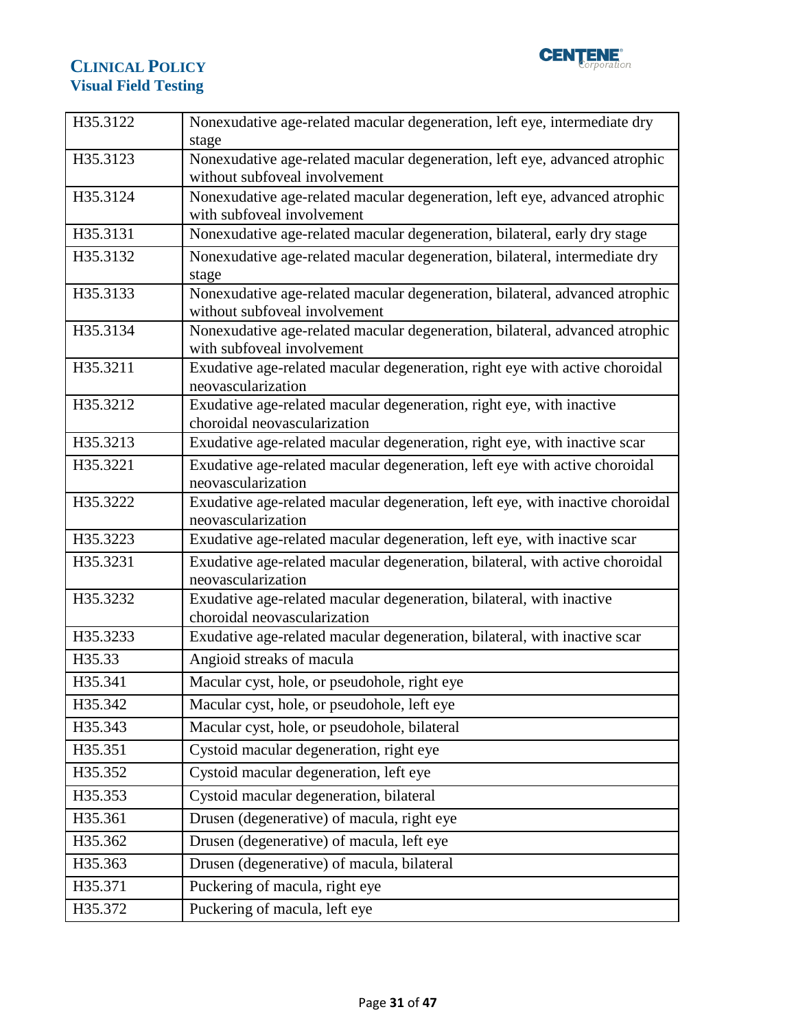| | |
|---|---|
| H35.3122 | Nonexudative age-related macular degeneration, left eye, intermediate dry stage |
| H35.3123 | Nonexudative age-related macular degeneration, left eye, advanced atrophic without subfoveal involvement |
| H35.3124 | Nonexudative age-related macular degeneration, left eye, advanced atrophic with subfoveal involvement |
| H35.3131 | Nonexudative age-related macular degeneration, bilateral, early dry stage |
| H35.3132 | Nonexudative age-related macular degeneration, bilateral, intermediate dry stage |
| H35.3133 | Nonexudative age-related macular degeneration, bilateral, advanced atrophic without subfoveal involvement |
| H35.3134 | Nonexudative age-related macular degeneration, bilateral, advanced atrophic with subfoveal involvement |
| H35.3211 | Exudative age-related macular degeneration, right eye with active choroidal neovascularization |
| H35.3212 | Exudative age-related macular degeneration, right eye, with inactive choroidal neovascularization |
| H35.3213 | Exudative age-related macular degeneration, right eye, with inactive scar |
| H35.3221 | Exudative age-related macular degeneration, left eye with active choroidal neovascularization |
| H35.3222 | Exudative age-related macular degeneration, left eye, with inactive choroidal neovascularization |
| H35.3223 | Exudative age-related macular degeneration, left eye, with inactive scar |
| H35.3231 | Exudative age-related macular degeneration, bilateral, with active choroidal neovascularization |
| H35.3232 | Exudative age-related macular degeneration, bilateral, with inactive choroidal neovascularization |
| H35.3233 | Exudative age-related macular degeneration, bilateral, with inactive scar |
| H35.33 | Angioid streaks of macula |
| H35.341 | Macular cyst, hole, or pseudohole, right eye |
| H35.342 | Macular cyst, hole, or pseudohole, left eye |
| H35.343 | Macular cyst, hole, or pseudohole, bilateral |
| H35.351 | Cystoid macular degeneration, right eye |
| H35.352 | Cystoid macular degeneration, left eye |
| H35.353 | Cystoid macular degeneration, bilateral |
| H35.361 | Drusen (degenerative) of macula, right eye |
| H35.362 | Drusen (degenerative) of macula, left eye |
| H35.363 | Drusen (degenerative) of macula, bilateral |
| H35.371 | Puckering of macula, right eye |
| H35.372 | Puckering of macula, left eye |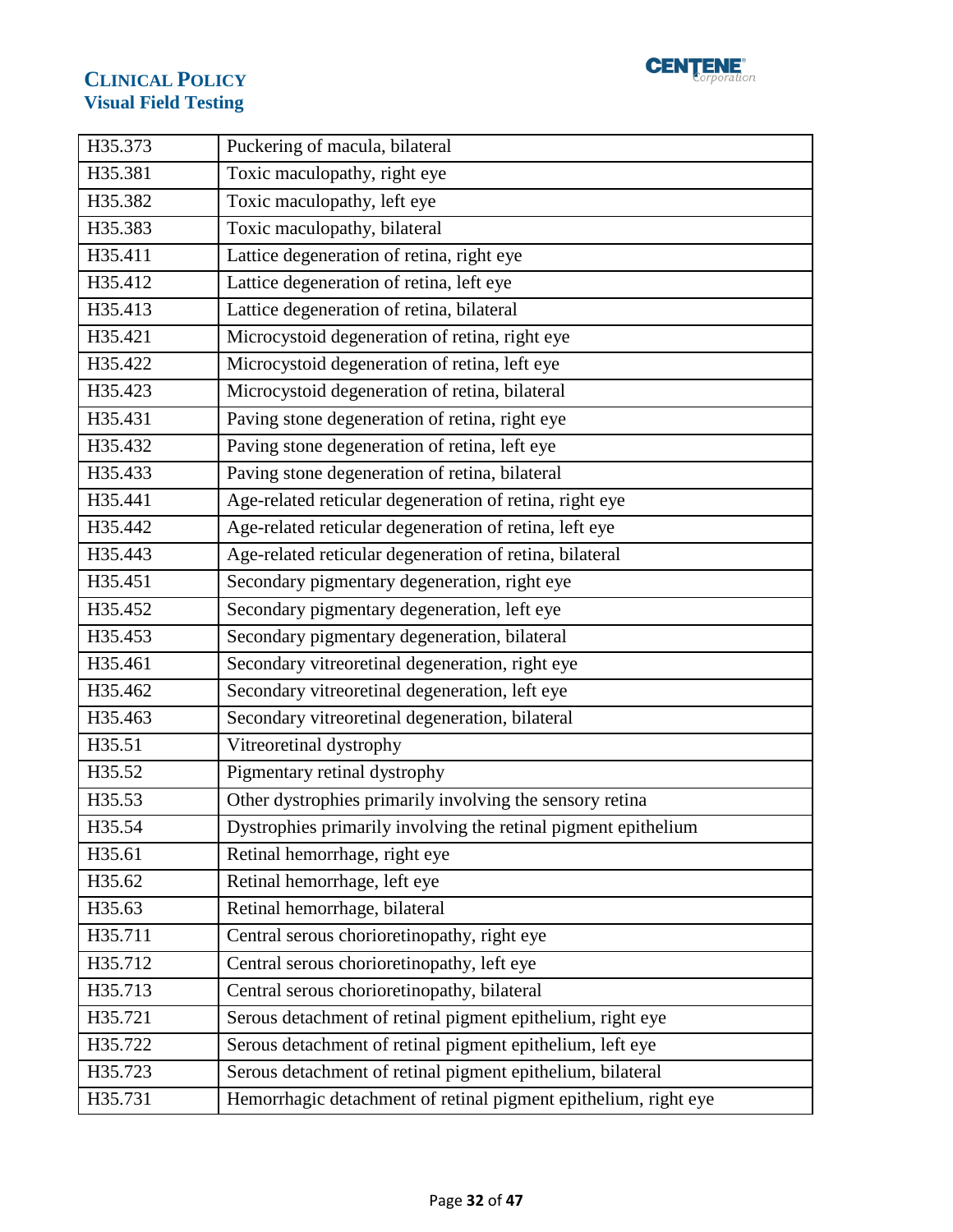| H35.373 | Puckering of macula, bilateral |
|---|---|
| H35.381 | Toxic maculopathy, right eye |
| H35.382 | Toxic maculopathy, left eye |
| H35.383 | Toxic maculopathy, bilateral |
| H35.411 | Lattice degeneration of retina, right eye |
| H35.412 | Lattice degeneration of retina, left eye |
| H35.413 | Lattice degeneration of retina, bilateral |
| H35.421 | Microcystoid degeneration of retina, right eye |
| H35.422 | Microcystoid degeneration of retina, left eye |
| H35.423 | Microcystoid degeneration of retina, bilateral |
| H35.431 | Paving stone degeneration of retina, right eye |
| H35.432 | Paving stone degeneration of retina, left eye |
| H35.433 | Paving stone degeneration of retina, bilateral |
| H35.441 | Age-related reticular degeneration of retina, right eye |
| H35.442 | Age-related reticular degeneration of retina, left eye |
| H35.443 | Age-related reticular degeneration of retina, bilateral |
| H35.451 | Secondary pigmentary degeneration, right eye |
| H35.452 | Secondary pigmentary degeneration, left eye |
| H35.453 | Secondary pigmentary degeneration, bilateral |
| H35.461 | Secondary vitreoretinal degeneration, right eye |
| H35.462 | Secondary vitreoretinal degeneration, left eye |
| H35.463 | Secondary vitreoretinal degeneration, bilateral |
| H35.51 | Vitreoretinal dystrophy |
| H35.52 | Pigmentary retinal dystrophy |
| H35.53 | Other dystrophies primarily involving the sensory retina |
| H35.54 | Dystrophies primarily involving the retinal pigment epithelium |
| H35.61 | Retinal hemorrhage, right eye |
| H35.62 | Retinal hemorrhage, left eye |
| H35.63 | Retinal hemorrhage, bilateral |
| H35.711 | Central serous chorioretinopathy, right eye |
| H35.712 | Central serous chorioretinopathy, left eye |
| H35.713 | Central serous chorioretinopathy, bilateral |
| H35.721 | Serous detachment of retinal pigment epithelium, right eye |
| H35.722 | Serous detachment of retinal pigment epithelium, left eye |
| H35.723 | Serous detachment of retinal pigment epithelium, bilateral |
| H35.731 | Hemorrhagic detachment of retinal pigment epithelium, right eye |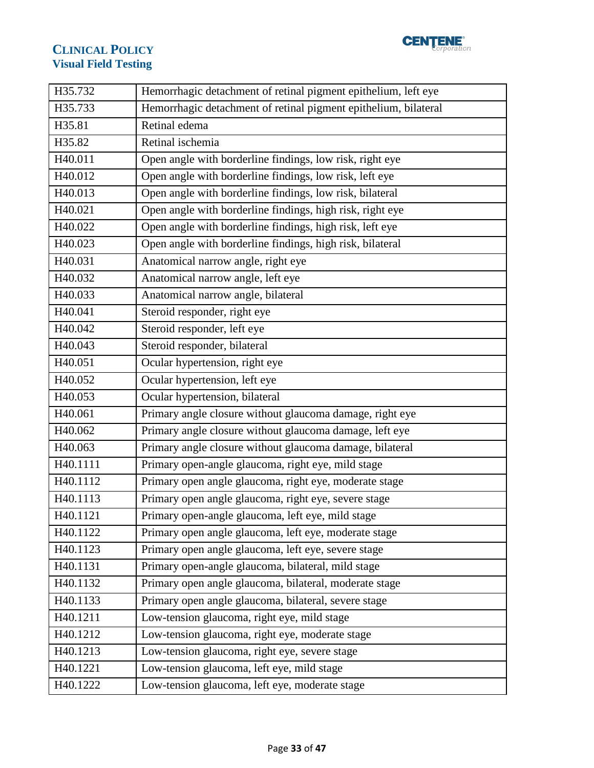| H35.732 | Hemorrhagic detachment of retinal pigment epithelium, left eye |
|---|---|
| H35.733 | Hemorrhagic detachment of retinal pigment epithelium, bilateral |
| H35.81 | Retinal edema |
| H35.82 | Retinal ischemia |
| H40.011 | Open angle with borderline findings, low risk, right eye |
| H40.012 | Open angle with borderline findings, low risk, left eye |
| H40.013 | Open angle with borderline findings, low risk, bilateral |
| H40.021 | Open angle with borderline findings, high risk, right eye |
| H40.022 | Open angle with borderline findings, high risk, left eye |
| H40.023 | Open angle with borderline findings, high risk, bilateral |
| H40.031 | Anatomical narrow angle, right eye |
| H40.032 | Anatomical narrow angle, left eye |
| H40.033 | Anatomical narrow angle, bilateral |
| H40.041 | Steroid responder, right eye |
| H40.042 | Steroid responder, left eye |
| H40.043 | Steroid responder, bilateral |
| H40.051 | Ocular hypertension, right eye |
| H40.052 | Ocular hypertension, left eye |
| H40.053 | Ocular hypertension, bilateral |
| H40.061 | Primary angle closure without glaucoma damage, right eye |
| H40.062 | Primary angle closure without glaucoma damage, left eye |
| H40.063 | Primary angle closure without glaucoma damage, bilateral |
| H40.1111 | Primary open-angle glaucoma, right eye, mild stage |
| H40.1112 | Primary open angle glaucoma, right eye, moderate stage |
| H40.1113 | Primary open angle glaucoma, right eye, severe stage |
| H40.1121 | Primary open-angle glaucoma, left eye, mild stage |
| H40.1122 | Primary open angle glaucoma, left eye, moderate stage |
| H40.1123 | Primary open angle glaucoma, left eye, severe stage |
| H40.1131 | Primary open-angle glaucoma, bilateral, mild stage |
| H40.1132 | Primary open angle glaucoma, bilateral, moderate stage |
| H40.1133 | Primary open angle glaucoma, bilateral, severe stage |
| H40.1211 | Low-tension glaucoma, right eye, mild stage |
| H40.1212 | Low-tension glaucoma, right eye, moderate stage |
| H40.1213 | Low-tension glaucoma, right eye, severe stage |
| H40.1221 | Low-tension glaucoma, left eye, mild stage |
| H40.1222 | Low-tension glaucoma, left eye, moderate stage |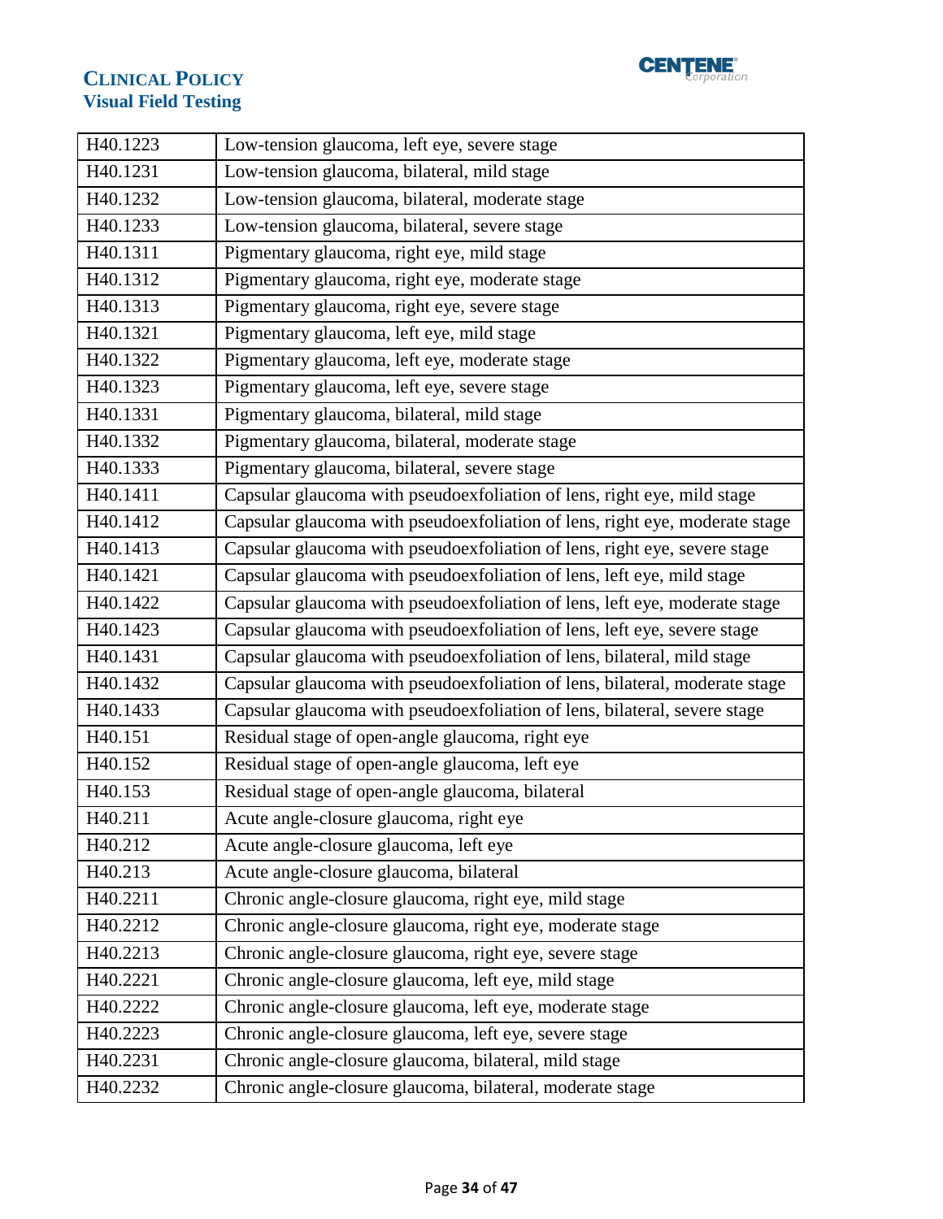| | |
|---|---|
| H40.1223 | Low-tension glaucoma, left eye, severe stage |
| H40.1231 | Low-tension glaucoma, bilateral, mild stage |
| H40.1232 | Low-tension glaucoma, bilateral, moderate stage |
| H40.1233 | Low-tension glaucoma, bilateral, severe stage |
| H40.1311 | Pigmentary glaucoma, right eye, mild stage |
| H40.1312 | Pigmentary glaucoma, right eye, moderate stage |
| H40.1313 | Pigmentary glaucoma, right eye, severe stage |
| H40.1321 | Pigmentary glaucoma, left eye, mild stage |
| H40.1322 | Pigmentary glaucoma, left eye, moderate stage |
| H40.1323 | Pigmentary glaucoma, left eye, severe stage |
| H40.1331 | Pigmentary glaucoma, bilateral, mild stage |
| H40.1332 | Pigmentary glaucoma, bilateral, moderate stage |
| H40.1333 | Pigmentary glaucoma, bilateral, severe stage |
| H40.1411 | Capsular glaucoma with pseudoexfoliation of lens, right eye, mild stage |
| H40.1412 | Capsular glaucoma with pseudoexfoliation of lens, right eye, moderate stage |
| H40.1413 | Capsular glaucoma with pseudoexfoliation of lens, right eye, severe stage |
| H40.1421 | Capsular glaucoma with pseudoexfoliation of lens, left eye, mild stage |
| H40.1422 | Capsular glaucoma with pseudoexfoliation of lens, left eye, moderate stage |
| H40.1423 | Capsular glaucoma with pseudoexfoliation of lens, left eye, severe stage |
| H40.1431 | Capsular glaucoma with pseudoexfoliation of lens, bilateral, mild stage |
| H40.1432 | Capsular glaucoma with pseudoexfoliation of lens, bilateral, moderate stage |
| H40.1433 | Capsular glaucoma with pseudoexfoliation of lens, bilateral, severe stage |
| H40.151 | Residual stage of open-angle glaucoma, right eye |
| H40.152 | Residual stage of open-angle glaucoma, left eye |
| H40.153 | Residual stage of open-angle glaucoma, bilateral |
| H40.211 | Acute angle-closure glaucoma, right eye |
| H40.212 | Acute angle-closure glaucoma, left eye |
| H40.213 | Acute angle-closure glaucoma, bilateral |
| H40.2211 | Chronic angle-closure glaucoma, right eye, mild stage |
| H40.2212 | Chronic angle-closure glaucoma, right eye, moderate stage |
| H40.2213 | Chronic angle-closure glaucoma, right eye, severe stage |
| H40.2221 | Chronic angle-closure glaucoma, left eye, mild stage |
| H40.2222 | Chronic angle-closure glaucoma, left eye, moderate stage |
| H40.2223 | Chronic angle-closure glaucoma, left eye, severe stage |
| H40.2231 | Chronic angle-closure glaucoma, bilateral, mild stage |
| H40.2232 | Chronic angle-closure glaucoma, bilateral, moderate stage |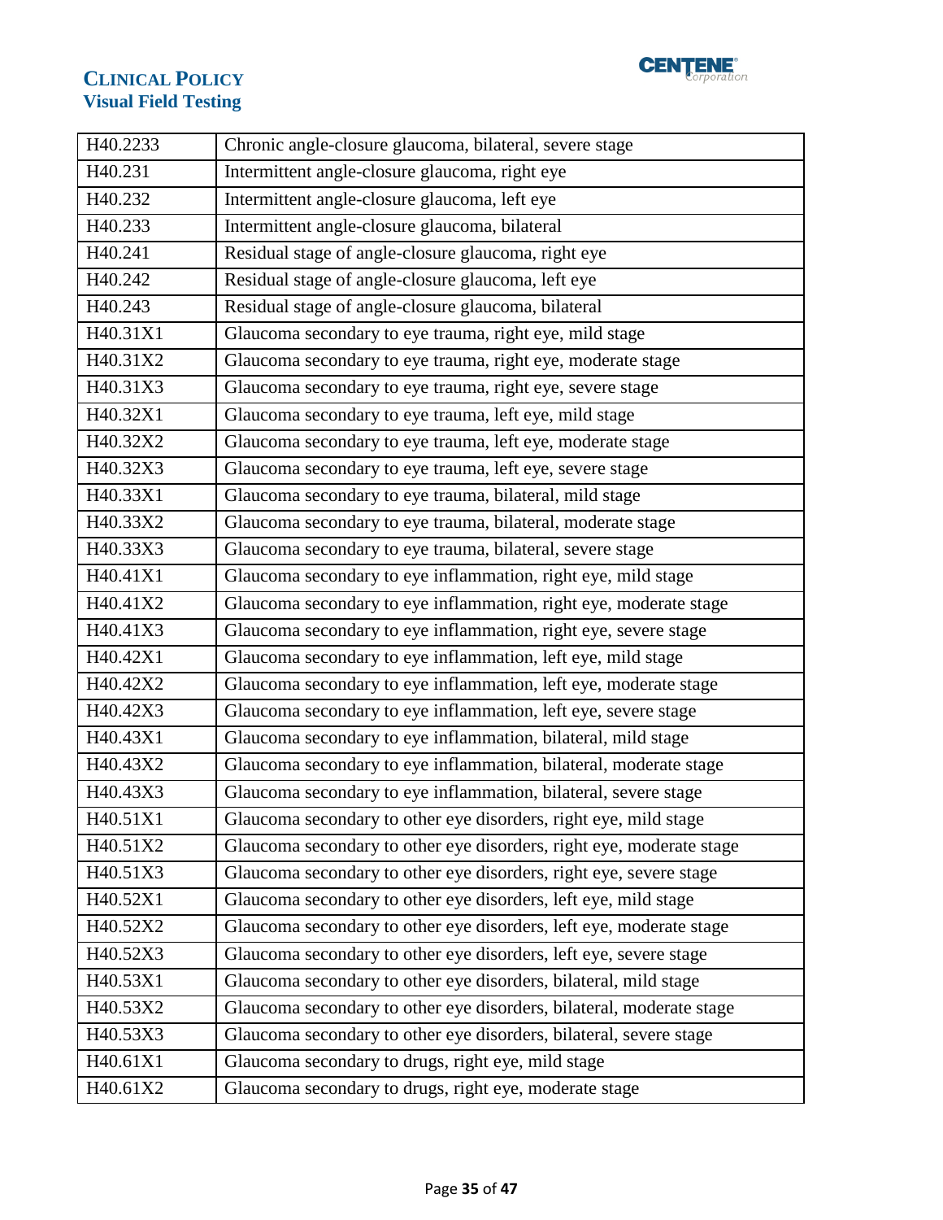| H40.2233 | Chronic angle-closure glaucoma, bilateral, severe stage |
|---|---|
| H40.231 | Intermittent angle-closure glaucoma, right eye |
| H40.232 | Intermittent angle-closure glaucoma, left eye |
| H40.233 | Intermittent angle-closure glaucoma, bilateral |
| H40.241 | Residual stage of angle-closure glaucoma, right eye |
| H40.242 | Residual stage of angle-closure glaucoma, left eye |
| H40.243 | Residual stage of angle-closure glaucoma, bilateral |
| H40.31X1 | Glaucoma secondary to eye trauma, right eye, mild stage |
| H40.31X2 | Glaucoma secondary to eye trauma, right eye, moderate stage |
| H40.31X3 | Glaucoma secondary to eye trauma, right eye, severe stage |
| H40.32X1 | Glaucoma secondary to eye trauma, left eye, mild stage |
| H40.32X2 | Glaucoma secondary to eye trauma, left eye, moderate stage |
| H40.32X3 | Glaucoma secondary to eye trauma, left eye, severe stage |
| H40.33X1 | Glaucoma secondary to eye trauma, bilateral, mild stage |
| H40.33X2 | Glaucoma secondary to eye trauma, bilateral, moderate stage |
| H40.33X3 | Glaucoma secondary to eye trauma, bilateral, severe stage |
| H40.41X1 | Glaucoma secondary to eye inflammation, right eye, mild stage |
| H40.41X2 | Glaucoma secondary to eye inflammation, right eye, moderate stage |
| H40.41X3 | Glaucoma secondary to eye inflammation, right eye, severe stage |
| H40.42X1 | Glaucoma secondary to eye inflammation, left eye, mild stage |
| H40.42X2 | Glaucoma secondary to eye inflammation, left eye, moderate stage |
| H40.42X3 | Glaucoma secondary to eye inflammation, left eye, severe stage |
| H40.43X1 | Glaucoma secondary to eye inflammation, bilateral, mild stage |
| H40.43X2 | Glaucoma secondary to eye inflammation, bilateral, moderate stage |
| H40.43X3 | Glaucoma secondary to eye inflammation, bilateral, severe stage |
| H40.51X1 | Glaucoma secondary to other eye disorders, right eye, mild stage |
| H40.51X2 | Glaucoma secondary to other eye disorders, right eye, moderate stage |
| H40.51X3 | Glaucoma secondary to other eye disorders, right eye, severe stage |
| H40.52X1 | Glaucoma secondary to other eye disorders, left eye, mild stage |
| H40.52X2 | Glaucoma secondary to other eye disorders, left eye, moderate stage |
| H40.52X3 | Glaucoma secondary to other eye disorders, left eye, severe stage |
| H40.53X1 | Glaucoma secondary to other eye disorders, bilateral, mild stage |
| H40.53X2 | Glaucoma secondary to other eye disorders, bilateral, moderate stage |
| H40.53X3 | Glaucoma secondary to other eye disorders, bilateral, severe stage |
| H40.61X1 | Glaucoma secondary to drugs, right eye, mild stage |
| H40.61X2 | Glaucoma secondary to drugs, right eye, moderate stage |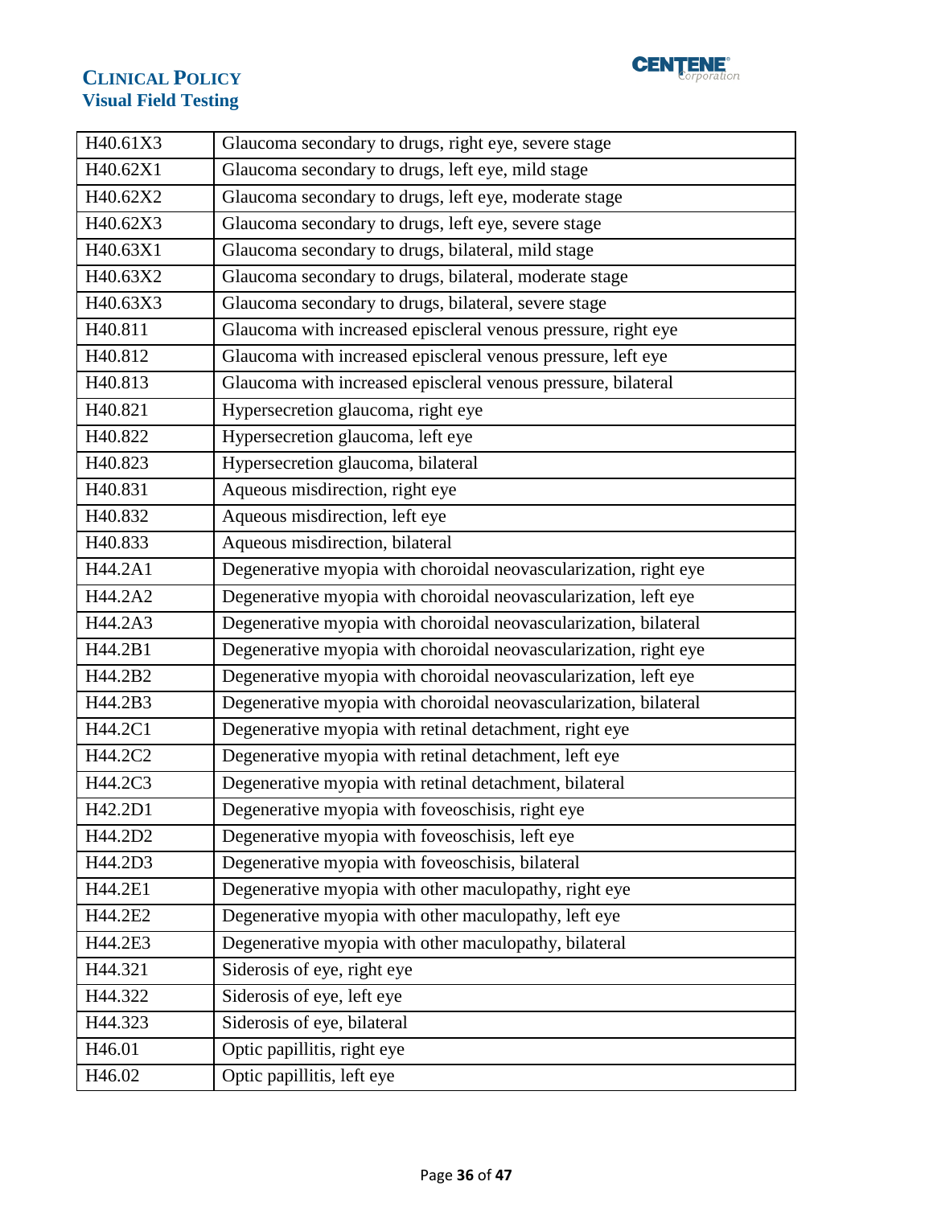| H40.61X3 | Glaucoma secondary to drugs, right eye, severe stage |
|---|---|
| H40.62X1 | Glaucoma secondary to drugs, left eye, mild stage |
| H40.62X2 | Glaucoma secondary to drugs, left eye, moderate stage |
| H40.62X3 | Glaucoma secondary to drugs, left eye, severe stage |
| H40.63X1 | Glaucoma secondary to drugs, bilateral, mild stage |
| H40.63X2 | Glaucoma secondary to drugs, bilateral, moderate stage |
| H40.63X3 | Glaucoma secondary to drugs, bilateral, severe stage |
| H40.811 | Glaucoma with increased episcleral venous pressure, right eye |
| H40.812 | Glaucoma with increased episcleral venous pressure, left eye |
| H40.813 | Glaucoma with increased episcleral venous pressure, bilateral |
| H40.821 | Hypersecretion glaucoma, right eye |
| H40.822 | Hypersecretion glaucoma, left eye |
| H40.823 | Hypersecretion glaucoma, bilateral |
| H40.831 | Aqueous misdirection, right eye |
| H40.832 | Aqueous misdirection, left eye |
| H40.833 | Aqueous misdirection, bilateral |
| H44.2A1 | Degenerative myopia with choroidal neovascularization, right eye |
| H44.2A2 | Degenerative myopia with choroidal neovascularization, left eye |
| H44.2A3 | Degenerative myopia with choroidal neovascularization, bilateral |
| H44.2B1 | Degenerative myopia with choroidal neovascularization, right eye |
| H44.2B2 | Degenerative myopia with choroidal neovascularization, left eye |
| H44.2B3 | Degenerative myopia with choroidal neovascularization, bilateral |
| H44.2C1 | Degenerative myopia with retinal detachment, right eye |
| H44.2C2 | Degenerative myopia with retinal detachment, left eye |
| H44.2C3 | Degenerative myopia with retinal detachment, bilateral |
| H42.2D1 | Degenerative myopia with foveoschisis, right eye |
| H44.2D2 | Degenerative myopia with foveoschisis, left eye |
| H44.2D3 | Degenerative myopia with foveoschisis, bilateral |
| H44.2E1 | Degenerative myopia with other maculopathy, right eye |
| H44.2E2 | Degenerative myopia with other maculopathy, left eye |
| H44.2E3 | Degenerative myopia with other maculopathy, bilateral |
| H44.321 | Siderosis of eye, right eye |
| H44.322 | Siderosis of eye, left eye |
| H44.323 | Siderosis of eye, bilateral |
| H46.01 | Optic papillitis, right eye |
| H46.02 | Optic papillitis, left eye |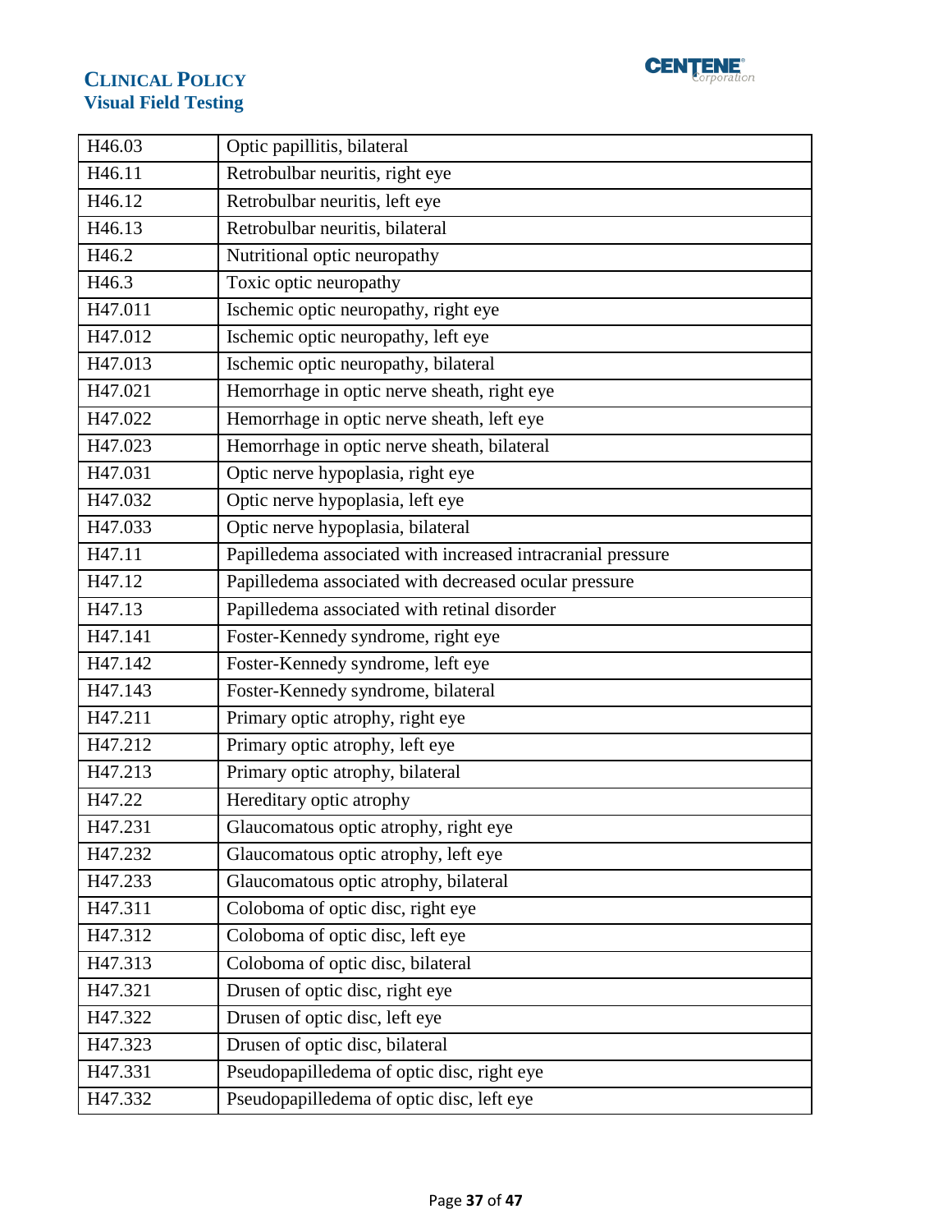| H46.03 | Optic papillitis, bilateral |
|---|---|
| H46.11 | Retrobulbar neuritis, right eye |
| H46.12 | Retrobulbar neuritis, left eye |
| H46.13 | Retrobulbar neuritis, bilateral |
| H46.2 | Nutritional optic neuropathy |
| H46.3 | Toxic optic neuropathy |
| H47.011 | Ischemic optic neuropathy, right eye |
| H47.012 | Ischemic optic neuropathy, left eye |
| H47.013 | Ischemic optic neuropathy, bilateral |
| H47.021 | Hemorrhage in optic nerve sheath, right eye |
| H47.022 | Hemorrhage in optic nerve sheath, left eye |
| H47.023 | Hemorrhage in optic nerve sheath, bilateral |
| H47.031 | Optic nerve hypoplasia, right eye |
| H47.032 | Optic nerve hypoplasia, left eye |
| H47.033 | Optic nerve hypoplasia, bilateral |
| H47.11 | Papilledema associated with increased intracranial pressure |
| H47.12 | Papilledema associated with decreased ocular pressure |
| H47.13 | Papilledema associated with retinal disorder |
| H47.141 | Foster-Kennedy syndrome, right eye |
| H47.142 | Foster-Kennedy syndrome, left eye |
| H47.143 | Foster-Kennedy syndrome, bilateral |
| H47.211 | Primary optic atrophy, right eye |
| H47.212 | Primary optic atrophy, left eye |
| H47.213 | Primary optic atrophy, bilateral |
| H47.22 | Hereditary optic atrophy |
| H47.231 | Glaucomatous optic atrophy, right eye |
| H47.232 | Glaucomatous optic atrophy, left eye |
| H47.233 | Glaucomatous optic atrophy, bilateral |
| H47.311 | Coloboma of optic disc, right eye |
| H47.312 | Coloboma of optic disc, left eye |
| H47.313 | Coloboma of optic disc, bilateral |
| H47.321 | Drusen of optic disc, right eye |
| H47.322 | Drusen of optic disc, left eye |
| H47.323 | Drusen of optic disc, bilateral |
| H47.331 | Pseudopapilledema of optic disc, right eye |
| H47.332 | Pseudopapilledema of optic disc, left eye |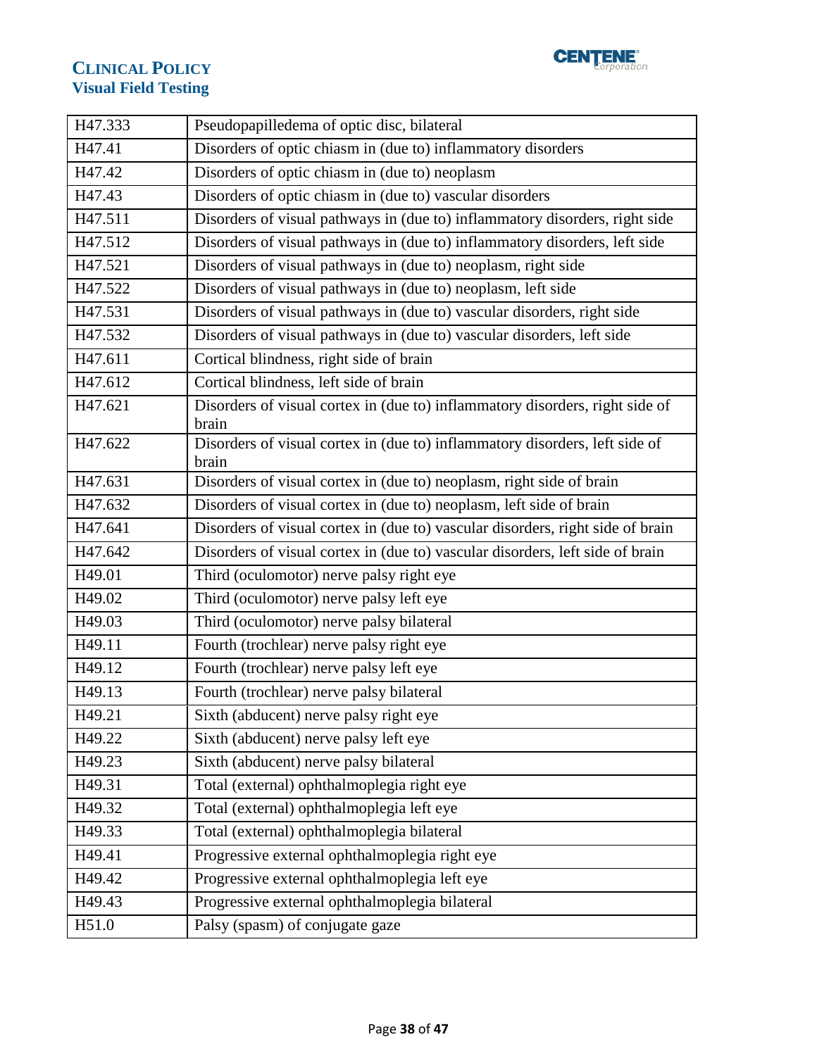| H47.333 | Pseudopapilledema of optic disc, bilateral |
|---|---|
| H47.41 | Disorders of optic chiasm in (due to) inflammatory disorders |
| H47.42 | Disorders of optic chiasm in (due to) neoplasm |
| H47.43 | Disorders of optic chiasm in (due to) vascular disorders |
| H47.511 | Disorders of visual pathways in (due to) inflammatory disorders, right side |
| H47.512 | Disorders of visual pathways in (due to) inflammatory disorders, left side |
| H47.521 | Disorders of visual pathways in (due to) neoplasm, right side |
| H47.522 | Disorders of visual pathways in (due to) neoplasm, left side |
| H47.531 | Disorders of visual pathways in (due to) vascular disorders, right side |
| H47.532 | Disorders of visual pathways in (due to) vascular disorders, left side |
| H47.611 | Cortical blindness, right side of brain |
| H47.612 | Cortical blindness, left side of brain |
| H47.621 | Disorders of visual cortex in (due to) inflammatory disorders, right side of brain |
| H47.622 | Disorders of visual cortex in (due to) inflammatory disorders, left side of brain |
| H47.631 | Disorders of visual cortex in (due to) neoplasm, right side of brain |
| H47.632 | Disorders of visual cortex in (due to) neoplasm, left side of brain |
| H47.641 | Disorders of visual cortex in (due to) vascular disorders, right side of brain |
| H47.642 | Disorders of visual cortex in (due to) vascular disorders, left side of brain |
| H49.01 | Third (oculomotor) nerve palsy right eye |
| H49.02 | Third (oculomotor) nerve palsy left eye |
| H49.03 | Third (oculomotor) nerve palsy bilateral |
| H49.11 | Fourth (trochlear) nerve palsy right eye |
| H49.12 | Fourth (trochlear) nerve palsy left eye |
| H49.13 | Fourth (trochlear) nerve palsy bilateral |
| H49.21 | Sixth (abducent) nerve palsy right eye |
| H49.22 | Sixth (abducent) nerve palsy left eye |
| H49.23 | Sixth (abducent) nerve palsy bilateral |
| H49.31 | Total (external) ophthalmoplegia right eye |
| H49.32 | Total (external) ophthalmoplegia left eye |
| H49.33 | Total (external) ophthalmoplegia bilateral |
| H49.41 | Progressive external ophthalmoplegia right eye |
| H49.42 | Progressive external ophthalmoplegia left eye |
| H49.43 | Progressive external ophthalmoplegia bilateral |
| H51.0 | Palsy (spasm) of conjugate gaze |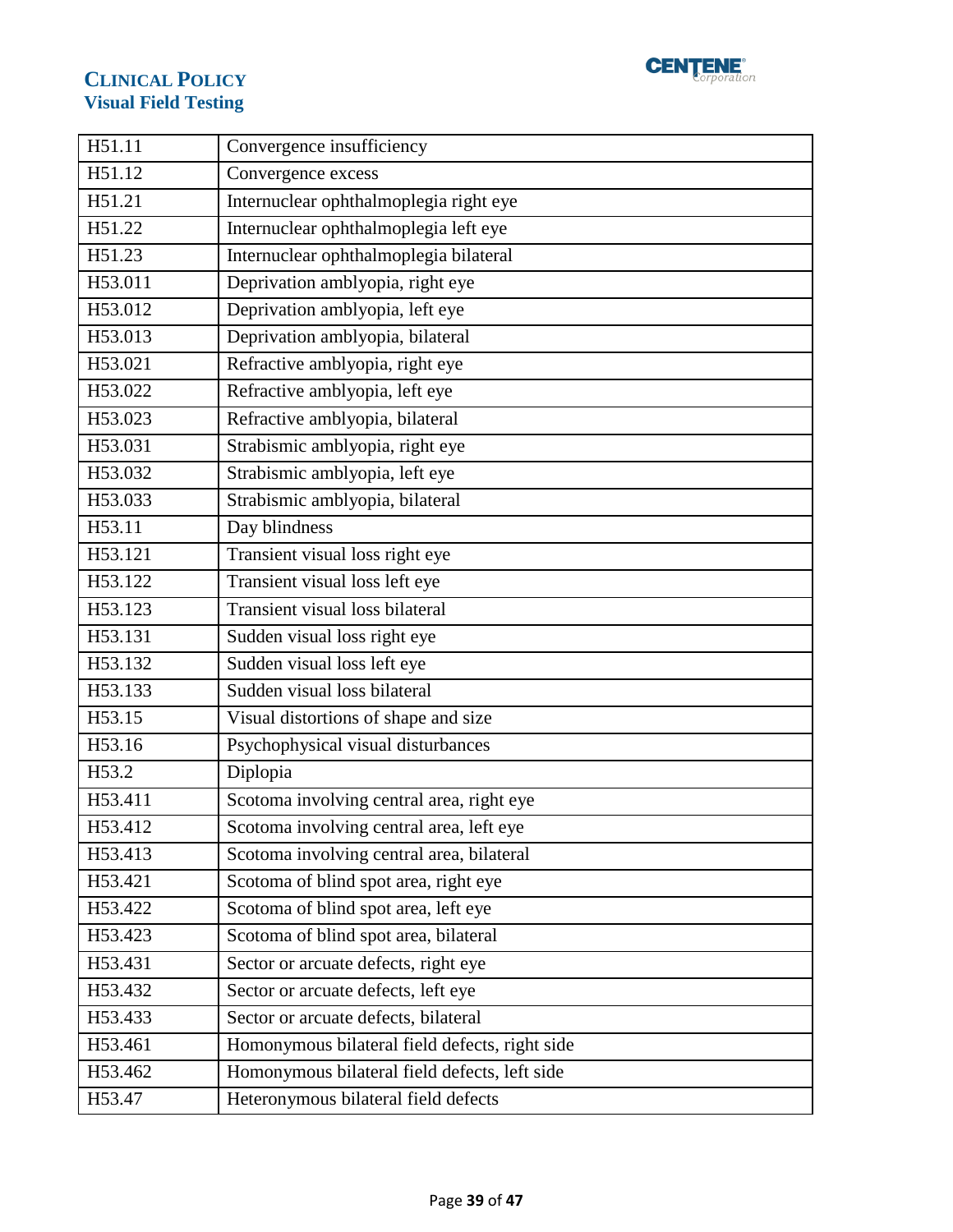| H51.11 | Convergence insufficiency |
|---|---|
| H51.12 | Convergence excess |
| H51.21 | Internuclear ophthalmoplegia right eye |
| H51.22 | Internuclear ophthalmoplegia left eye |
| H51.23 | Internuclear ophthalmoplegia bilateral |
| H53.011 | Deprivation amblyopia, right eye |
| H53.012 | Deprivation amblyopia, left eye |
| H53.013 | Deprivation amblyopia, bilateral |
| H53.021 | Refractive amblyopia, right eye |
| H53.022 | Refractive amblyopia, left eye |
| H53.023 | Refractive amblyopia, bilateral |
| H53.031 | Strabismic amblyopia, right eye |
| H53.032 | Strabismic amblyopia, left eye |
| H53.033 | Strabismic amblyopia, bilateral |
| H53.11 | Day blindness |
| H53.121 | Transient visual loss right eye |
| H53.122 | Transient visual loss left eye |
| H53.123 | Transient visual loss bilateral |
| H53.131 | Sudden visual loss right eye |
| H53.132 | Sudden visual loss left eye |
| H53.133 | Sudden visual loss bilateral |
| H53.15 | Visual distortions of shape and size |
| H53.16 | Psychophysical visual disturbances |
| H53.2 | Diplopia |
| H53.411 | Scotoma involving central area, right eye |
| H53.412 | Scotoma involving central area, left eye |
| H53.413 | Scotoma involving central area, bilateral |
| H53.421 | Scotoma of blind spot area, right eye |
| H53.422 | Scotoma of blind spot area, left eye |
| H53.423 | Scotoma of blind spot area, bilateral |
| H53.431 | Sector or arcuate defects, right eye |
| H53.432 | Sector or arcuate defects, left eye |
| H53.433 | Sector or arcuate defects, bilateral |
| H53.461 | Homonymous bilateral field defects, right side |
| H53.462 | Homonymous bilateral field defects, left side |
| H53.47 | Heteronymous bilateral field defects |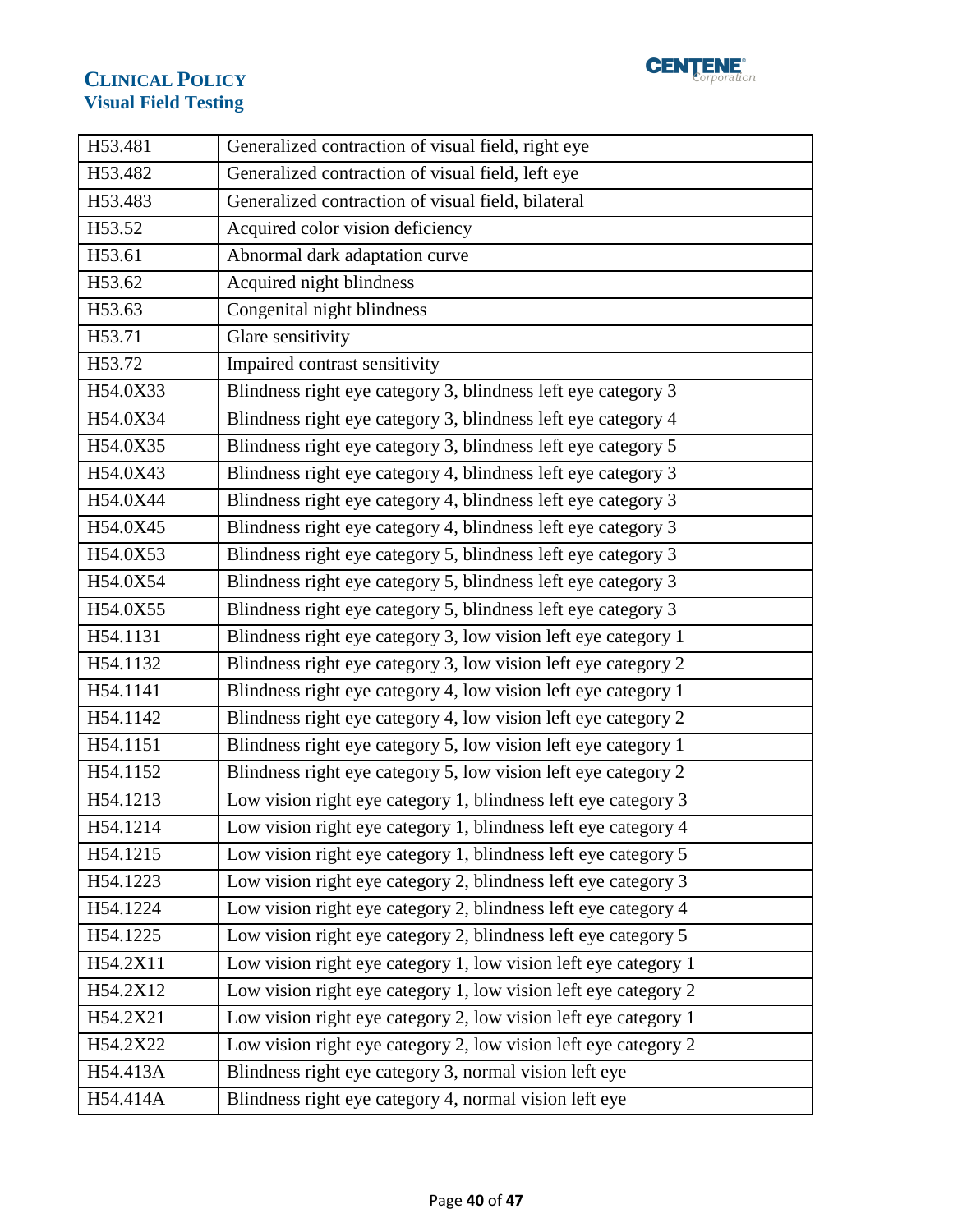| H53.481 | Generalized contraction of visual field, right eye |
|---|---|
| H53.482 | Generalized contraction of visual field, left eye |
| H53.483 | Generalized contraction of visual field, bilateral |
| H53.52 | Acquired color vision deficiency |
| H53.61 | Abnormal dark adaptation curve |
| H53.62 | Acquired night blindness |
| H53.63 | Congenital night blindness |
| H53.71 | Glare sensitivity |
| H53.72 | Impaired contrast sensitivity |
| H54.0X33 | Blindness right eye category 3, blindness left eye category 3 |
| H54.0X34 | Blindness right eye category 3, blindness left eye category 4 |
| H54.0X35 | Blindness right eye category 3, blindness left eye category 5 |
| H54.0X43 | Blindness right eye category 4, blindness left eye category 3 |
| H54.0X44 | Blindness right eye category 4, blindness left eye category 3 |
| H54.0X45 | Blindness right eye category 4, blindness left eye category 3 |
| H54.0X53 | Blindness right eye category 5, blindness left eye category 3 |
| H54.0X54 | Blindness right eye category 5, blindness left eye category 3 |
| H54.0X55 | Blindness right eye category 5, blindness left eye category 3 |
| H54.1131 | Blindness right eye category 3, low vision left eye category 1 |
| H54.1132 | Blindness right eye category 3, low vision left eye category 2 |
| H54.1141 | Blindness right eye category 4, low vision left eye category 1 |
| H54.1142 | Blindness right eye category 4, low vision left eye category 2 |
| H54.1151 | Blindness right eye category 5, low vision left eye category 1 |
| H54.1152 | Blindness right eye category 5, low vision left eye category 2 |
| H54.1213 | Low vision right eye category 1, blindness left eye category 3 |
| H54.1214 | Low vision right eye category 1, blindness left eye category 4 |
| H54.1215 | Low vision right eye category 1, blindness left eye category 5 |
| H54.1223 | Low vision right eye category 2, blindness left eye category 3 |
| H54.1224 | Low vision right eye category 2, blindness left eye category 4 |
| H54.1225 | Low vision right eye category 2, blindness left eye category 5 |
| H54.2X11 | Low vision right eye category 1, low vision left eye category 1 |
| H54.2X12 | Low vision right eye category 1, low vision left eye category 2 |
| H54.2X21 | Low vision right eye category 2, low vision left eye category 1 |
| H54.2X22 | Low vision right eye category 2, low vision left eye category 2 |
| H54.413A | Blindness right eye category 3, normal vision left eye |
| H54.414A | Blindness right eye category 4, normal vision left eye |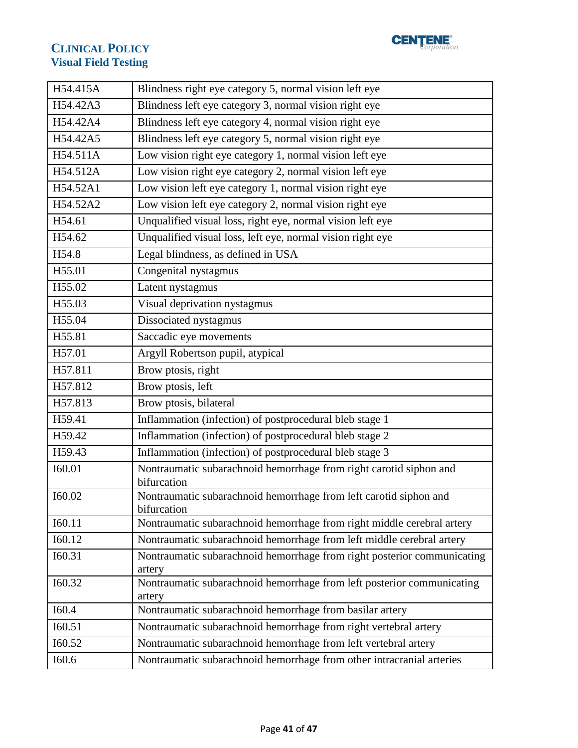| H54.415A | Blindness right eye category 5, normal vision left eye |
|---|---|
| H54.42A3 | Blindness left eye category 3, normal vision right eye |
| H54.42A4 | Blindness left eye category 4, normal vision right eye |
| H54.42A5 | Blindness left eye category 5, normal vision right eye |
| H54.511A | Low vision right eye category 1, normal vision left eye |
| H54.512A | Low vision right eye category 2, normal vision left eye |
| H54.52A1 | Low vision left eye category 1, normal vision right eye |
| H54.52A2 | Low vision left eye category 2, normal vision right eye |
| H54.61 | Unqualified visual loss, right eye, normal vision left eye |
| H54.62 | Unqualified visual loss, left eye, normal vision right eye |
| H54.8 | Legal blindness, as defined in USA |
| H55.01 | Congenital nystagmus |
| H55.02 | Latent nystagmus |
| H55.03 | Visual deprivation nystagmus |
| H55.04 | Dissociated nystagmus |
| H55.81 | Saccadic eye movements |
| H57.01 | Argyll Robertson pupil, atypical |
| H57.811 | Brow ptosis, right |
| H57.812 | Brow ptosis, left |
| H57.813 | Brow ptosis, bilateral |
| H59.41 | Inflammation (infection) of postprocedural bleb stage 1 |
| H59.42 | Inflammation (infection) of postprocedural bleb stage 2 |
| H59.43 | Inflammation (infection) of postprocedural bleb stage 3 |
| I60.01 | Nontraumatic subarachnoid hemorrhage from right carotid siphon and bifurcation |
| I60.02 | Nontraumatic subarachnoid hemorrhage from left carotid siphon and bifurcation |
| I60.11 | Nontraumatic subarachnoid hemorrhage from right middle cerebral artery |
| I60.12 | Nontraumatic subarachnoid hemorrhage from left middle cerebral artery |
| I60.31 | Nontraumatic subarachnoid hemorrhage from right posterior communicating artery |
| I60.32 | Nontraumatic subarachnoid hemorrhage from left posterior communicating artery |
| I60.4 | Nontraumatic subarachnoid hemorrhage from basilar artery |
| I60.51 | Nontraumatic subarachnoid hemorrhage from right vertebral artery |
| I60.52 | Nontraumatic subarachnoid hemorrhage from left vertebral artery |
| I60.6 | Nontraumatic subarachnoid hemorrhage from other intracranial arteries |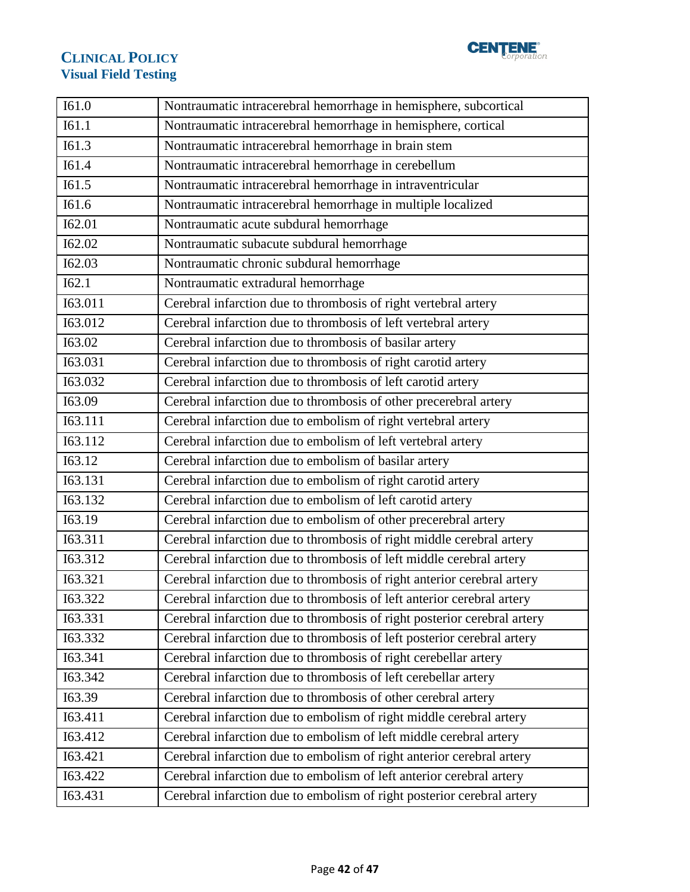| I61.0 | Nontraumatic intracerebral hemorrhage in hemisphere, subcortical |
|---|---|
| I61.1 | Nontraumatic intracerebral hemorrhage in hemisphere, cortical |
| I61.3 | Nontraumatic intracerebral hemorrhage in brain stem |
| I61.4 | Nontraumatic intracerebral hemorrhage in cerebellum |
| I61.5 | Nontraumatic intracerebral hemorrhage in intraventricular |
| I61.6 | Nontraumatic intracerebral hemorrhage in multiple localized |
| I62.01 | Nontraumatic acute subdural hemorrhage |
| I62.02 | Nontraumatic subacute subdural hemorrhage |
| I62.03 | Nontraumatic chronic subdural hemorrhage |
| I62.1 | Nontraumatic extradural hemorrhage |
| I63.011 | Cerebral infarction due to thrombosis of right vertebral artery |
| I63.012 | Cerebral infarction due to thrombosis of left vertebral artery |
| I63.02 | Cerebral infarction due to thrombosis of basilar artery |
| I63.031 | Cerebral infarction due to thrombosis of right carotid artery |
| I63.032 | Cerebral infarction due to thrombosis of left carotid artery |
| I63.09 | Cerebral infarction due to thrombosis of other precerebral artery |
| I63.111 | Cerebral infarction due to embolism of right vertebral artery |
| I63.112 | Cerebral infarction due to embolism of left vertebral artery |
| I63.12 | Cerebral infarction due to embolism of basilar artery |
| I63.131 | Cerebral infarction due to embolism of right carotid artery |
| I63.132 | Cerebral infarction due to embolism of left carotid artery |
| I63.19 | Cerebral infarction due to embolism of other precerebral artery |
| I63.311 | Cerebral infarction due to thrombosis of right middle cerebral artery |
| I63.312 | Cerebral infarction due to thrombosis of left middle cerebral artery |
| I63.321 | Cerebral infarction due to thrombosis of right anterior cerebral artery |
| I63.322 | Cerebral infarction due to thrombosis of left anterior cerebral artery |
| I63.331 | Cerebral infarction due to thrombosis of right posterior cerebral artery |
| I63.332 | Cerebral infarction due to thrombosis of left posterior cerebral artery |
| I63.341 | Cerebral infarction due to thrombosis of right cerebellar artery |
| I63.342 | Cerebral infarction due to thrombosis of left cerebellar artery |
| I63.39 | Cerebral infarction due to thrombosis of other cerebral artery |
| I63.411 | Cerebral infarction due to embolism of right middle cerebral artery |
| I63.412 | Cerebral infarction due to embolism of left middle cerebral artery |
| I63.421 | Cerebral infarction due to embolism of right anterior cerebral artery |
| I63.422 | Cerebral infarction due to embolism of left anterior cerebral artery |
| I63.431 | Cerebral infarction due to embolism of right posterior cerebral artery |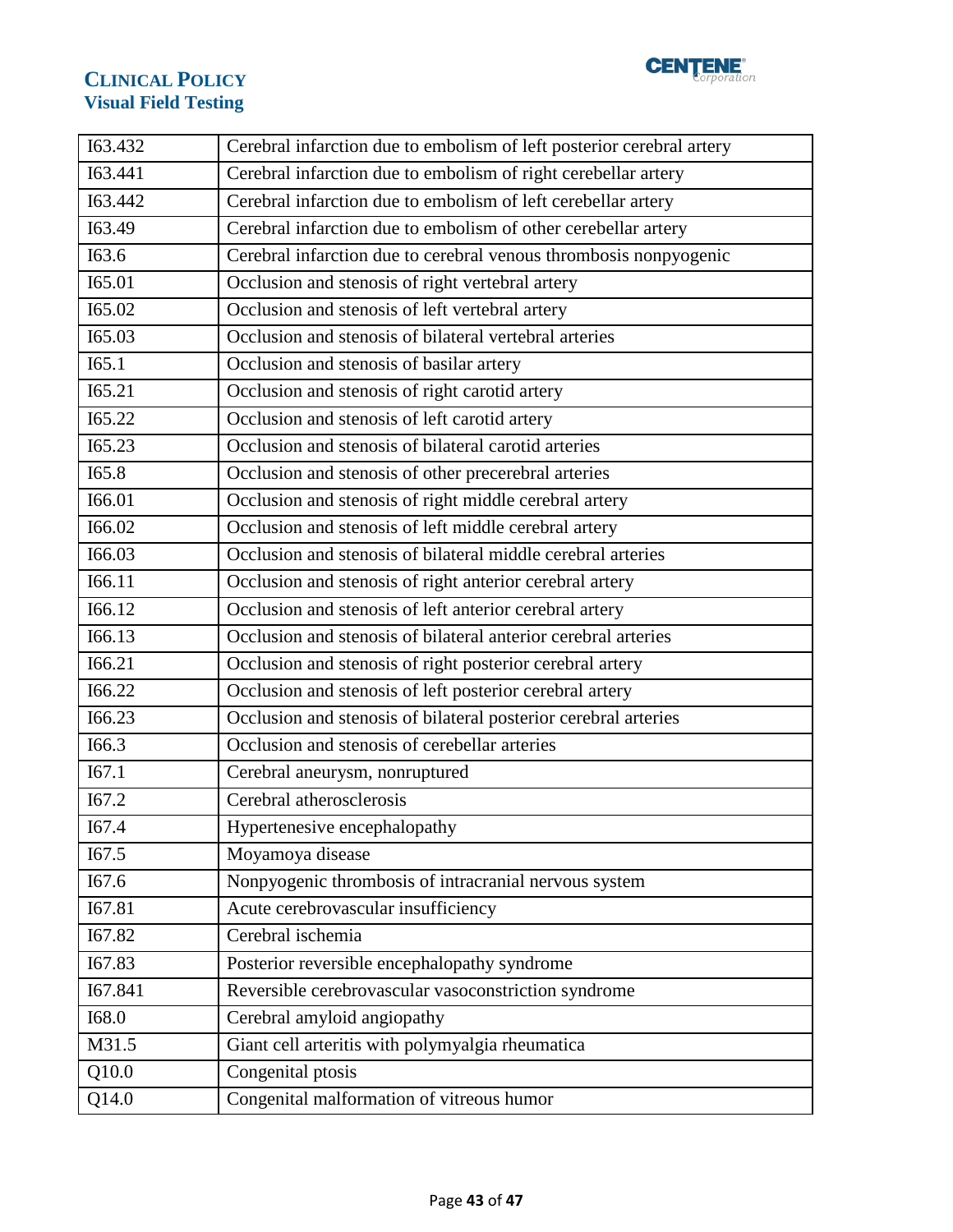| I63.432 | Cerebral infarction due to embolism of left posterior cerebral artery |
|---|---|
| I63.441 | Cerebral infarction due to embolism of right cerebellar artery |
| I63.442 | Cerebral infarction due to embolism of left cerebellar artery |
| I63.49 | Cerebral infarction due to embolism of other cerebellar artery |
| I63.6 | Cerebral infarction due to cerebral venous thrombosis nonpyogenic |
| I65.01 | Occlusion and stenosis of right vertebral artery |
| I65.02 | Occlusion and stenosis of left vertebral artery |
| I65.03 | Occlusion and stenosis of bilateral vertebral arteries |
| I65.1 | Occlusion and stenosis of basilar artery |
| I65.21 | Occlusion and stenosis of right carotid artery |
| I65.22 | Occlusion and stenosis of left carotid artery |
| I65.23 | Occlusion and stenosis of bilateral carotid arteries |
| I65.8 | Occlusion and stenosis of other precerebral arteries |
| I66.01 | Occlusion and stenosis of right middle cerebral artery |
| I66.02 | Occlusion and stenosis of left middle cerebral artery |
| I66.03 | Occlusion and stenosis of bilateral middle cerebral arteries |
| I66.11 | Occlusion and stenosis of right anterior cerebral artery |
| I66.12 | Occlusion and stenosis of left anterior cerebral artery |
| I66.13 | Occlusion and stenosis of bilateral anterior cerebral arteries |
| I66.21 | Occlusion and stenosis of right posterior cerebral artery |
| I66.22 | Occlusion and stenosis of left posterior cerebral artery |
| I66.23 | Occlusion and stenosis of bilateral posterior cerebral arteries |
| I66.3 | Occlusion and stenosis of cerebellar arteries |
| I67.1 | Cerebral aneurysm, nonruptured |
| I67.2 | Cerebral atherosclerosis |
| I67.4 | Hypertenesive encephalopathy |
| I67.5 | Moyamoya disease |
| I67.6 | Nonpyogenic thrombosis of intracranial nervous system |
| I67.81 | Acute cerebrovascular insufficiency |
| I67.82 | Cerebral ischemia |
| I67.83 | Posterior reversible encephalopathy syndrome |
| I67.841 | Reversible cerebrovascular vasoconstriction syndrome |
| I68.0 | Cerebral amyloid angiopathy |
| M31.5 | Giant cell arteritis with polymyalgia rheumatica |
| Q10.0 | Congenital ptosis |
| Q14.0 | Congenital malformation of vitreous humor |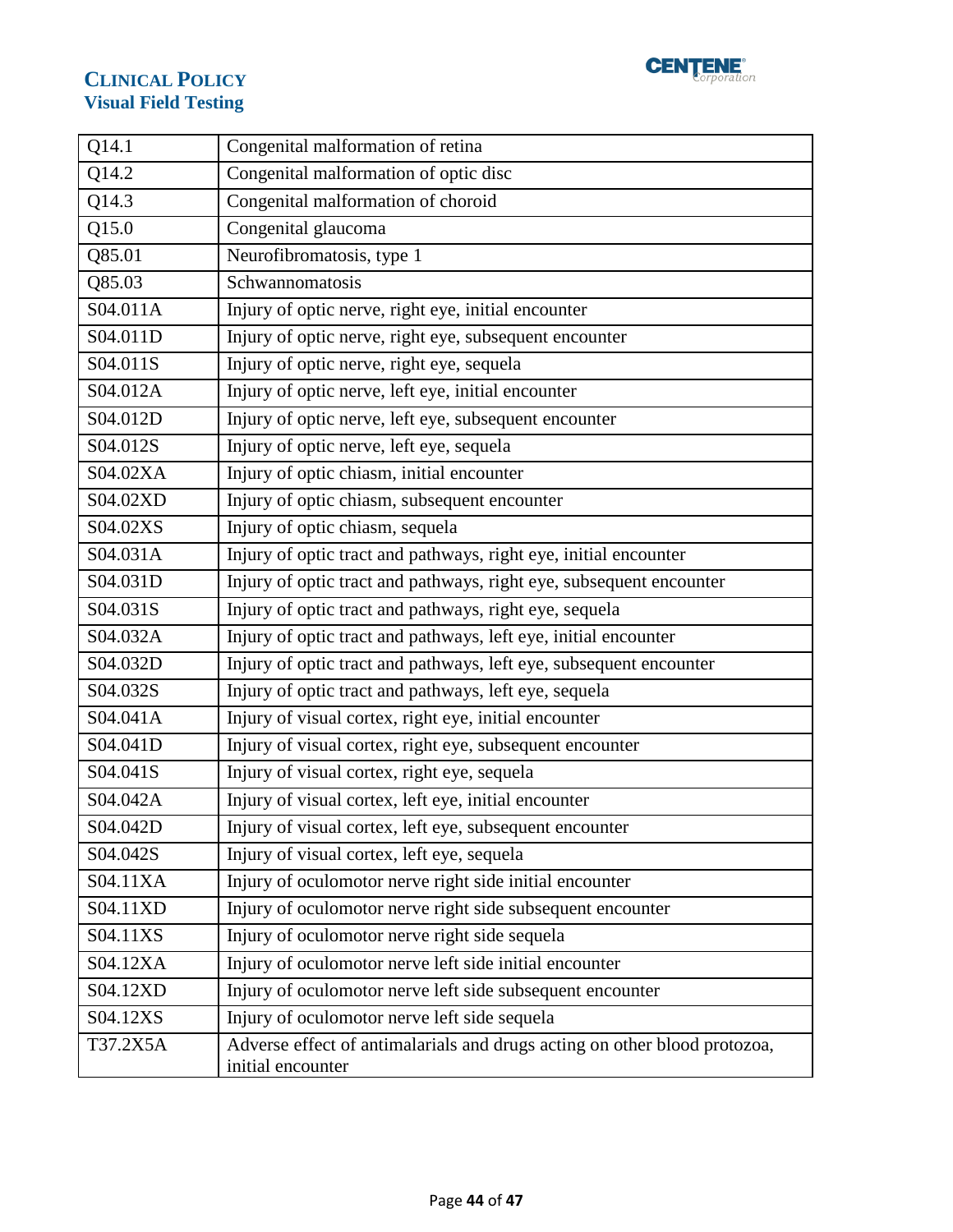| Q14.1 | Congenital malformation of retina |
|---|---|
| Q14.2 | Congenital malformation of optic disc |
| Q14.3 | Congenital malformation of choroid |
| Q15.0 | Congenital glaucoma |
| Q85.01 | Neurofibromatosis, type 1 |
| Q85.03 | Schwannomatosis |
| S04.011A | Injury of optic nerve, right eye, initial encounter |
| S04.011D | Injury of optic nerve, right eye, subsequent encounter |
| S04.011S | Injury of optic nerve, right eye, sequela |
| S04.012A | Injury of optic nerve, left eye, initial encounter |
| S04.012D | Injury of optic nerve, left eye, subsequent encounter |
| S04.012S | Injury of optic nerve, left eye, sequela |
| S04.02XA | Injury of optic chiasm, initial encounter |
| S04.02XD | Injury of optic chiasm, subsequent encounter |
| S04.02XS | Injury of optic chiasm, sequela |
| S04.031A | Injury of optic tract and pathways, right eye, initial encounter |
| S04.031D | Injury of optic tract and pathways, right eye, subsequent encounter |
| S04.031S | Injury of optic tract and pathways, right eye, sequela |
| S04.032A | Injury of optic tract and pathways, left eye, initial encounter |
| S04.032D | Injury of optic tract and pathways, left eye, subsequent encounter |
| S04.032S | Injury of optic tract and pathways, left eye, sequela |
| S04.041A | Injury of visual cortex, right eye, initial encounter |
| S04.041D | Injury of visual cortex, right eye, subsequent encounter |
| S04.041S | Injury of visual cortex, right eye, sequela |
| S04.042A | Injury of visual cortex, left eye, initial encounter |
| S04.042D | Injury of visual cortex, left eye, subsequent encounter |
| S04.042S | Injury of visual cortex, left eye, sequela |
| S04.11XA | Injury of oculomotor nerve right side initial encounter |
| S04.11XD | Injury of oculomotor nerve right side subsequent encounter |
| S04.11XS | Injury of oculomotor nerve right side sequela |
| S04.12XA | Injury of oculomotor nerve left side initial encounter |
| S04.12XD | Injury of oculomotor nerve left side subsequent encounter |
| S04.12XS | Injury of oculomotor nerve left side sequela |
| T37.2X5A | Adverse effect of antimalarials and drugs acting on other blood protozoa, initial encounter |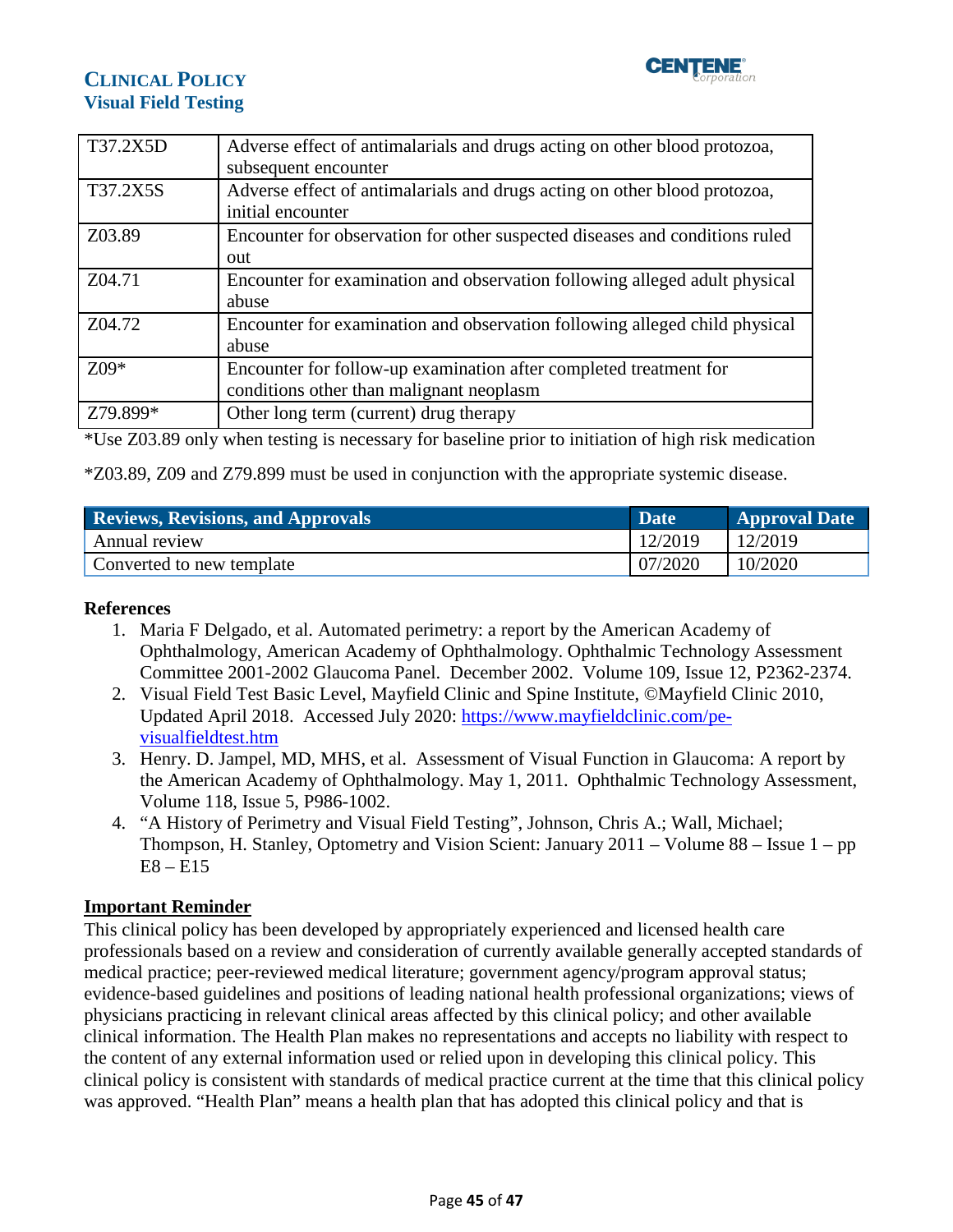| T37.2X5D | Adverse effect of antimalarials and drugs acting on other blood protozoa, subsequent encounter |
|---|---|
| T37.2X5S | Adverse effect of antimalarials and drugs acting on other blood protozoa, initial encounter |
| Z03.89 | Encounter for observation for other suspected diseases and conditions ruled out |
| Z04.71 | Encounter for examination and observation following alleged adult physical abuse |
| Z04.72 | Encounter for examination and observation following alleged child physical abuse |
| Z09* | Encounter for follow-up examination after completed treatment for conditions other than malignant neoplasm |
| Z79.899* | Other long term (current) drug therapy |

*Use Z03.89 only when testing is necessary for baseline prior to initiation of high risk medication

*Z03.89, Z09 and Z79.899 must be used in conjunction with the appropriate systemic disease.

| Reviews, Revisions, and Approvals | Date | Approval Date |
|---|---|---|
| Annual review | 12/2019 | 12/2019 |
| Converted to new template | 07/2020 | 10/2020 |

**References**

1. Maria F Delgado, et al. Automated perimetry: a report by the American Academy of Ophthalmology, American Academy of Ophthalmology. Ophthalmic Technology Assessment Committee 2001-2002 Glaucoma Panel. December 2002. Volume 109, Issue 12, P2362-2374.
2. Visual Field Test Basic Level, Mayfield Clinic and Spine Institute, ©Mayfield Clinic 2010, Updated April 2018. Accessed July 2020: [https://www.mayfieldclinic.com/pe-visualfieldtest.htm](https://www.mayfieldclinic.com/pe-visualfieldtest.htm)
3. Henry. D. Jampel, MD, MHS, et al. Assessment of Visual Function in Glaucoma: A report by the American Academy of Ophthalmology. May 1, 2011. Ophthalmic Technology Assessment, Volume 118, Issue 5, P986-1002.
4. "A History of Perimetry and Visual Field Testing", Johnson, Chris A.; Wall, Michael; Thompson, H. Stanley, Optometry and Vision Scient: January 2011 – Volume 88 – Issue 1 – pp E8 – E15

**Important Reminder**

This clinical policy has been developed by appropriately experienced and licensed health care professionals based on a review and consideration of currently available generally accepted standards of medical practice; peer-reviewed medical literature; government agency/program approval status; evidence-based guidelines and positions of leading national health professional organizations; views of physicians practicing in relevant clinical areas affected by this clinical policy; and other available clinical information. The Health Plan makes no representations and accepts no liability with respect to the content of any external information used or relied upon in developing this clinical policy. This clinical policy is consistent with standards of medical practice current at the time that this clinical policy was approved. "Health Plan" means a health plan that has adopted this clinical policy and that is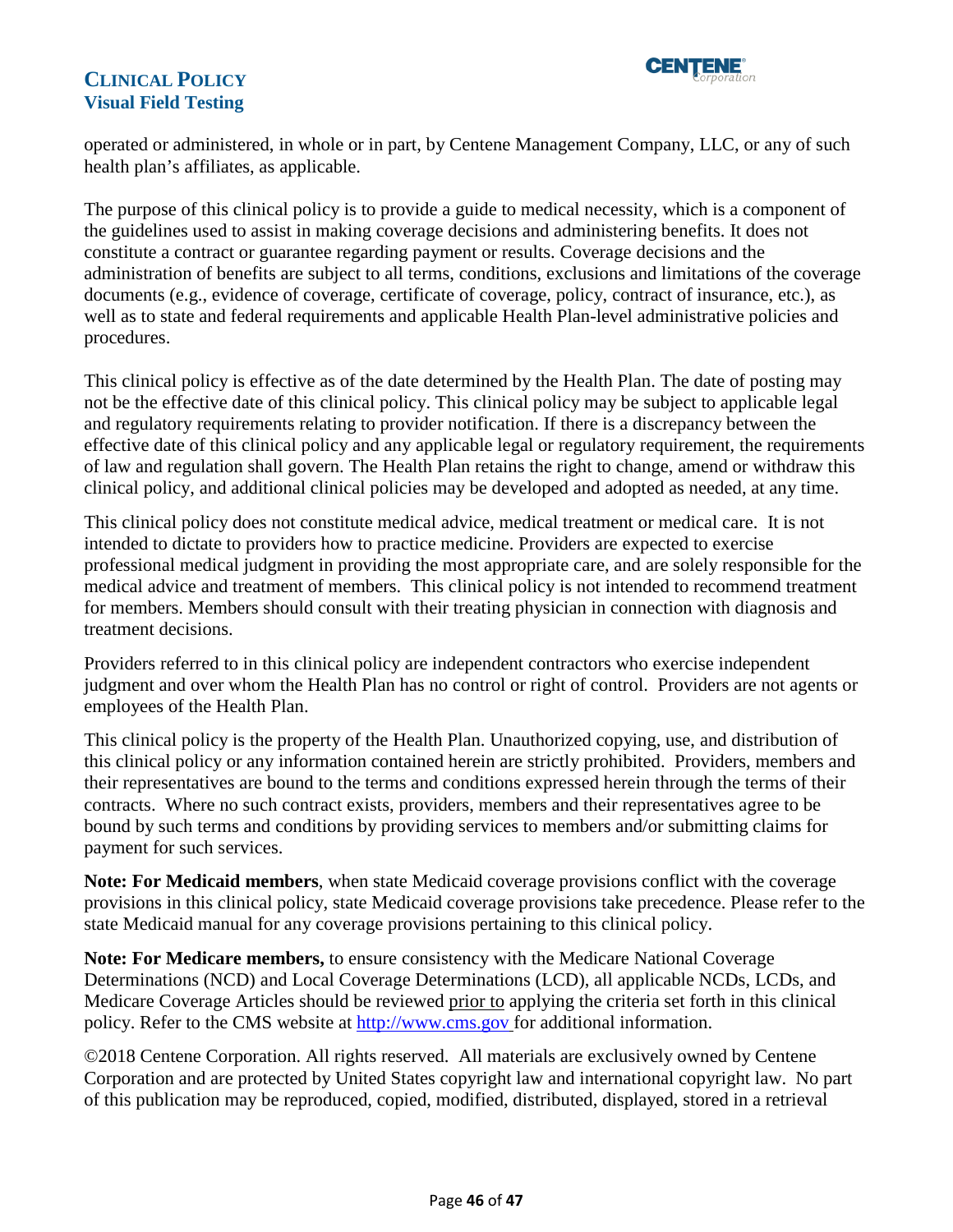operated or administered, in whole or in part, by Centene Management Company, LLC, or any of such health plan's affiliates, as applicable.

The purpose of this clinical policy is to provide a guide to medical necessity, which is a component of the guidelines used to assist in making coverage decisions and administering benefits. It does not constitute a contract or guarantee regarding payment or results. Coverage decisions and the administration of benefits are subject to all terms, conditions, exclusions and limitations of the coverage documents (e.g., evidence of coverage, certificate of coverage, policy, contract of insurance, etc.), as well as to state and federal requirements and applicable Health Plan-level administrative policies and procedures.

This clinical policy is effective as of the date determined by the Health Plan. The date of posting may not be the effective date of this clinical policy. This clinical policy may be subject to applicable legal and regulatory requirements relating to provider notification. If there is a discrepancy between the effective date of this clinical policy and any applicable legal or regulatory requirement, the requirements of law and regulation shall govern. The Health Plan retains the right to change, amend or withdraw this clinical policy, and additional clinical policies may be developed and adopted as needed, at any time.

This clinical policy does not constitute medical advice, medical treatment or medical care. It is not intended to dictate to providers how to practice medicine. Providers are expected to exercise professional medical judgment in providing the most appropriate care, and are solely responsible for the medical advice and treatment of members. This clinical policy is not intended to recommend treatment for members. Members should consult with their treating physician in connection with diagnosis and treatment decisions.

Providers referred to in this clinical policy are independent contractors who exercise independent judgment and over whom the Health Plan has no control or right of control. Providers are not agents or employees of the Health Plan.

This clinical policy is the property of the Health Plan. Unauthorized copying, use, and distribution of this clinical policy or any information contained herein are strictly prohibited. Providers, members and their representatives are bound to the terms and conditions expressed herein through the terms of their contracts. Where no such contract exists, providers, members and their representatives agree to be bound by such terms and conditions by providing services to members and/or submitting claims for payment for such services.

**Note: For Medicaid members**, when state Medicaid coverage provisions conflict with the coverage provisions in this clinical policy, state Medicaid coverage provisions take precedence. Please refer to the state Medicaid manual for any coverage provisions pertaining to this clinical policy.

**Note: For Medicare members,** to ensure consistency with the Medicare National Coverage Determinations (NCD) and Local Coverage Determinations (LCD), all applicable NCDs, LCDs, and Medicare Coverage Articles should be reviewed prior to applying the criteria set forth in this clinical policy. Refer to the CMS website at [http://www.cms.gov](http://www.cms.gov) for additional information.

©2018 Centene Corporation. All rights reserved. All materials are exclusively owned by Centene Corporation and are protected by United States copyright law and international copyright law. No part of this publication may be reproduced, copied, modified, distributed, displayed, stored in a retrieval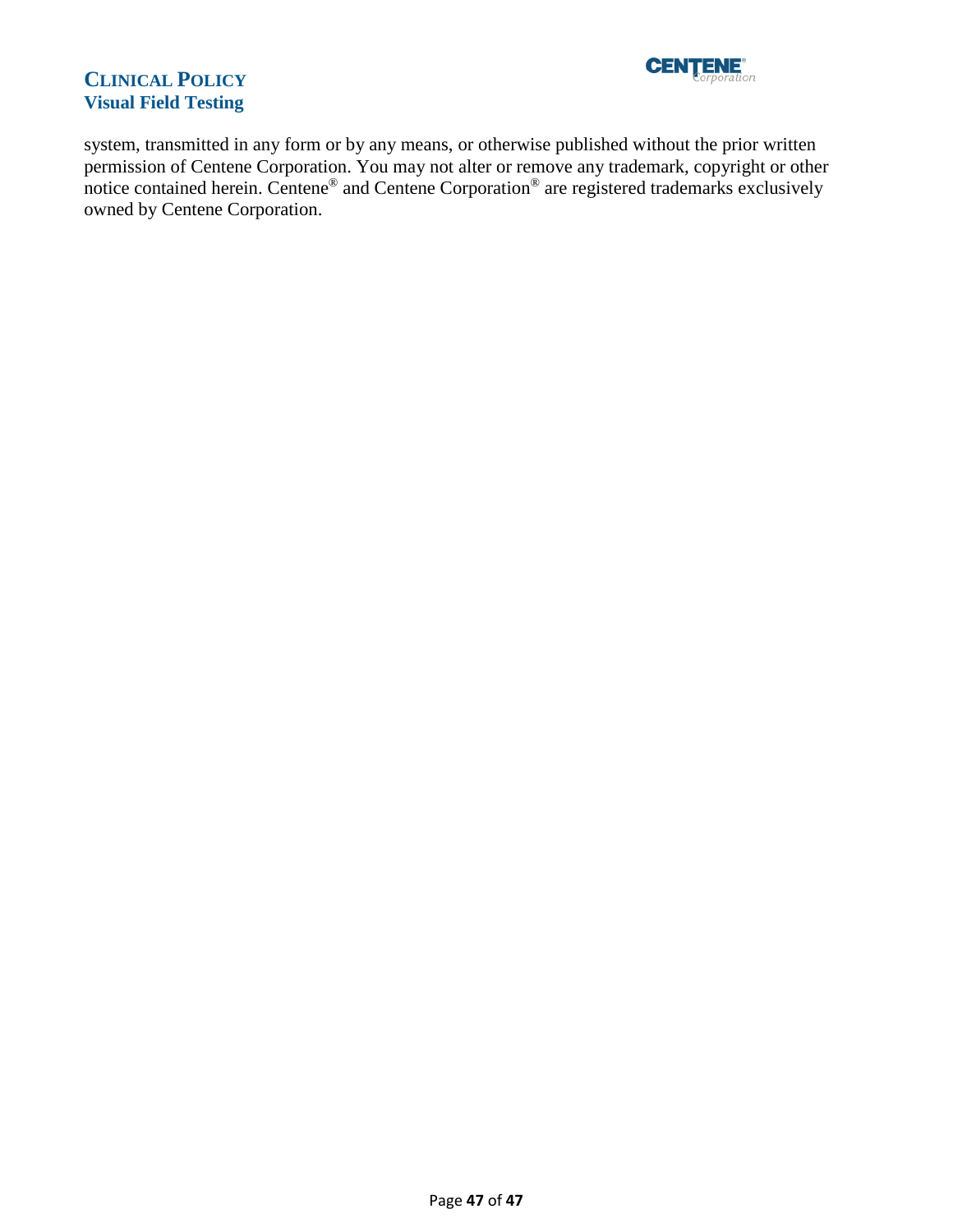system, transmitted in any form or by any means, or otherwise published without the prior written permission of Centene Corporation. You may not alter or remove any trademark, copyright or other notice contained herein. Centene® and Centene Corporation® are registered trademarks exclusively owned by Centene Corporation.